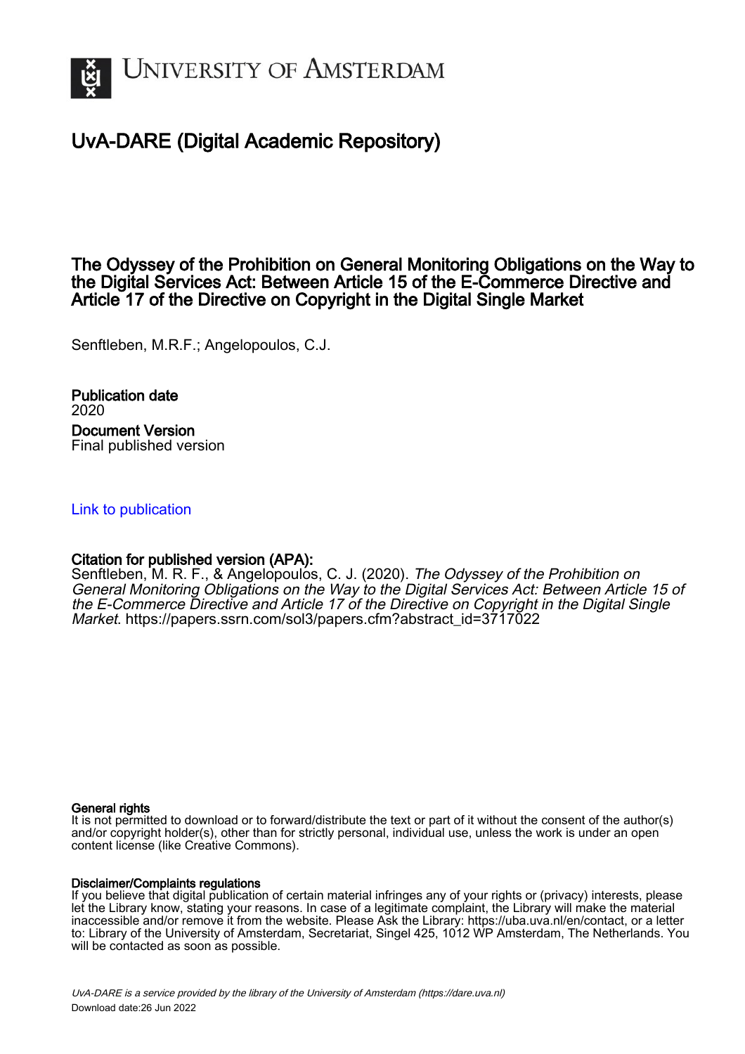University of Amsterdam

# UvA-DARE (Digital Academic Repository)

## The Odyssey of the Prohibition on General Monitoring Obligations on the Way to the Digital Services Act: Between Article 15 of the E-Commerce Directive and Article 17 of the Directive on Copyright in the Digital Single Market

Senftleben, M.R.F.; Angelopoulos, C.J.

**Publication date**
2020

**Document Version**
Final published version

Link to publication

**Citation for published version (APA):**
Senftleben, M. R. F., & Angelopoulos, C. J. (2020). *The Odyssey of the Prohibition on General Monitoring Obligations on the Way to the Digital Services Act: Between Article 15 of the E-Commerce Directive and Article 17 of the Directive on Copyright in the Digital Single Market*. https://papers.ssrn.com/sol3/papers.cfm?abstract_id=3717022

**General rights**
It is not permitted to download or to forward/distribute the text or part of it without the consent of the author(s) and/or copyright holder(s), other than for strictly personal, individual use, unless the work is under an open content license (like Creative Commons).

**Disclaimer/Complaints regulations**
If you believe that digital publication of certain material infringes any of your rights or (privacy) interests, please let the Library know, stating your reasons. In case of a legitimate complaint, the Library will make the material inaccessible and/or remove it from the website. Please Ask the Library: https://uba.uva.nl/en/contact, or a letter to: Library of the University of Amsterdam, Secretariat, Singel 425, 1012 WP Amsterdam, The Netherlands. You will be contacted as soon as possible.

*UvA-DARE is a service provided by the library of the University of Amsterdam (https://dare.uva.nl)*
Download date:26 Jun 2022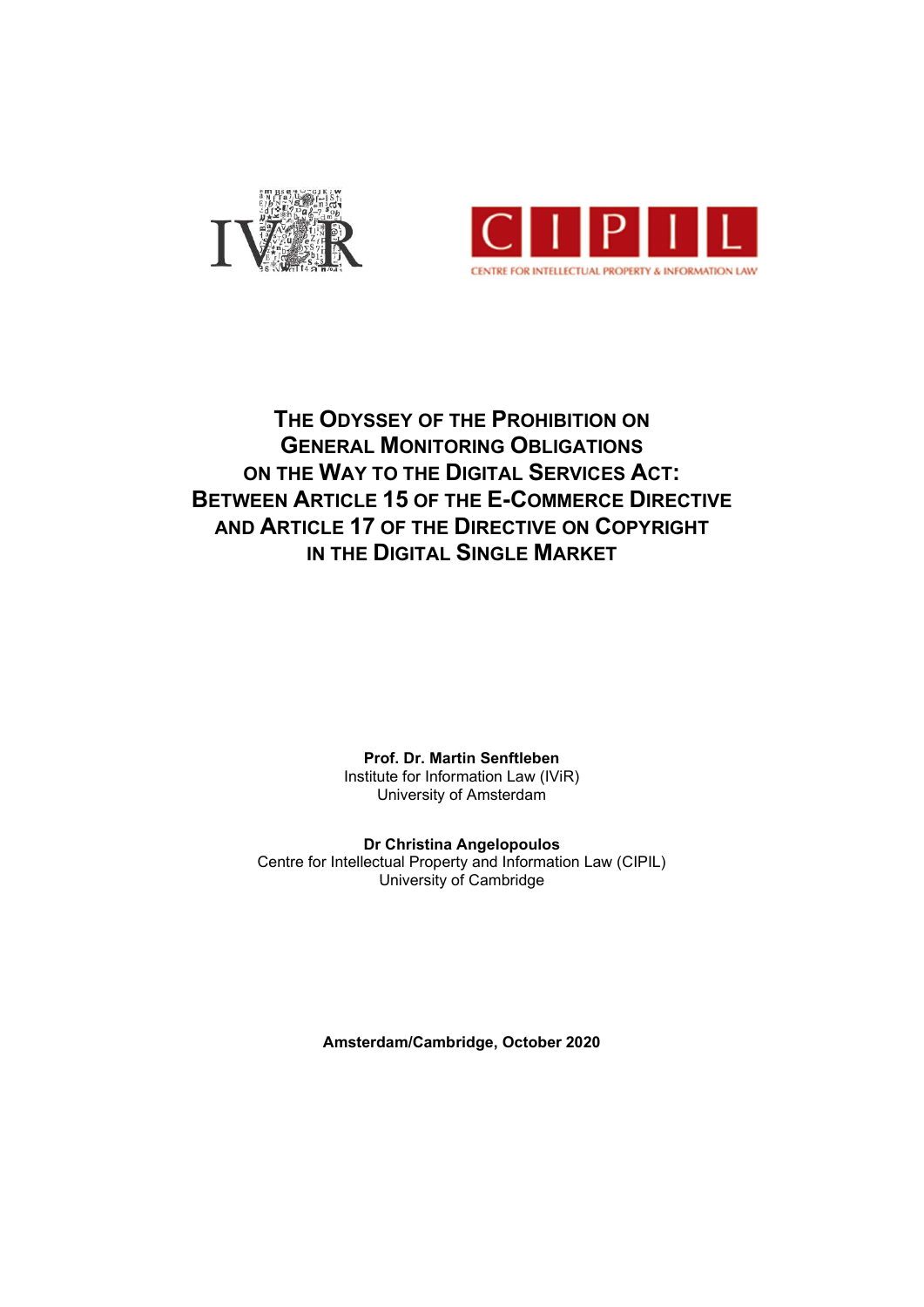# The Odyssey of the Prohibition on General Monitoring Obligations on the Way to the Digital Services Act: Between Article 15 of the E-Commerce Directive and Article 17 of the Directive on Copyright in the Digital Single Market

**Prof. Dr. Martin Senftleben**
Institute for Information Law (IViR)
University of Amsterdam

**Dr Christina Angelopoulos**
Centre for Intellectual Property and Information Law (CIPIL)
University of Cambridge

**Amsterdam/Cambridge, October 2020**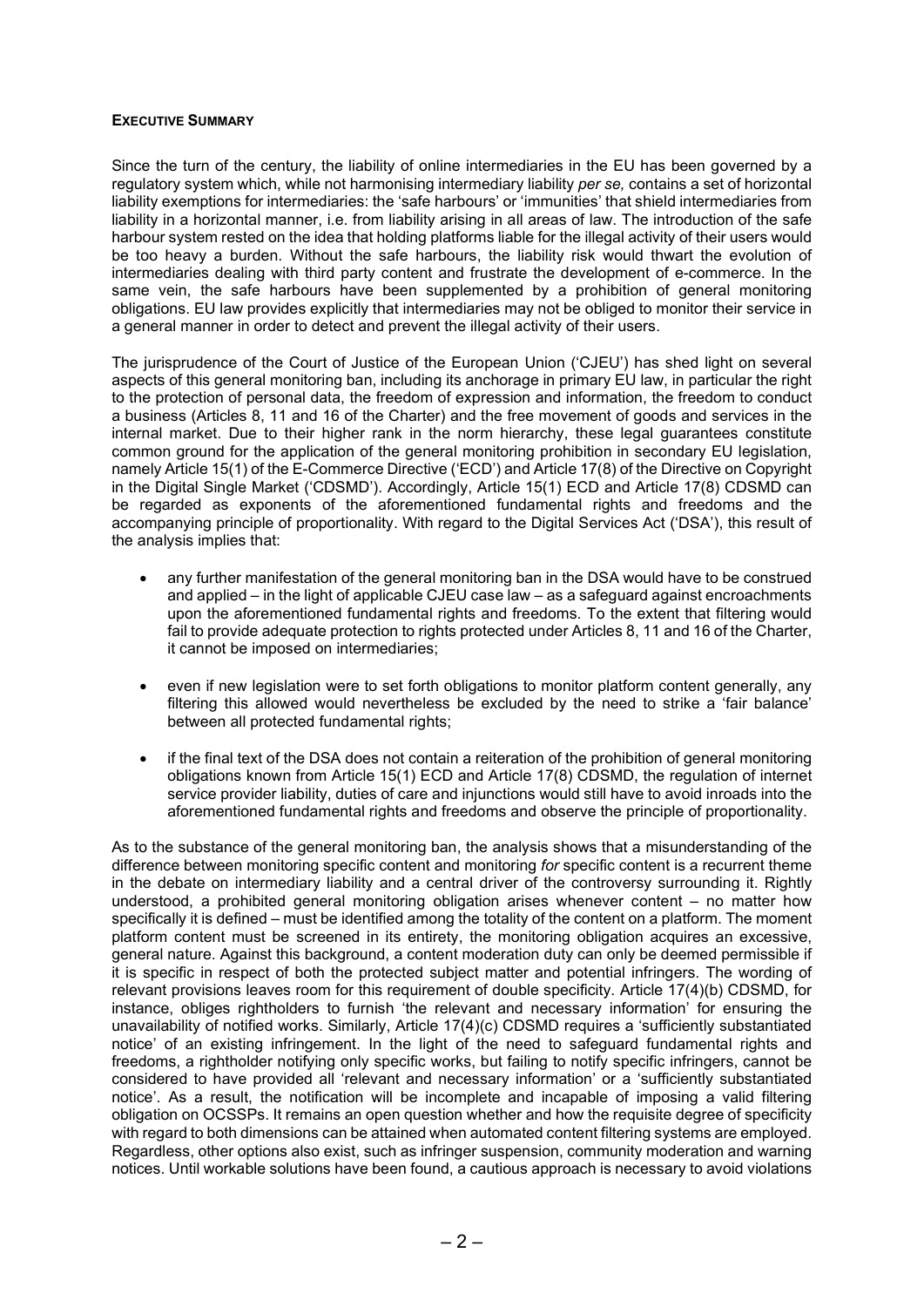**EXECUTIVE SUMMARY**

Since the turn of the century, the liability of online intermediaries in the EU has been governed by a regulatory system which, while not harmonising intermediary liability *per se,* contains a set of horizontal liability exemptions for intermediaries: the 'safe harbours' or 'immunities' that shield intermediaries from liability in a horizontal manner, i.e. from liability arising in all areas of law. The introduction of the safe harbour system rested on the idea that holding platforms liable for the illegal activity of their users would be too heavy a burden. Without the safe harbours, the liability risk would thwart the evolution of intermediaries dealing with third party content and frustrate the development of e-commerce. In the same vein, the safe harbours have been supplemented by a prohibition of general monitoring obligations. EU law provides explicitly that intermediaries may not be obliged to monitor their service in a general manner in order to detect and prevent the illegal activity of their users.

The jurisprudence of the Court of Justice of the European Union ('CJEU') has shed light on several aspects of this general monitoring ban, including its anchorage in primary EU law, in particular the right to the protection of personal data, the freedom of expression and information, the freedom to conduct a business (Articles 8, 11 and 16 of the Charter) and the free movement of goods and services in the internal market. Due to their higher rank in the norm hierarchy, these legal guarantees constitute common ground for the application of the general monitoring prohibition in secondary EU legislation, namely Article 15(1) of the E-Commerce Directive ('ECD') and Article 17(8) of the Directive on Copyright in the Digital Single Market ('CDSMD'). Accordingly, Article 15(1) ECD and Article 17(8) CDSMD can be regarded as exponents of the aforementioned fundamental rights and freedoms and the accompanying principle of proportionality. With regard to the Digital Services Act ('DSA'), this result of the analysis implies that:

- any further manifestation of the general monitoring ban in the DSA would have to be construed and applied – in the light of applicable CJEU case law – as a safeguard against encroachments upon the aforementioned fundamental rights and freedoms. To the extent that filtering would fail to provide adequate protection to rights protected under Articles 8, 11 and 16 of the Charter, it cannot be imposed on intermediaries;
- even if new legislation were to set forth obligations to monitor platform content generally, any filtering this allowed would nevertheless be excluded by the need to strike a 'fair balance' between all protected fundamental rights;
- if the final text of the DSA does not contain a reiteration of the prohibition of general monitoring obligations known from Article 15(1) ECD and Article 17(8) CDSMD, the regulation of internet service provider liability, duties of care and injunctions would still have to avoid inroads into the aforementioned fundamental rights and freedoms and observe the principle of proportionality.

As to the substance of the general monitoring ban, the analysis shows that a misunderstanding of the difference between monitoring specific content and monitoring *for* specific content is a recurrent theme in the debate on intermediary liability and a central driver of the controversy surrounding it. Rightly understood, a prohibited general monitoring obligation arises whenever content – no matter how specifically it is defined – must be identified among the totality of the content on a platform. The moment platform content must be screened in its entirety, the monitoring obligation acquires an excessive, general nature. Against this background, a content moderation duty can only be deemed permissible if it is specific in respect of both the protected subject matter and potential infringers. The wording of relevant provisions leaves room for this requirement of double specificity. Article 17(4)(b) CDSMD, for instance, obliges rightholders to furnish 'the relevant and necessary information' for ensuring the unavailability of notified works. Similarly, Article 17(4)(c) CDSMD requires a 'sufficiently substantiated notice' of an existing infringement. In the light of the need to safeguard fundamental rights and freedoms, a rightholder notifying only specific works, but failing to notify specific infringers, cannot be considered to have provided all 'relevant and necessary information' or a 'sufficiently substantiated notice'. As a result, the notification will be incomplete and incapable of imposing a valid filtering obligation on OCSSPs. It remains an open question whether and how the requisite degree of specificity with regard to both dimensions can be attained when automated content filtering systems are employed. Regardless, other options also exist, such as infringer suspension, community moderation and warning notices. Until workable solutions have been found, a cautious approach is necessary to avoid violations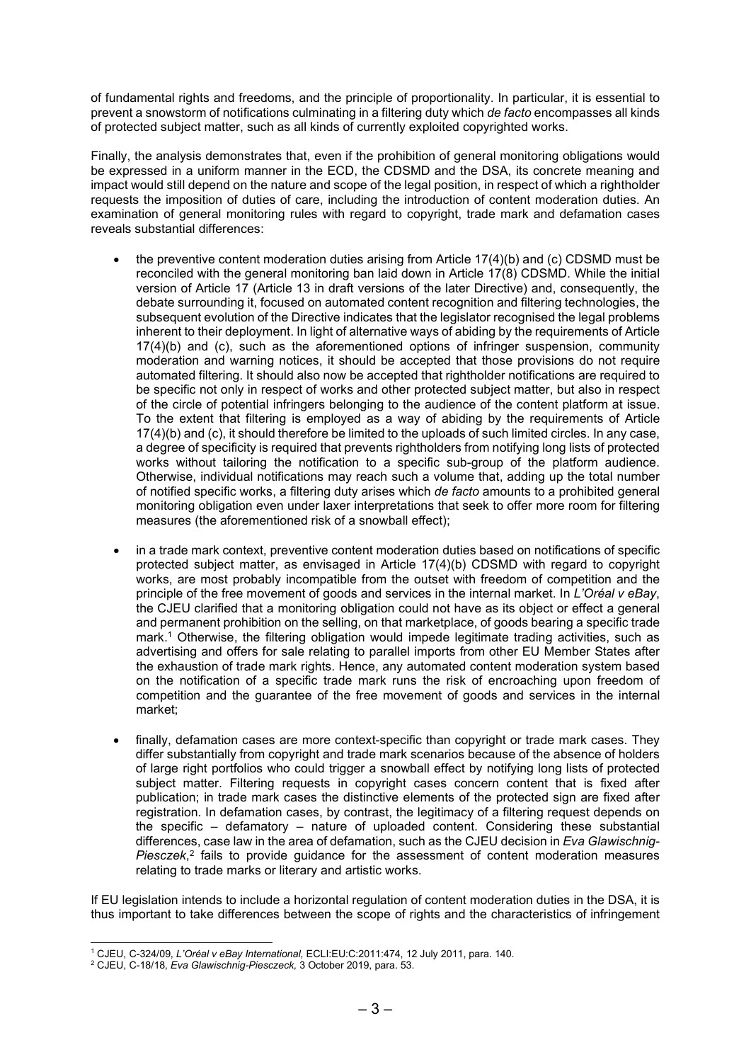of fundamental rights and freedoms, and the principle of proportionality. In particular, it is essential to prevent a snowstorm of notifications culminating in a filtering duty which *de facto* encompasses all kinds of protected subject matter, such as all kinds of currently exploited copyrighted works.

Finally, the analysis demonstrates that, even if the prohibition of general monitoring obligations would be expressed in a uniform manner in the ECD, the CDSMD and the DSA, its concrete meaning and impact would still depend on the nature and scope of the legal position, in respect of which a rightholder requests the imposition of duties of care, including the introduction of content moderation duties. An examination of general monitoring rules with regard to copyright, trade mark and defamation cases reveals substantial differences:

- the preventive content moderation duties arising from Article 17(4)(b) and (c) CDSMD must be reconciled with the general monitoring ban laid down in Article 17(8) CDSMD. While the initial version of Article 17 (Article 13 in draft versions of the later Directive) and, consequently, the debate surrounding it, focused on automated content recognition and filtering technologies, the subsequent evolution of the Directive indicates that the legislator recognised the legal problems inherent to their deployment. In light of alternative ways of abiding by the requirements of Article 17(4)(b) and (c), such as the aforementioned options of infringer suspension, community moderation and warning notices, it should be accepted that those provisions do not require automated filtering. It should also now be accepted that rightholder notifications are required to be specific not only in respect of works and other protected subject matter, but also in respect of the circle of potential infringers belonging to the audience of the content platform at issue. To the extent that filtering is employed as a way of abiding by the requirements of Article 17(4)(b) and (c), it should therefore be limited to the uploads of such limited circles. In any case, a degree of specificity is required that prevents rightholders from notifying long lists of protected works without tailoring the notification to a specific sub-group of the platform audience. Otherwise, individual notifications may reach such a volume that, adding up the total number of notified specific works, a filtering duty arises which *de facto* amounts to a prohibited general monitoring obligation even under laxer interpretations that seek to offer more room for filtering measures (the aforementioned risk of a snowball effect);

- in a trade mark context, preventive content moderation duties based on notifications of specific protected subject matter, as envisaged in Article 17(4)(b) CDSMD with regard to copyright works, are most probably incompatible from the outset with freedom of competition and the principle of the free movement of goods and services in the internal market. In *L'Oréal v eBay*, the CJEU clarified that a monitoring obligation could not have as its object or effect a general and permanent prohibition on the selling, on that marketplace, of goods bearing a specific trade mark.[1] Otherwise, the filtering obligation would impede legitimate trading activities, such as advertising and offers for sale relating to parallel imports from other EU Member States after the exhaustion of trade mark rights. Hence, any automated content moderation system based on the notification of a specific trade mark runs the risk of encroaching upon freedom of competition and the guarantee of the free movement of goods and services in the internal market;

- finally, defamation cases are more context-specific than copyright or trade mark cases. They differ substantially from copyright and trade mark scenarios because of the absence of holders of large right portfolios who could trigger a snowball effect by notifying long lists of protected subject matter. Filtering requests in copyright cases concern content that is fixed after publication; in trade mark cases the distinctive elements of the protected sign are fixed after registration. In defamation cases, by contrast, the legitimacy of a filtering request depends on the specific – defamatory – nature of uploaded content. Considering these substantial differences, case law in the area of defamation, such as the CJEU decision in *Eva Glawischnig-Piesczek*,[2] fails to provide guidance for the assessment of content moderation measures relating to trade marks or literary and artistic works.

If EU legislation intends to include a horizontal regulation of content moderation duties in the DSA, it is thus important to take differences between the scope of rights and the characteristics of infringement

---

[1] CJEU, C-324/09, *L'Oréal v eBay International,* ECLI:EU:C:2011:474, 12 July 2011, para. 140.

[2] CJEU, C-18/18, *Eva Glawischnig-Piesczeck,* 3 October 2019, para. 53.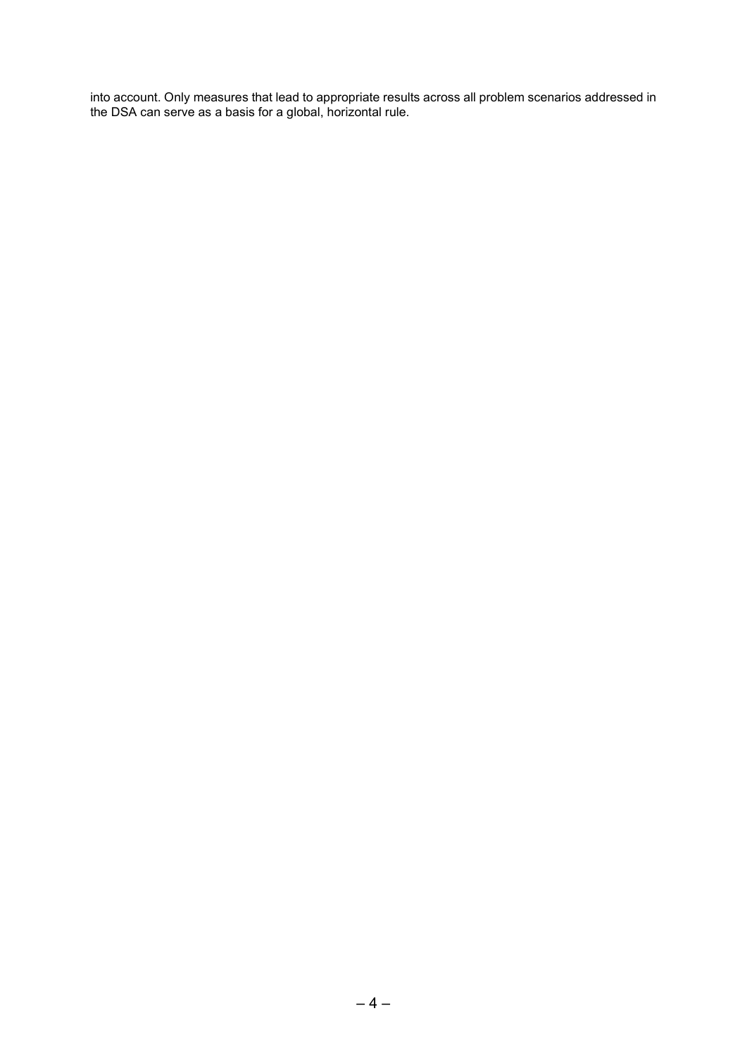into account. Only measures that lead to appropriate results across all problem scenarios addressed in the DSA can serve as a basis for a global, horizontal rule.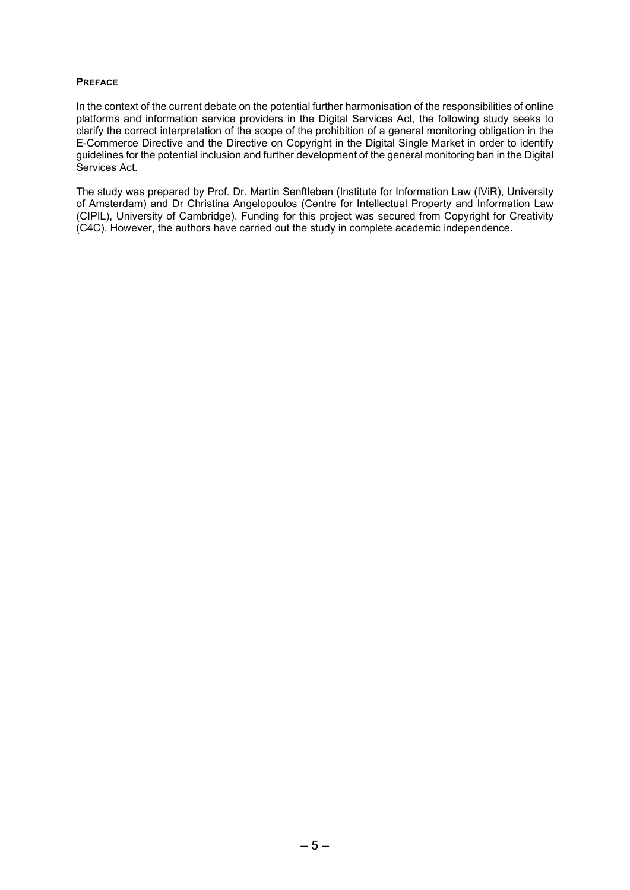**PREFACE**

In the context of the current debate on the potential further harmonisation of the responsibilities of online platforms and information service providers in the Digital Services Act, the following study seeks to clarify the correct interpretation of the scope of the prohibition of a general monitoring obligation in the E-Commerce Directive and the Directive on Copyright in the Digital Single Market in order to identify guidelines for the potential inclusion and further development of the general monitoring ban in the Digital Services Act.

The study was prepared by Prof. Dr. Martin Senftleben (Institute for Information Law (IViR), University of Amsterdam) and Dr Christina Angelopoulos (Centre for Intellectual Property and Information Law (CIPIL), University of Cambridge). Funding for this project was secured from Copyright for Creativity (C4C). However, the authors have carried out the study in complete academic independence.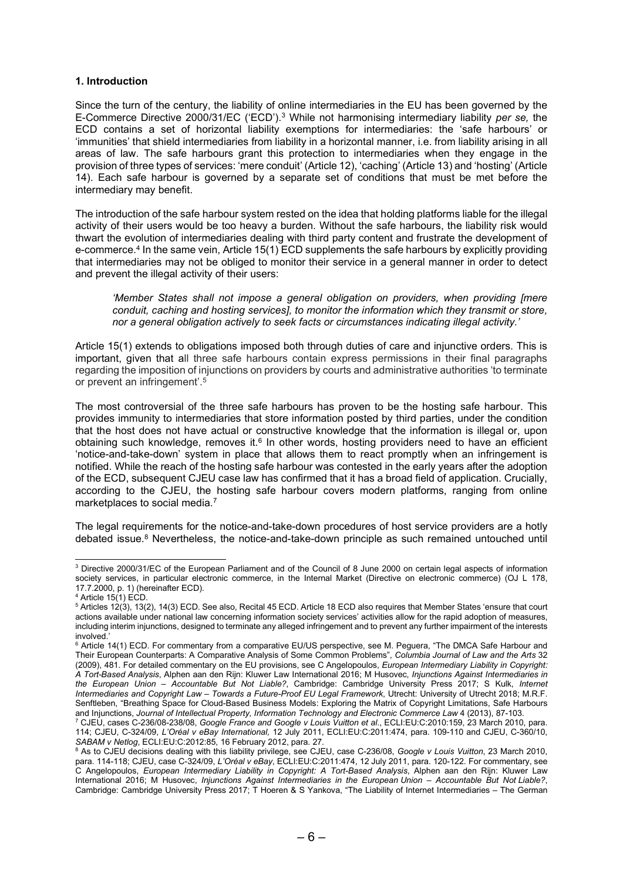## 1. Introduction

Since the turn of the century, the liability of online intermediaries in the EU has been governed by the E-Commerce Directive 2000/31/EC ('ECD').[3] While not harmonising intermediary liability *per se,* the ECD contains a set of horizontal liability exemptions for intermediaries: the 'safe harbours' or 'immunities' that shield intermediaries from liability in a horizontal manner, i.e. from liability arising in all areas of law. The safe harbours grant this protection to intermediaries when they engage in the provision of three types of services: 'mere conduit' (Article 12), 'caching' (Article 13) and 'hosting' (Article 14). Each safe harbour is governed by a separate set of conditions that must be met before the intermediary may benefit.

The introduction of the safe harbour system rested on the idea that holding platforms liable for the illegal activity of their users would be too heavy a burden. Without the safe harbours, the liability risk would thwart the evolution of intermediaries dealing with third party content and frustrate the development of e-commerce.[4] In the same vein, Article 15(1) ECD supplements the safe harbours by explicitly providing that intermediaries may not be obliged to monitor their service in a general manner in order to detect and prevent the illegal activity of their users:

> *'Member States shall not impose a general obligation on providers, when providing [mere conduit, caching and hosting services], to monitor the information which they transmit or store, nor a general obligation actively to seek facts or circumstances indicating illegal activity.'*

Article 15(1) extends to obligations imposed both through duties of care and injunctive orders. This is important, given that all three safe harbours contain express permissions in their final paragraphs regarding the imposition of injunctions on providers by courts and administrative authorities 'to terminate or prevent an infringement'.[5]

The most controversial of the three safe harbours has proven to be the hosting safe harbour. This provides immunity to intermediaries that store information posted by third parties, under the condition that the host does not have actual or constructive knowledge that the information is illegal or, upon obtaining such knowledge, removes it.[6] In other words, hosting providers need to have an efficient 'notice-and-take-down' system in place that allows them to react promptly when an infringement is notified. While the reach of the hosting safe harbour was contested in the early years after the adoption of the ECD, subsequent CJEU case law has confirmed that it has a broad field of application. Crucially, according to the CJEU, the hosting safe harbour covers modern platforms, ranging from online marketplaces to social media.[7]

The legal requirements for the notice-and-take-down procedures of host service providers are a hotly debated issue.[8] Nevertheless, the notice-and-take-down principle as such remained untouched until

---

[3] Directive 2000/31/EC of the European Parliament and of the Council of 8 June 2000 on certain legal aspects of information society services, in particular electronic commerce, in the Internal Market (Directive on electronic commerce) (OJ L 178, 17.7.2000, p. 1) (hereinafter ECD).

[4] Article 15(1) ECD.

[5] Articles 12(3), 13(2), 14(3) ECD. See also, Recital 45 ECD. Article 18 ECD also requires that Member States 'ensure that court actions available under national law concerning information society services' activities allow for the rapid adoption of measures, including interim injunctions, designed to terminate any alleged infringement and to prevent any further impairment of the interests involved.'

[6] Article 14(1) ECD. For commentary from a comparative EU/US perspective, see M. Peguera, "The DMCA Safe Harbour and Their European Counterparts: A Comparative Analysis of Some Common Problems", *Columbia Journal of Law and the Arts* 32 (2009), 481. For detailed commentary on the EU provisions, see C Angelopoulos, *European Intermediary Liability in Copyright: A Tort-Based Analysis*, Alphen aan den Rijn: Kluwer Law International 2016; M Husovec, *Injunctions Against Intermediaries in the European Union – Accountable But Not Liable?*, Cambridge: Cambridge University Press 2017; S Kulk, *Internet Intermediaries and Copyright Law – Towards a Future-Proof EU Legal Framework*, Utrecht: University of Utrecht 2018; M.R.F. Senftleben, "Breathing Space for Cloud-Based Business Models: Exploring the Matrix of Copyright Limitations, Safe Harbours and Injunctions, *Journal of Intellectual Property, Information Technology and Electronic Commerce Law* 4 (2013), 87-103.

[7] CJEU, cases C-236/08-238/08, *Google France and Google v Louis Vuitton et al.*, ECLI:EU:C:2010:159, 23 March 2010, para. 114; CJEU, C-324/09, *L'Oréal v eBay International,* 12 July 2011, ECLI:EU:C:2011:474, para. 109-110 and CJEU, C-360/10, *SABAM v Netlog*, ECLI:EU:C:2012:85, 16 February 2012, para. 27.

[8] As to CJEU decisions dealing with this liability privilege, see CJEU, case C-236/08, *Google v Louis Vuitton*, 23 March 2010, para. 114-118; CJEU, case C-324/09, *L'Oréal v eBay*, ECLI:EU:C:2011:474, 12 July 2011, para. 120-122. For commentary, see C Angelopoulos, *European Intermediary Liability in Copyright: A Tort-Based Analysis*, Alphen aan den Rijn: Kluwer Law International 2016; M Husovec, *Injunctions Against Intermediaries in the European Union – Accountable But Not Liable?*, Cambridge: Cambridge University Press 2017; T Hoeren & S Yankova, "The Liability of Internet Intermediaries – The German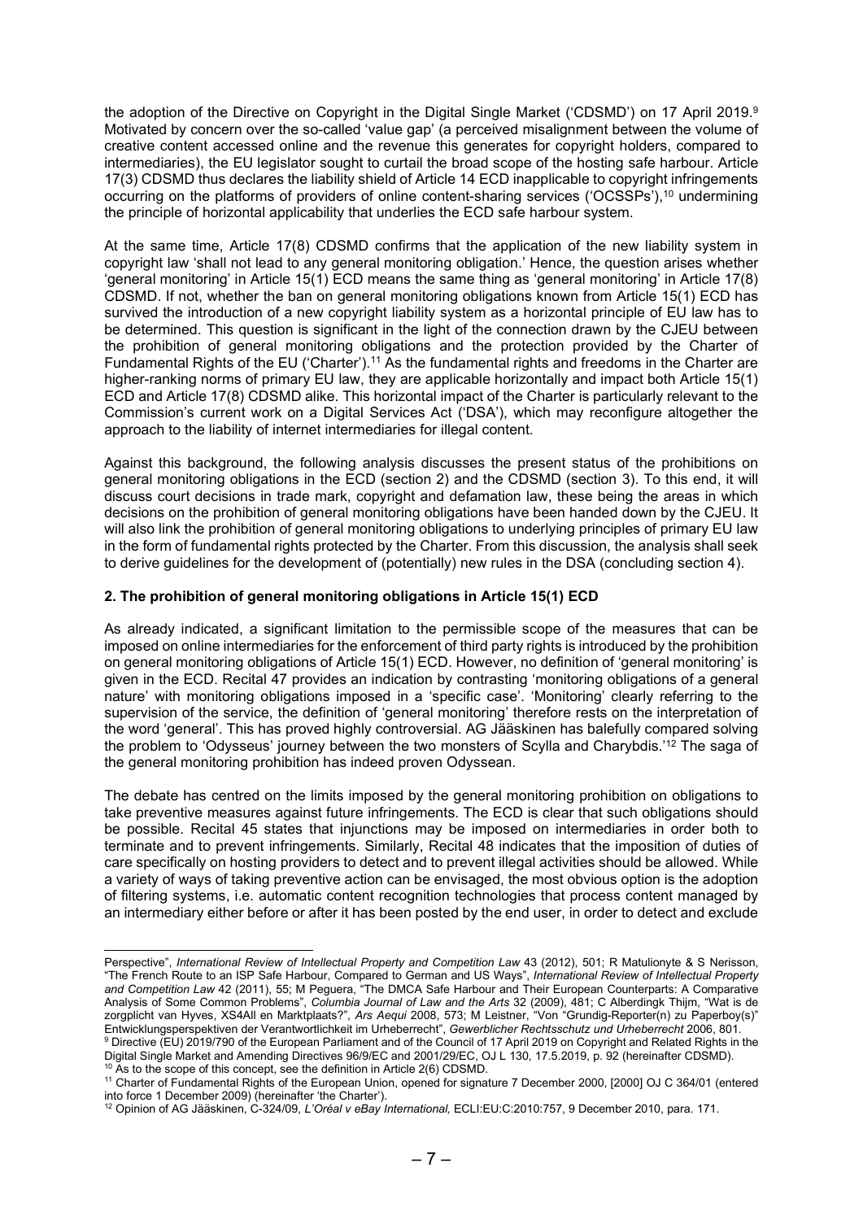the adoption of the Directive on Copyright in the Digital Single Market ('CDSMD') on 17 April 2019.[9] Motivated by concern over the so-called 'value gap' (a perceived misalignment between the volume of creative content accessed online and the revenue this generates for copyright holders, compared to intermediaries), the EU legislator sought to curtail the broad scope of the hosting safe harbour. Article 17(3) CDSMD thus declares the liability shield of Article 14 ECD inapplicable to copyright infringements occurring on the platforms of providers of online content-sharing services ('OCSSPs'),[10] undermining the principle of horizontal applicability that underlies the ECD safe harbour system.

At the same time, Article 17(8) CDSMD confirms that the application of the new liability system in copyright law 'shall not lead to any general monitoring obligation.' Hence, the question arises whether 'general monitoring' in Article 15(1) ECD means the same thing as 'general monitoring' in Article 17(8) CDSMD. If not, whether the ban on general monitoring obligations known from Article 15(1) ECD has survived the introduction of a new copyright liability system as a horizontal principle of EU law has to be determined. This question is significant in the light of the connection drawn by the CJEU between the prohibition of general monitoring obligations and the protection provided by the Charter of Fundamental Rights of the EU ('Charter').[11] As the fundamental rights and freedoms in the Charter are higher-ranking norms of primary EU law, they are applicable horizontally and impact both Article 15(1) ECD and Article 17(8) CDSMD alike. This horizontal impact of the Charter is particularly relevant to the Commission's current work on a Digital Services Act ('DSA'), which may reconfigure altogether the approach to the liability of internet intermediaries for illegal content.

Against this background, the following analysis discusses the present status of the prohibitions on general monitoring obligations in the ECD (section 2) and the CDSMD (section 3). To this end, it will discuss court decisions in trade mark, copyright and defamation law, these being the areas in which decisions on the prohibition of general monitoring obligations have been handed down by the CJEU. It will also link the prohibition of general monitoring obligations to underlying principles of primary EU law in the form of fundamental rights protected by the Charter. From this discussion, the analysis shall seek to derive guidelines for the development of (potentially) new rules in the DSA (concluding section 4).

## 2. The prohibition of general monitoring obligations in Article 15(1) ECD

As already indicated, a significant limitation to the permissible scope of the measures that can be imposed on online intermediaries for the enforcement of third party rights is introduced by the prohibition on general monitoring obligations of Article 15(1) ECD. However, no definition of 'general monitoring' is given in the ECD. Recital 47 provides an indication by contrasting 'monitoring obligations of a general nature' with monitoring obligations imposed in a 'specific case'. 'Monitoring' clearly referring to the supervision of the service, the definition of 'general monitoring' therefore rests on the interpretation of the word 'general'. This has proved highly controversial. AG Jääskinen has balefully compared solving the problem to 'Odysseus' journey between the two monsters of Scylla and Charybdis.'[12] The saga of the general monitoring prohibition has indeed proven Odyssean.

The debate has centred on the limits imposed by the general monitoring prohibition on obligations to take preventive measures against future infringements. The ECD is clear that such obligations should be possible. Recital 45 states that injunctions may be imposed on intermediaries in order both to terminate and to prevent infringements. Similarly, Recital 48 indicates that the imposition of duties of care specifically on hosting providers to detect and to prevent illegal activities should be allowed. While a variety of ways of taking preventive action can be envisaged, the most obvious option is the adoption of filtering systems, i.e. automatic content recognition technologies that process content managed by an intermediary either before or after it has been posted by the end user, in order to detect and exclude

Perspective", *International Review of Intellectual Property and Competition Law* 43 (2012), 501; R Matulionyte & S Nerisson, "The French Route to an ISP Safe Harbour, Compared to German and US Ways", *International Review of Intellectual Property and Competition Law* 42 (2011), 55; M Peguera, "The DMCA Safe Harbour and Their European Counterparts: A Comparative Analysis of Some Common Problems", *Columbia Journal of Law and the Arts* 32 (2009), 481; C Alberdingk Thijm, "Wat is de zorgplicht van Hyves, XS4All en Marktplaats?", *Ars Aequi* 2008, 573; M Leistner, "Von "Grundig-Reporter(n) zu Paperboy(s)" Entwicklungsperspektiven der Verantwortlichkeit im Urheberrecht", *Gewerblicher Rechtsschutz und Urheberrecht* 2006, 801.

[9] Directive (EU) 2019/790 of the European Parliament and of the Council of 17 April 2019 on Copyright and Related Rights in the Digital Single Market and Amending Directives 96/9/EC and 2001/29/EC, OJ L 130, 17.5.2019, p. 92 (hereinafter CDSMD).

[10] As to the scope of this concept, see the definition in Article 2(6) CDSMD.

[11] Charter of Fundamental Rights of the European Union, opened for signature 7 December 2000, [2000] OJ C 364/01 (entered into force 1 December 2009) (hereinafter 'the Charter').

[12] Opinion of AG Jääskinen, C-324/09, *L'Oréal v eBay International,* ECLI:EU:C:2010:757, 9 December 2010, para. 171.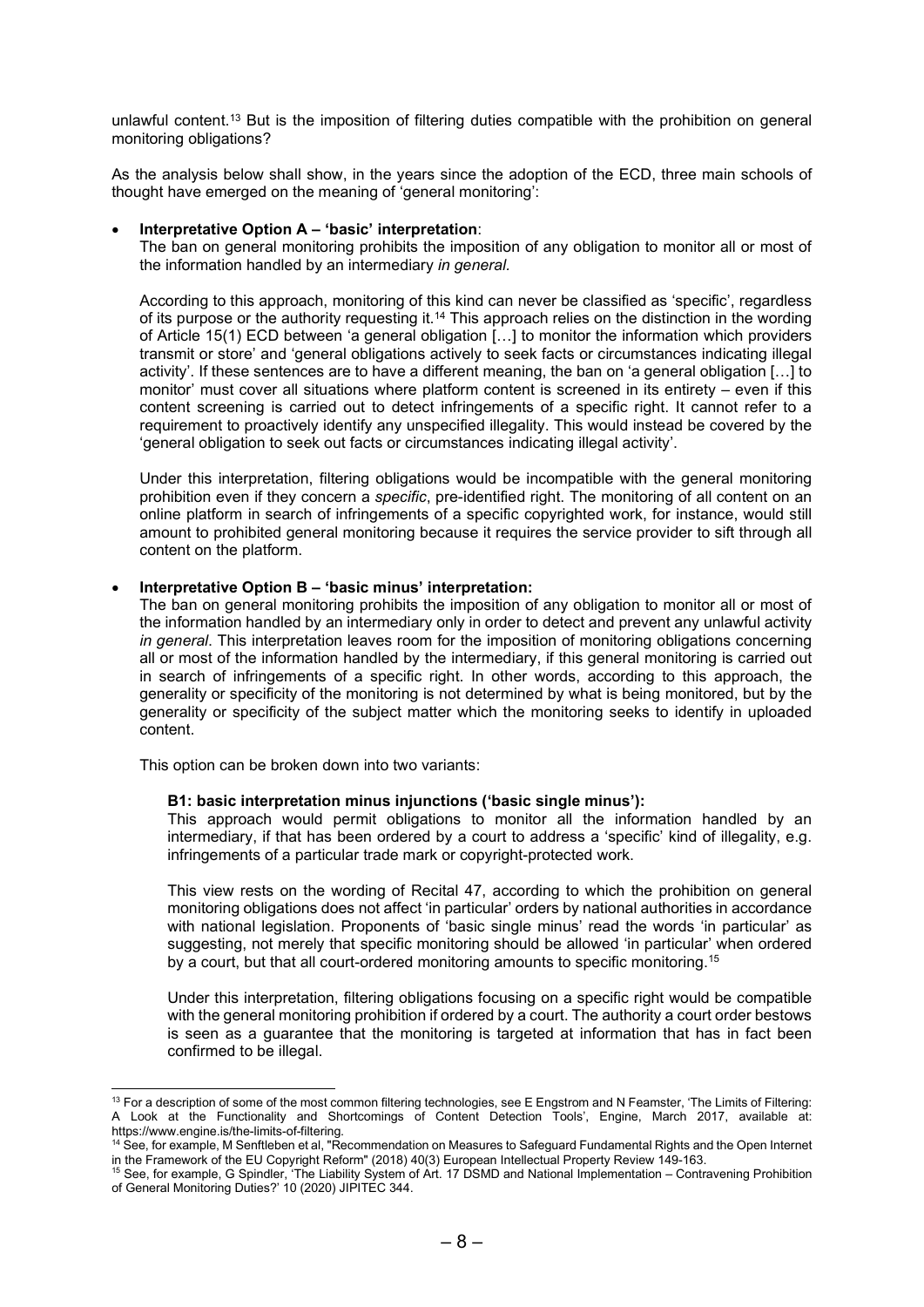unlawful content.[13] But is the imposition of filtering duties compatible with the prohibition on general monitoring obligations?

As the analysis below shall show, in the years since the adoption of the ECD, three main schools of thought have emerged on the meaning of 'general monitoring':

- **Interpretative Option A – 'basic' interpretation**:
  The ban on general monitoring prohibits the imposition of any obligation to monitor all or most of the information handled by an intermediary *in general*.

  According to this approach, monitoring of this kind can never be classified as 'specific', regardless of its purpose or the authority requesting it.[14] This approach relies on the distinction in the wording of Article 15(1) ECD between 'a general obligation […] to monitor the information which providers transmit or store' and 'general obligations actively to seek facts or circumstances indicating illegal activity'. If these sentences are to have a different meaning, the ban on 'a general obligation […] to monitor' must cover all situations where platform content is screened in its entirety – even if this content screening is carried out to detect infringements of a specific right. It cannot refer to a requirement to proactively identify any unspecified illegality. This would instead be covered by the 'general obligation to seek out facts or circumstances indicating illegal activity'.

  Under this interpretation, filtering obligations would be incompatible with the general monitoring prohibition even if they concern a *specific*, pre-identified right. The monitoring of all content on an online platform in search of infringements of a specific copyrighted work, for instance, would still amount to prohibited general monitoring because it requires the service provider to sift through all content on the platform.

- **Interpretative Option B – 'basic minus' interpretation:**
  The ban on general monitoring prohibits the imposition of any obligation to monitor all or most of the information handled by an intermediary only in order to detect and prevent any unlawful activity *in general*. This interpretation leaves room for the imposition of monitoring obligations concerning all or most of the information handled by the intermediary, if this general monitoring is carried out in search of infringements of a specific right. In other words, according to this approach, the generality or specificity of the monitoring is not determined by what is being monitored, but by the generality or specificity of the subject matter which the monitoring seeks to identify in uploaded content.

  This option can be broken down into two variants:

  **B1: basic interpretation minus injunctions ('basic single minus'):**
  This approach would permit obligations to monitor all the information handled by an intermediary, if that has been ordered by a court to address a 'specific' kind of illegality, e.g. infringements of a particular trade mark or copyright-protected work.

  This view rests on the wording of Recital 47, according to which the prohibition on general monitoring obligations does not affect 'in particular' orders by national authorities in accordance with national legislation. Proponents of 'basic single minus' read the words 'in particular' as suggesting, not merely that specific monitoring should be allowed 'in particular' when ordered by a court, but that all court-ordered monitoring amounts to specific monitoring.[15]

  Under this interpretation, filtering obligations focusing on a specific right would be compatible with the general monitoring prohibition if ordered by a court. The authority a court order bestows is seen as a guarantee that the monitoring is targeted at information that has in fact been confirmed to be illegal.

---

[13] For a description of some of the most common filtering technologies, see E Engstrom and N Feamster, 'The Limits of Filtering: A Look at the Functionality and Shortcomings of Content Detection Tools', Engine, March 2017, available at: https://www.engine.is/the-limits-of-filtering.

[14] See, for example, M Senftleben et al, "Recommendation on Measures to Safeguard Fundamental Rights and the Open Internet in the Framework of the EU Copyright Reform" (2018) 40(3) European Intellectual Property Review 149-163.

[15] See, for example, G Spindler, 'The Liability System of Art. 17 DSMD and National Implementation – Contravening Prohibition of General Monitoring Duties?' 10 (2020) JIPITEC 344.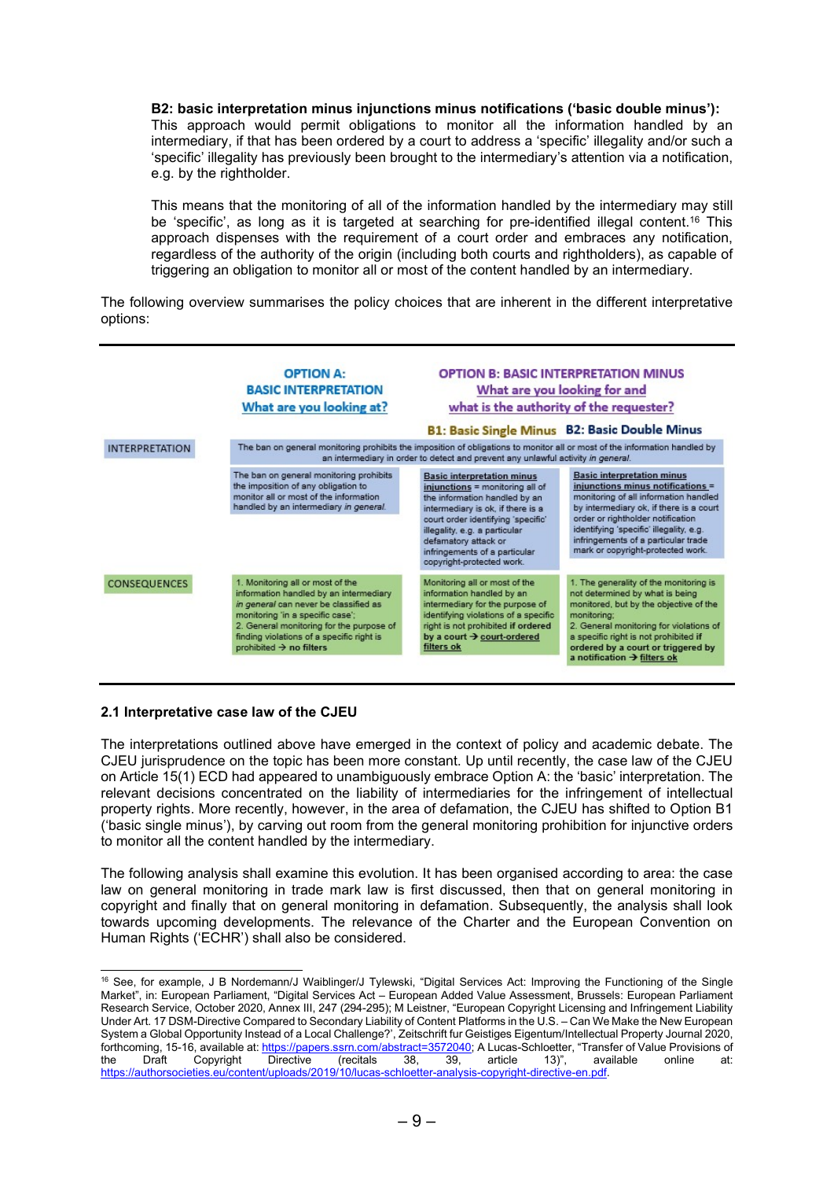**B2: basic interpretation minus injunctions minus notifications ('basic double minus'):** This approach would permit obligations to monitor all the information handled by an intermediary, if that has been ordered by a court to address a 'specific' illegality and/or such a 'specific' illegality has previously been brought to the intermediary's attention via a notification, e.g. by the rightholder.

This means that the monitoring of all of the information handled by the intermediary may still be 'specific', as long as it is targeted at searching for pre-identified illegal content.[16] This approach dispenses with the requirement of a court order and embraces any notification, regardless of the authority of the origin (including both courts and rightholders), as capable of triggering an obligation to monitor all or most of the content handled by an intermediary.

The following overview summarises the policy choices that are inherent in the different interpretative options:

| | OPTION A: BASIC INTERPRETATION <u>What are you looking at?</u> | OPTION B: BASIC INTERPRETATION MINUS <u>What are you looking for and what is the authority of the requester?</u> | |
|---|---|---|---|
| | | **B1: Basic Single Minus** | **B2: Basic Double Minus** |
| INTERPRETATION | The ban on general monitoring prohibits the imposition of obligations to monitor all or most of the information handled by an intermediary in order to detect and prevent any unlawful activity *in general*. | | |
| | The ban on general monitoring prohibits the imposition of any obligation to monitor all or most of the information handled by an intermediary *in general*. | <u>Basic interpretation minus injunctions</u> = monitoring all of the information handled by an intermediary is ok, if there is a court order identifying 'specific' illegality, e.g. a particular defamatory attack or infringements of a particular copyright-protected work. | <u>Basic interpretation minus injunctions minus notifications</u> = monitoring of all information handled by intermediary ok, if there is a court order or rightholder notification identifying 'specific' illegality, e.g. infringements of a particular trade mark or copyright-protected work. |
| CONSEQUENCES | 1. Monitoring all or most of the information handled by an intermediary *in general* can never be classified as monitoring 'in a specific case'; 2. General monitoring for the purpose of finding violations of a specific right is prohibited → **no filters** | Monitoring all or most of the information handled by an intermediary for the purpose of identifying violations of a specific right is not prohibited **if ordered by a court → <u>court-ordered filters ok</u>** | 1. The generality of the monitoring is not determined by what is being monitored, but by the objective of the monitoring; 2. General monitoring for violations of a specific right is not prohibited **if ordered by a court or triggered by a notification → <u>filters ok</u>** |

### 2.1 Interpretative case law of the CJEU

The interpretations outlined above have emerged in the context of policy and academic debate. The CJEU jurisprudence on the topic has been more constant. Up until recently, the case law of the CJEU on Article 15(1) ECD had appeared to unambiguously embrace Option A: the 'basic' interpretation. The relevant decisions concentrated on the liability of intermediaries for the infringement of intellectual property rights. More recently, however, in the area of defamation, the CJEU has shifted to Option B1 ('basic single minus'), by carving out room from the general monitoring prohibition for injunctive orders to monitor all the content handled by the intermediary.

The following analysis shall examine this evolution. It has been organised according to area: the case law on general monitoring in trade mark law is first discussed, then that on general monitoring in copyright and finally that on general monitoring in defamation. Subsequently, the analysis shall look towards upcoming developments. The relevance of the Charter and the European Convention on Human Rights ('ECHR') shall also be considered.

---

[16] See, for example, J B Nordemann/J Waiblinger/J Tylewski, "Digital Services Act: Improving the Functioning of the Single Market", in: European Parliament, "Digital Services Act – European Added Value Assessment, Brussels: European Parliament Research Service, October 2020, Annex III, 247 (294-295); M Leistner, "European Copyright Licensing and Infringement Liability Under Art. 17 DSM-Directive Compared to Secondary Liability of Content Platforms in the U.S. – Can We Make the New European System a Global Opportunity Instead of a Local Challenge?', Zeitschrift fur Geistiges Eigentum/Intellectual Property Journal 2020, forthcoming, 15-16, available at: https://papers.ssrn.com/abstract=3572040; A Lucas-Schloetter, "Transfer of Value Provisions of the Draft Copyright Directive (recitals 38, 39, article 13)", available online at: https://authorsocieties.eu/content/uploads/2019/10/lucas-schloetter-analysis-copyright-directive-en.pdf.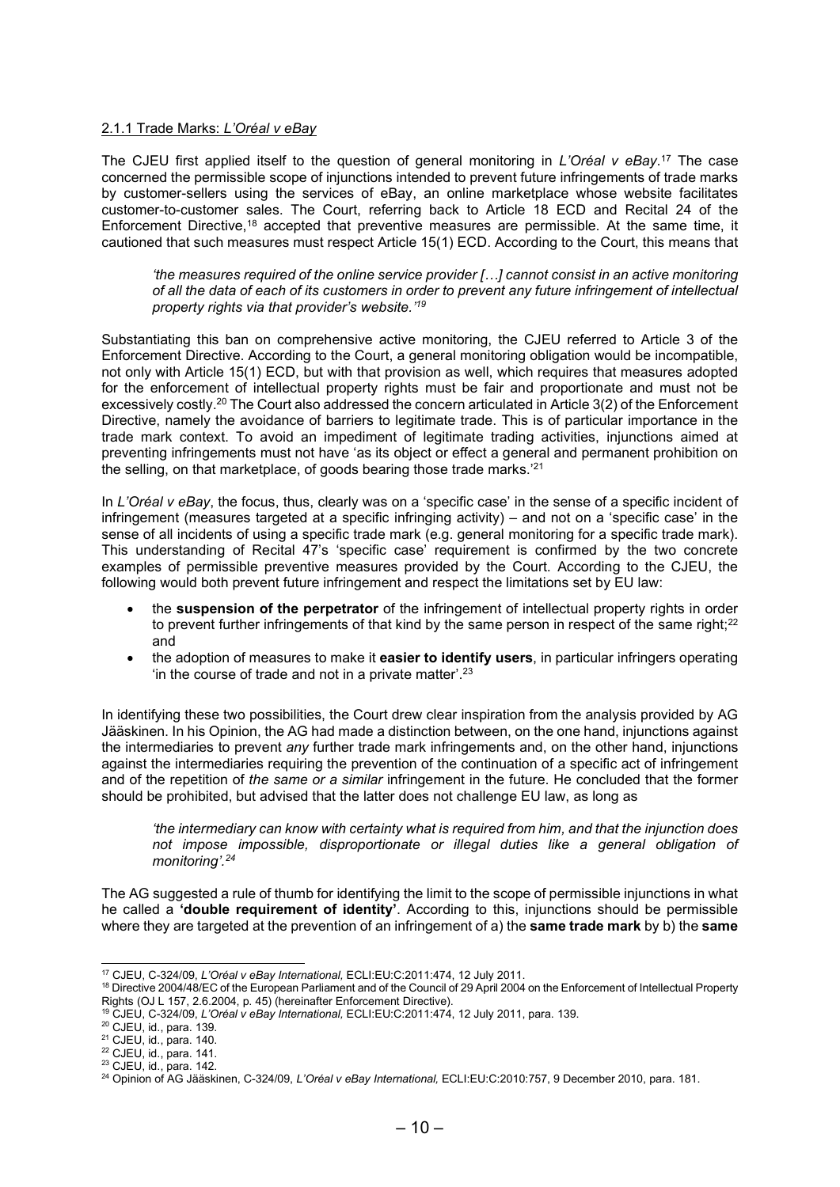### 2.1.1 Trade Marks: *L'Oréal v eBay*

The CJEU first applied itself to the question of general monitoring in *L'Oréal v eBay*.[17] The case concerned the permissible scope of injunctions intended to prevent future infringements of trade marks by customer-sellers using the services of eBay, an online marketplace whose website facilitates customer-to-customer sales. The Court, referring back to Article 18 ECD and Recital 24 of the Enforcement Directive,[18] accepted that preventive measures are permissible. At the same time, it cautioned that such measures must respect Article 15(1) ECD. According to the Court, this means that

> *'the measures required of the online service provider […] cannot consist in an active monitoring of all the data of each of its customers in order to prevent any future infringement of intellectual property rights via that provider's website.'*[19]

Substantiating this ban on comprehensive active monitoring, the CJEU referred to Article 3 of the Enforcement Directive. According to the Court, a general monitoring obligation would be incompatible, not only with Article 15(1) ECD, but with that provision as well, which requires that measures adopted for the enforcement of intellectual property rights must be fair and proportionate and must not be excessively costly.[20] The Court also addressed the concern articulated in Article 3(2) of the Enforcement Directive, namely the avoidance of barriers to legitimate trade. This is of particular importance in the trade mark context. To avoid an impediment of legitimate trading activities, injunctions aimed at preventing infringements must not have 'as its object or effect a general and permanent prohibition on the selling, on that marketplace, of goods bearing those trade marks.'[21]

In *L'Oréal v eBay*, the focus, thus, clearly was on a 'specific case' in the sense of a specific incident of infringement (measures targeted at a specific infringing activity) – and not on a 'specific case' in the sense of all incidents of using a specific trade mark (e.g. general monitoring for a specific trade mark). This understanding of Recital 47's 'specific case' requirement is confirmed by the two concrete examples of permissible preventive measures provided by the Court. According to the CJEU, the following would both prevent future infringement and respect the limitations set by EU law:

- the **suspension of the perpetrator** of the infringement of intellectual property rights in order to prevent further infringements of that kind by the same person in respect of the same right;[22] and
- the adoption of measures to make it **easier to identify users**, in particular infringers operating 'in the course of trade and not in a private matter'.[23]

In identifying these two possibilities, the Court drew clear inspiration from the analysis provided by AG Jääskinen. In his Opinion, the AG had made a distinction between, on the one hand, injunctions against the intermediaries to prevent *any* further trade mark infringements and, on the other hand, injunctions against the intermediaries requiring the prevention of the continuation of a specific act of infringement and of the repetition of *the same or a similar* infringement in the future. He concluded that the former should be prohibited, but advised that the latter does not challenge EU law, as long as

> *'the intermediary can know with certainty what is required from him, and that the injunction does not impose impossible, disproportionate or illegal duties like a general obligation of monitoring'.*[24]

The AG suggested a rule of thumb for identifying the limit to the scope of permissible injunctions in what he called a **'double requirement of identity'**. According to this, injunctions should be permissible where they are targeted at the prevention of an infringement of a) the **same trade mark** by b) the **same**

---

[17] CJEU, C-324/09, *L'Oréal v eBay International,* ECLI:EU:C:2011:474, 12 July 2011.

[18] Directive 2004/48/EC of the European Parliament and of the Council of 29 April 2004 on the Enforcement of Intellectual Property Rights (OJ L 157, 2.6.2004, p. 45) (hereinafter Enforcement Directive).

[19] CJEU, C-324/09, *L'Oréal v eBay International,* ECLI:EU:C:2011:474, 12 July 2011, para. 139.

[20] CJEU, id., para. 139.

[21] CJEU, id., para. 140.

[22] CJEU, id., para. 141.

[23] CJEU, id., para. 142.

[24] Opinion of AG Jääskinen, C-324/09, *L'Oréal v eBay International,* ECLI:EU:C:2010:757, 9 December 2010, para. 181.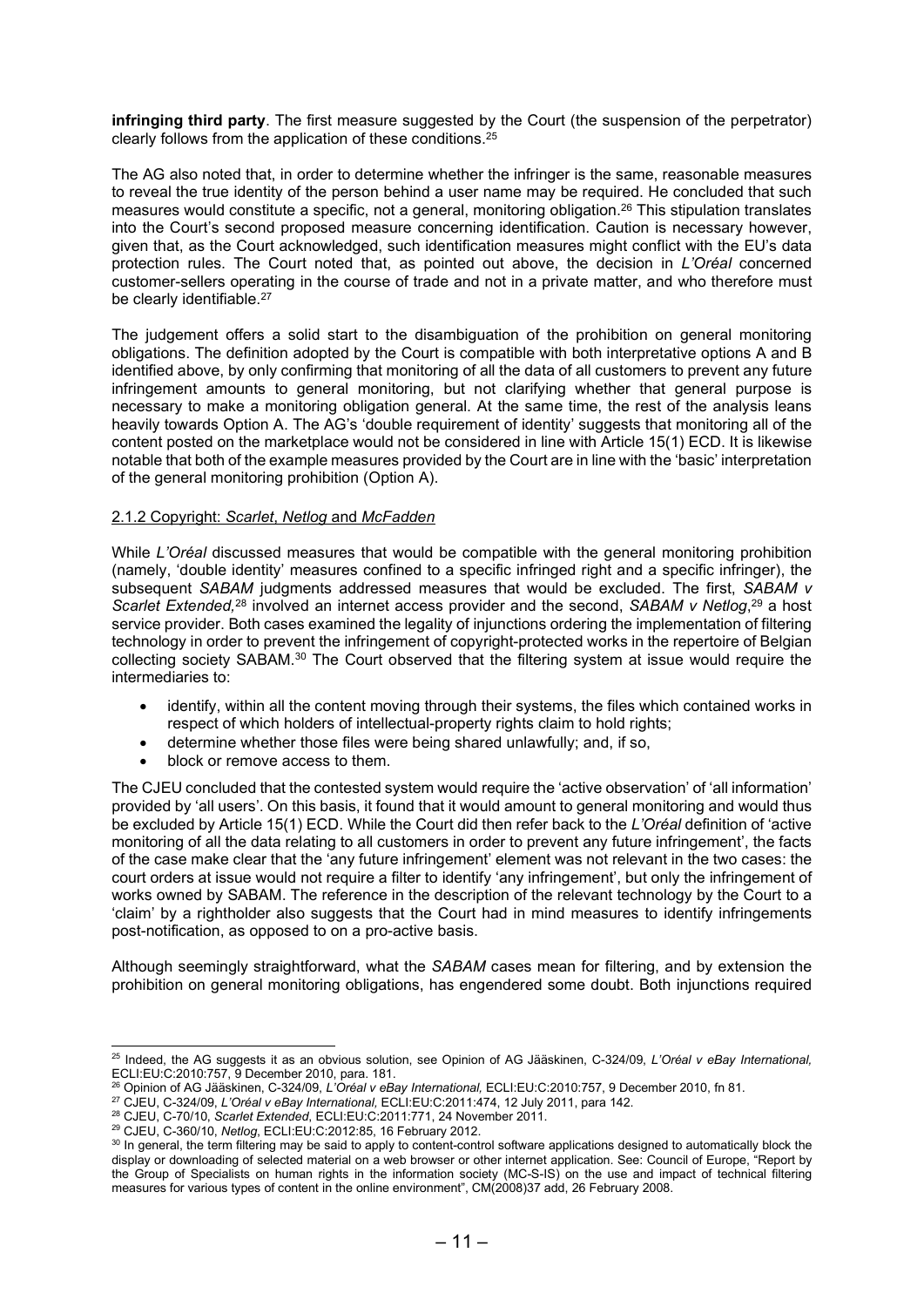**infringing third party**. The first measure suggested by the Court (the suspension of the perpetrator) clearly follows from the application of these conditions.[25]

The AG also noted that, in order to determine whether the infringer is the same, reasonable measures to reveal the true identity of the person behind a user name may be required. He concluded that such measures would constitute a specific, not a general, monitoring obligation.[26] This stipulation translates into the Court's second proposed measure concerning identification. Caution is necessary however, given that, as the Court acknowledged, such identification measures might conflict with the EU's data protection rules. The Court noted that, as pointed out above, the decision in *L'Oréal* concerned customer-sellers operating in the course of trade and not in a private matter, and who therefore must be clearly identifiable.[27]

The judgement offers a solid start to the disambiguation of the prohibition on general monitoring obligations. The definition adopted by the Court is compatible with both interpretative options A and B identified above, by only confirming that monitoring of all the data of all customers to prevent any future infringement amounts to general monitoring, but not clarifying whether that general purpose is necessary to make a monitoring obligation general. At the same time, the rest of the analysis leans heavily towards Option A. The AG's 'double requirement of identity' suggests that monitoring all of the content posted on the marketplace would not be considered in line with Article 15(1) ECD. It is likewise notable that both of the example measures provided by the Court are in line with the 'basic' interpretation of the general monitoring prohibition (Option A).

### 2.1.2 Copyright: *Scarlet*, *Netlog* and *McFadden*

While *L'Oréal* discussed measures that would be compatible with the general monitoring prohibition (namely, 'double identity' measures confined to a specific infringed right and a specific infringer), the subsequent *SABAM* judgments addressed measures that would be excluded. The first, *SABAM v Scarlet Extended,*[28] involved an internet access provider and the second, *SABAM v Netlog*,[29] a host service provider. Both cases examined the legality of injunctions ordering the implementation of filtering technology in order to prevent the infringement of copyright-protected works in the repertoire of Belgian collecting society SABAM.[30] The Court observed that the filtering system at issue would require the intermediaries to:

- identify, within all the content moving through their systems, the files which contained works in respect of which holders of intellectual-property rights claim to hold rights;
- determine whether those files were being shared unlawfully; and, if so,
- block or remove access to them.

The CJEU concluded that the contested system would require the 'active observation' of 'all information' provided by 'all users'. On this basis, it found that it would amount to general monitoring and would thus be excluded by Article 15(1) ECD. While the Court did then refer back to the *L'Oréal* definition of 'active monitoring of all the data relating to all customers in order to prevent any future infringement', the facts of the case make clear that the 'any future infringement' element was not relevant in the two cases: the court orders at issue would not require a filter to identify 'any infringement', but only the infringement of works owned by SABAM. The reference in the description of the relevant technology by the Court to a 'claim' by a rightholder also suggests that the Court had in mind measures to identify infringements post-notification, as opposed to on a pro-active basis.

Although seemingly straightforward, what the *SABAM* cases mean for filtering, and by extension the prohibition on general monitoring obligations, has engendered some doubt. Both injunctions required

---

[25] Indeed, the AG suggests it as an obvious solution, see Opinion of AG Jääskinen, C-324/09, *L'Oréal v eBay International,* ECLI:EU:C:2010:757, 9 December 2010, para. 181.

[26] Opinion of AG Jääskinen, C-324/09, *L'Oréal v eBay International,* ECLI:EU:C:2010:757, 9 December 2010, fn 81.

[27] CJEU, C-324/09, *L'Oréal v eBay International,* ECLI:EU:C:2011:474, 12 July 2011, para 142.

[28] CJEU, C-70/10, *Scarlet Extended*, ECLI:EU:C:2011:771, 24 November 2011.

[29] CJEU, C-360/10, *Netlog*, ECLI:EU:C:2012:85, 16 February 2012.

[30] In general, the term filtering may be said to apply to content-control software applications designed to automatically block the display or downloading of selected material on a web browser or other internet application. See: Council of Europe, "Report by the Group of Specialists on human rights in the information society (MC-S-IS) on the use and impact of technical filtering measures for various types of content in the online environment", CM(2008)37 add, 26 February 2008.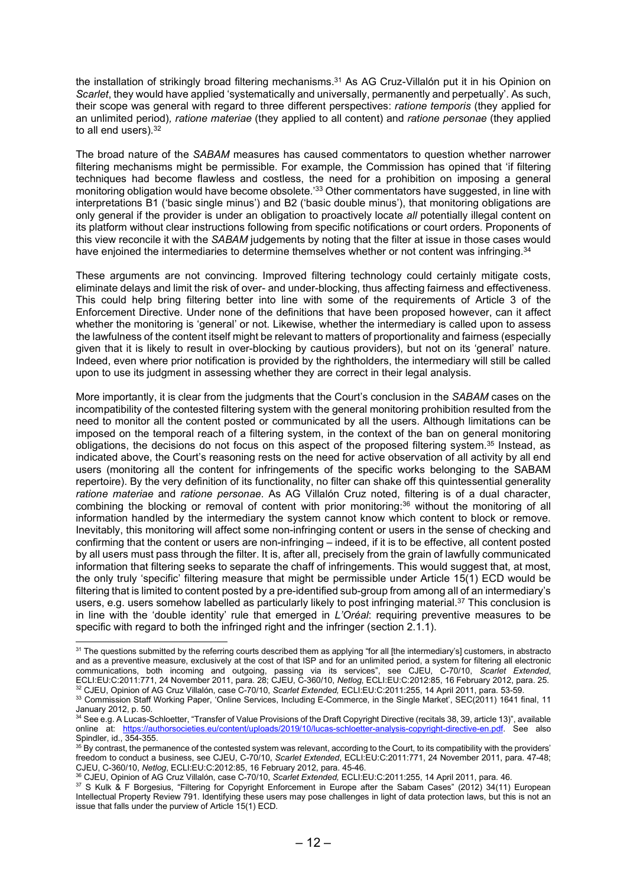the installation of strikingly broad filtering mechanisms.[31] As AG Cruz-Villalón put it in his Opinion on *Scarlet*, they would have applied 'systematically and universally, permanently and perpetually'. As such, their scope was general with regard to three different perspectives: *ratione temporis* (they applied for an unlimited period), *ratione materiae* (they applied to all content) and *ratione personae* (they applied to all end users).[32]

The broad nature of the *SABAM* measures has caused commentators to question whether narrower filtering mechanisms might be permissible. For example, the Commission has opined that 'if filtering techniques had become flawless and costless, the need for a prohibition on imposing a general monitoring obligation would have become obsolete.'[33] Other commentators have suggested, in line with interpretations B1 ('basic single minus') and B2 ('basic double minus'), that monitoring obligations are only general if the provider is under an obligation to proactively locate *all* potentially illegal content on its platform without clear instructions following from specific notifications or court orders. Proponents of this view reconcile it with the *SABAM* judgements by noting that the filter at issue in those cases would have enjoined the intermediaries to determine themselves whether or not content was infringing.[34]

These arguments are not convincing. Improved filtering technology could certainly mitigate costs, eliminate delays and limit the risk of over- and under-blocking, thus affecting fairness and effectiveness. This could help bring filtering better into line with some of the requirements of Article 3 of the Enforcement Directive. Under none of the definitions that have been proposed however, can it affect whether the monitoring is 'general' or not. Likewise, whether the intermediary is called upon to assess the lawfulness of the content itself might be relevant to matters of proportionality and fairness (especially given that it is likely to result in over-blocking by cautious providers), but not on its 'general' nature. Indeed, even where prior notification is provided by the rightholders, the intermediary will still be called upon to use its judgment in assessing whether they are correct in their legal analysis.

More importantly, it is clear from the judgments that the Court's conclusion in the *SABAM* cases on the incompatibility of the contested filtering system with the general monitoring prohibition resulted from the need to monitor all the content posted or communicated by all the users. Although limitations can be imposed on the temporal reach of a filtering system, in the context of the ban on general monitoring obligations, the decisions do not focus on this aspect of the proposed filtering system.[35] Instead, as indicated above, the Court's reasoning rests on the need for active observation of all activity by all end users (monitoring all the content for infringements of the specific works belonging to the SABAM repertoire). By the very definition of its functionality, no filter can shake off this quintessential generality *ratione materiae* and *ratione personae*. As AG Villalón Cruz noted, filtering is of a dual character, combining the blocking or removal of content with prior monitoring:[36] without the monitoring of all information handled by the intermediary the system cannot know which content to block or remove. Inevitably, this monitoring will affect some non-infringing content or users in the sense of checking and confirming that the content or users are non-infringing – indeed, if it is to be effective, all content posted by all users must pass through the filter. It is, after all, precisely from the grain of lawfully communicated information that filtering seeks to separate the chaff of infringements. This would suggest that, at most, the only truly 'specific' filtering measure that might be permissible under Article 15(1) ECD would be filtering that is limited to content posted by a pre-identified sub-group from among all of an intermediary's users, e.g. users somehow labelled as particularly likely to post infringing material.[37] This conclusion is in line with the 'double identity' rule that emerged in *L'Oréal*: requiring preventive measures to be specific with regard to both the infringed right and the infringer (section 2.1.1).

---

[31] The questions submitted by the referring courts described them as applying "for all [the intermediary's] customers, in abstracto and as a preventive measure, exclusively at the cost of that ISP and for an unlimited period, a system for filtering all electronic communications, both incoming and outgoing, passing via its services", see CJEU, C-70/10, *Scarlet Extended*, ECLI:EU:C:2011:771, 24 November 2011, para. 28; CJEU, C-360/10, *Netlog*, ECLI:EU:C:2012:85, 16 February 2012, para. 25.

[32] CJEU, Opinion of AG Cruz Villalón, case C-70/10, *Scarlet Extended*, ECLI:EU:C:2011:255, 14 April 2011, para. 53-59.

[33] Commission Staff Working Paper, 'Online Services, Including E-Commerce, in the Single Market', SEC(2011) 1641 final, 11 January 2012, p. 50.

[34] See e.g. A Lucas-Schloetter, "Transfer of Value Provisions of the Draft Copyright Directive (recitals 38, 39, article 13)", available online at: https://authorsocieties.eu/content/uploads/2019/10/lucas-schloetter-analysis-copyright-directive-en.pdf. See also Spindler, id., 354-355.

[35] By contrast, the permanence of the contested system was relevant, according to the Court, to its compatibility with the providers' freedom to conduct a business, see CJEU, C-70/10, *Scarlet Extended*, ECLI:EU:C:2011:771, 24 November 2011, para. 47-48; CJEU, C-360/10, *Netlog*, ECLI:EU:C:2012:85, 16 February 2012, para. 45-46.

[36] CJEU, Opinion of AG Cruz Villalón, case C-70/10, *Scarlet Extended*, ECLI:EU:C:2011:255, 14 April 2011, para. 46.

[37] S Kulk & F Borgesius, "Filtering for Copyright Enforcement in Europe after the Sabam Cases" (2012) 34(11) European Intellectual Property Review 791. Identifying these users may pose challenges in light of data protection laws, but this is not an issue that falls under the purview of Article 15(1) ECD.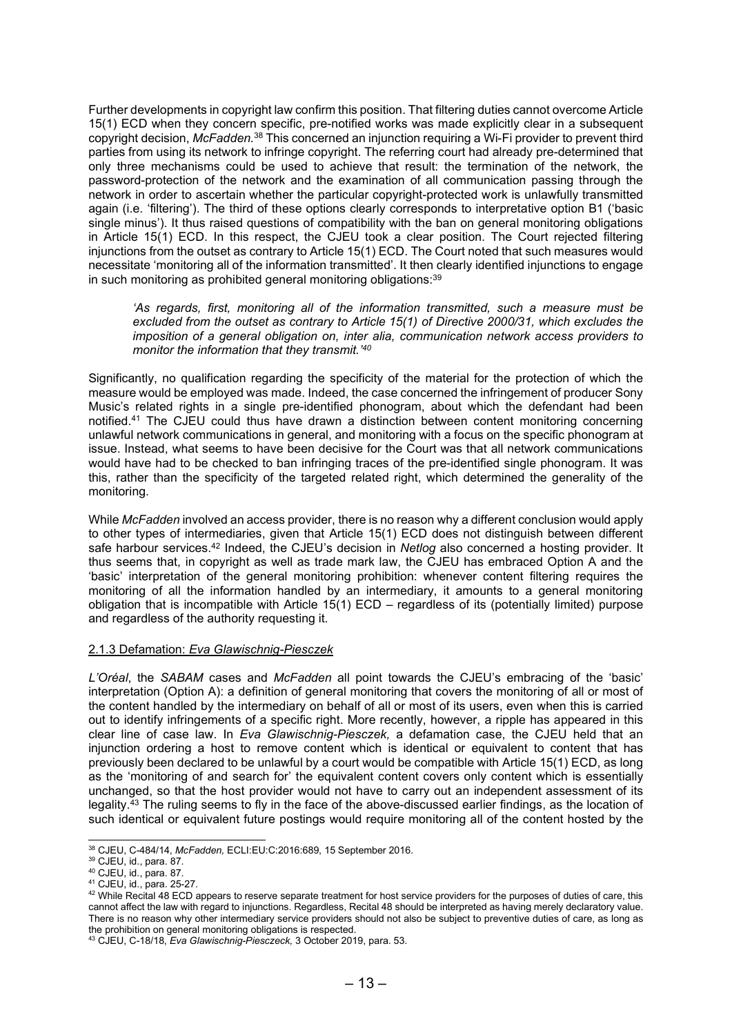Further developments in copyright law confirm this position. That filtering duties cannot overcome Article 15(1) ECD when they concern specific, pre-notified works was made explicitly clear in a subsequent copyright decision, *McFadden*.[38] This concerned an injunction requiring a Wi-Fi provider to prevent third parties from using its network to infringe copyright. The referring court had already pre-determined that only three mechanisms could be used to achieve that result: the termination of the network, the password-protection of the network and the examination of all communication passing through the network in order to ascertain whether the particular copyright-protected work is unlawfully transmitted again (i.e. 'filtering'). The third of these options clearly corresponds to interpretative option B1 ('basic single minus'). It thus raised questions of compatibility with the ban on general monitoring obligations in Article 15(1) ECD. In this respect, the CJEU took a clear position. The Court rejected filtering injunctions from the outset as contrary to Article 15(1) ECD. The Court noted that such measures would necessitate 'monitoring all of the information transmitted'. It then clearly identified injunctions to engage in such monitoring as prohibited general monitoring obligations:[39]

> *'As regards, first, monitoring all of the information transmitted, such a measure must be excluded from the outset as contrary to Article 15(1) of Directive 2000/31, which excludes the imposition of a general obligation on, inter alia, communication network access providers to monitor the information that they transmit.'*[40]

Significantly, no qualification regarding the specificity of the material for the protection of which the measure would be employed was made. Indeed, the case concerned the infringement of producer Sony Music's related rights in a single pre-identified phonogram, about which the defendant had been notified.[41] The CJEU could thus have drawn a distinction between content monitoring concerning unlawful network communications in general, and monitoring with a focus on the specific phonogram at issue. Instead, what seems to have been decisive for the Court was that all network communications would have had to be checked to ban infringing traces of the pre-identified single phonogram. It was this, rather than the specificity of the targeted related right, which determined the generality of the monitoring.

While *McFadden* involved an access provider, there is no reason why a different conclusion would apply to other types of intermediaries, given that Article 15(1) ECD does not distinguish between different safe harbour services.[42] Indeed, the CJEU's decision in *Netlog* also concerned a hosting provider. It thus seems that, in copyright as well as trade mark law, the CJEU has embraced Option A and the 'basic' interpretation of the general monitoring prohibition: whenever content filtering requires the monitoring of all the information handled by an intermediary, it amounts to a general monitoring obligation that is incompatible with Article 15(1) ECD – regardless of its (potentially limited) purpose and regardless of the authority requesting it.

### 2.1.3 Defamation: *Eva Glawischnig-Piesczek*

*L'Oréal*, the *SABAM* cases and *McFadden* all point towards the CJEU's embracing of the 'basic' interpretation (Option A): a definition of general monitoring that covers the monitoring of all or most of the content handled by the intermediary on behalf of all or most of its users, even when this is carried out to identify infringements of a specific right. More recently, however, a ripple has appeared in this clear line of case law. In *Eva Glawischnig-Piesczek,* a defamation case, the CJEU held that an injunction ordering a host to remove content which is identical or equivalent to content that has previously been declared to be unlawful by a court would be compatible with Article 15(1) ECD, as long as the 'monitoring of and search for' the equivalent content covers only content which is essentially unchanged, so that the host provider would not have to carry out an independent assessment of its legality.[43] The ruling seems to fly in the face of the above-discussed earlier findings, as the location of such identical or equivalent future postings would require monitoring all of the content hosted by the

---

[38] CJEU, C-484/14, *McFadden,* ECLI:EU:C:2016:689, 15 September 2016.

[39] CJEU, id., para. 87.

[40] CJEU, id., para. 87.

[41] CJEU, id., para. 25-27.

[42] While Recital 48 ECD appears to reserve separate treatment for host service providers for the purposes of duties of care, this cannot affect the law with regard to injunctions. Regardless, Recital 48 should be interpreted as having merely declaratory value. There is no reason why other intermediary service providers should not also be subject to preventive duties of care, as long as the prohibition on general monitoring obligations is respected.

[43] CJEU, C-18/18, *Eva Glawischnig-Piesczeck,* 3 October 2019, para. 53.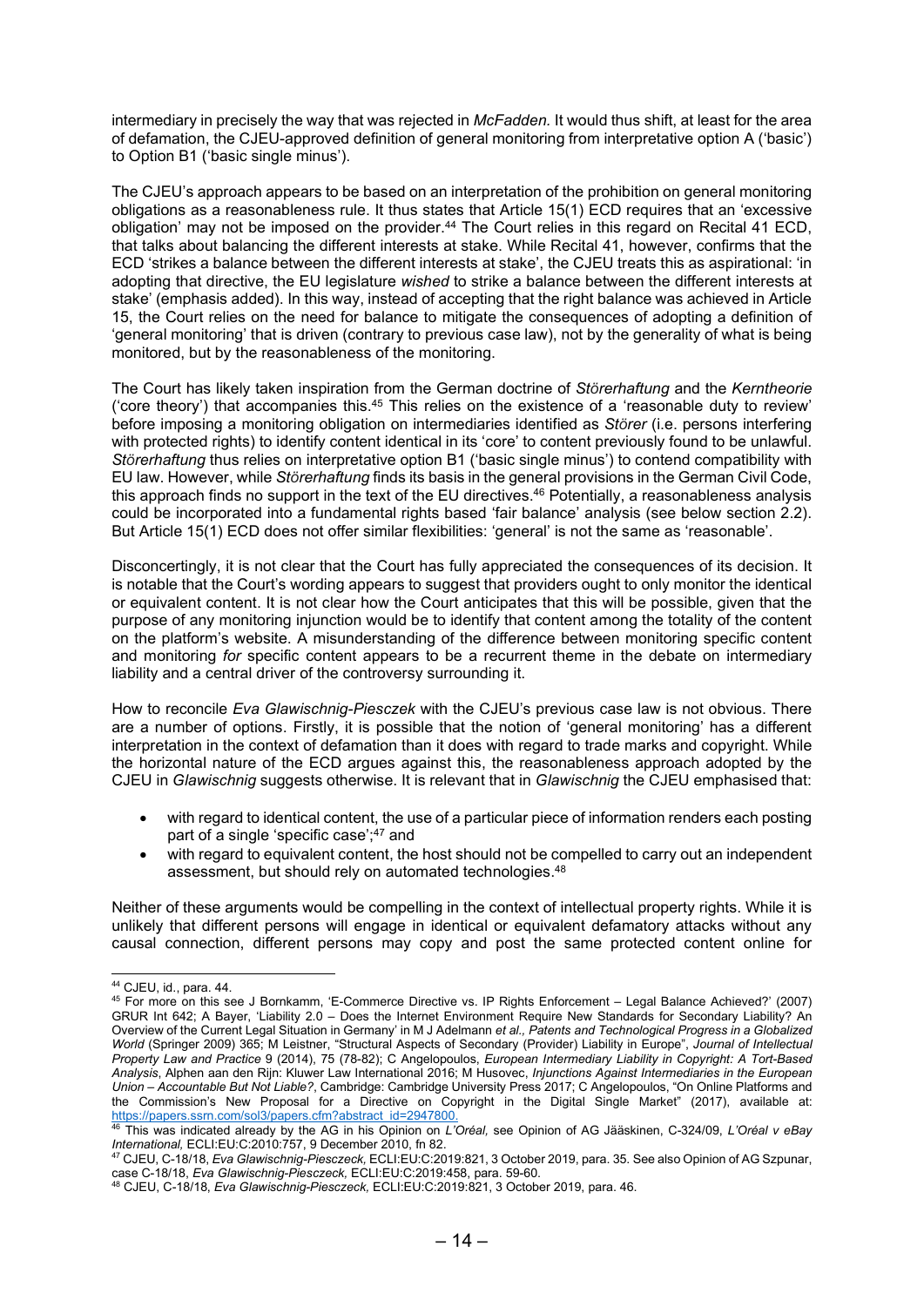intermediary in precisely the way that was rejected in *McFadden.* It would thus shift, at least for the area of defamation, the CJEU-approved definition of general monitoring from interpretative option A ('basic') to Option B1 ('basic single minus').

The CJEU's approach appears to be based on an interpretation of the prohibition on general monitoring obligations as a reasonableness rule. It thus states that Article 15(1) ECD requires that an 'excessive obligation' may not be imposed on the provider.[44] The Court relies in this regard on Recital 41 ECD, that talks about balancing the different interests at stake. While Recital 41, however, confirms that the ECD 'strikes a balance between the different interests at stake', the CJEU treats this as aspirational: 'in adopting that directive, the EU legislature *wished* to strike a balance between the different interests at stake' (emphasis added). In this way, instead of accepting that the right balance was achieved in Article 15, the Court relies on the need for balance to mitigate the consequences of adopting a definition of 'general monitoring' that is driven (contrary to previous case law), not by the generality of what is being monitored, but by the reasonableness of the monitoring.

The Court has likely taken inspiration from the German doctrine of *Störerhaftung* and the *Kerntheorie* ('core theory') that accompanies this.[45] This relies on the existence of a 'reasonable duty to review' before imposing a monitoring obligation on intermediaries identified as *Störer* (i.e. persons interfering with protected rights) to identify content identical in its 'core' to content previously found to be unlawful. *Störerhaftung* thus relies on interpretative option B1 ('basic single minus') to contend compatibility with EU law. However, while *Störerhaftung* finds its basis in the general provisions in the German Civil Code, this approach finds no support in the text of the EU directives.[46] Potentially, a reasonableness analysis could be incorporated into a fundamental rights based 'fair balance' analysis (see below section 2.2). But Article 15(1) ECD does not offer similar flexibilities: 'general' is not the same as 'reasonable'.

Disconcertingly, it is not clear that the Court has fully appreciated the consequences of its decision. It is notable that the Court's wording appears to suggest that providers ought to only monitor the identical or equivalent content. It is not clear how the Court anticipates that this will be possible, given that the purpose of any monitoring injunction would be to identify that content among the totality of the content on the platform's website. A misunderstanding of the difference between monitoring specific content and monitoring *for* specific content appears to be a recurrent theme in the debate on intermediary liability and a central driver of the controversy surrounding it.

How to reconcile *Eva Glawischnig-Piesczek* with the CJEU's previous case law is not obvious. There are a number of options. Firstly, it is possible that the notion of 'general monitoring' has a different interpretation in the context of defamation than it does with regard to trade marks and copyright. While the horizontal nature of the ECD argues against this, the reasonableness approach adopted by the CJEU in *Glawischnig* suggests otherwise. It is relevant that in *Glawischnig* the CJEU emphasised that:

- with regard to identical content, the use of a particular piece of information renders each posting part of a single 'specific case';[47] and
- with regard to equivalent content, the host should not be compelled to carry out an independent assessment, but should rely on automated technologies.[48]

Neither of these arguments would be compelling in the context of intellectual property rights. While it is unlikely that different persons will engage in identical or equivalent defamatory attacks without any causal connection, different persons may copy and post the same protected content online for

---

[44] CJEU, id., para. 44.

[45] For more on this see J Bornkamm, 'E-Commerce Directive vs. IP Rights Enforcement – Legal Balance Achieved?' (2007) GRUR Int 642; A Bayer, 'Liability 2.0 – Does the Internet Environment Require New Standards for Secondary Liability? An Overview of the Current Legal Situation in Germany' in M J Adelmann *et al., Patents and Technological Progress in a Globalized World* (Springer 2009) 365; M Leistner, "Structural Aspects of Secondary (Provider) Liability in Europe", *Journal of Intellectual Property Law and Practice* 9 (2014), 75 (78-82); C Angelopoulos, *European Intermediary Liability in Copyright: A Tort-Based Analysis*, Alphen aan den Rijn: Kluwer Law International 2016; M Husovec, *Injunctions Against Intermediaries in the European Union – Accountable But Not Liable?*, Cambridge: Cambridge University Press 2017; C Angelopoulos, "On Online Platforms and the Commission's New Proposal for a Directive on Copyright in the Digital Single Market" (2017), available at: https://papers.ssrn.com/sol3/papers.cfm?abstract_id=2947800.

[46] This was indicated already by the AG in his Opinion on *L'Oréal,* see Opinion of AG Jääskinen, C-324/09, *L'Oréal v eBay International,* ECLI:EU:C:2010:757, 9 December 2010, fn 82.

[47] CJEU, C-18/18, *Eva Glawischnig-Piesczeck,* ECLI:EU:C:2019:821, 3 October 2019, para. 35. See also Opinion of AG Szpunar, case C-18/18, *Eva Glawischnig-Piesczeck,* ECLI:EU:C:2019:458, para. 59-60.

[48] CJEU, C-18/18, *Eva Glawischnig-Piesczeck,* ECLI:EU:C:2019:821, 3 October 2019, para. 46.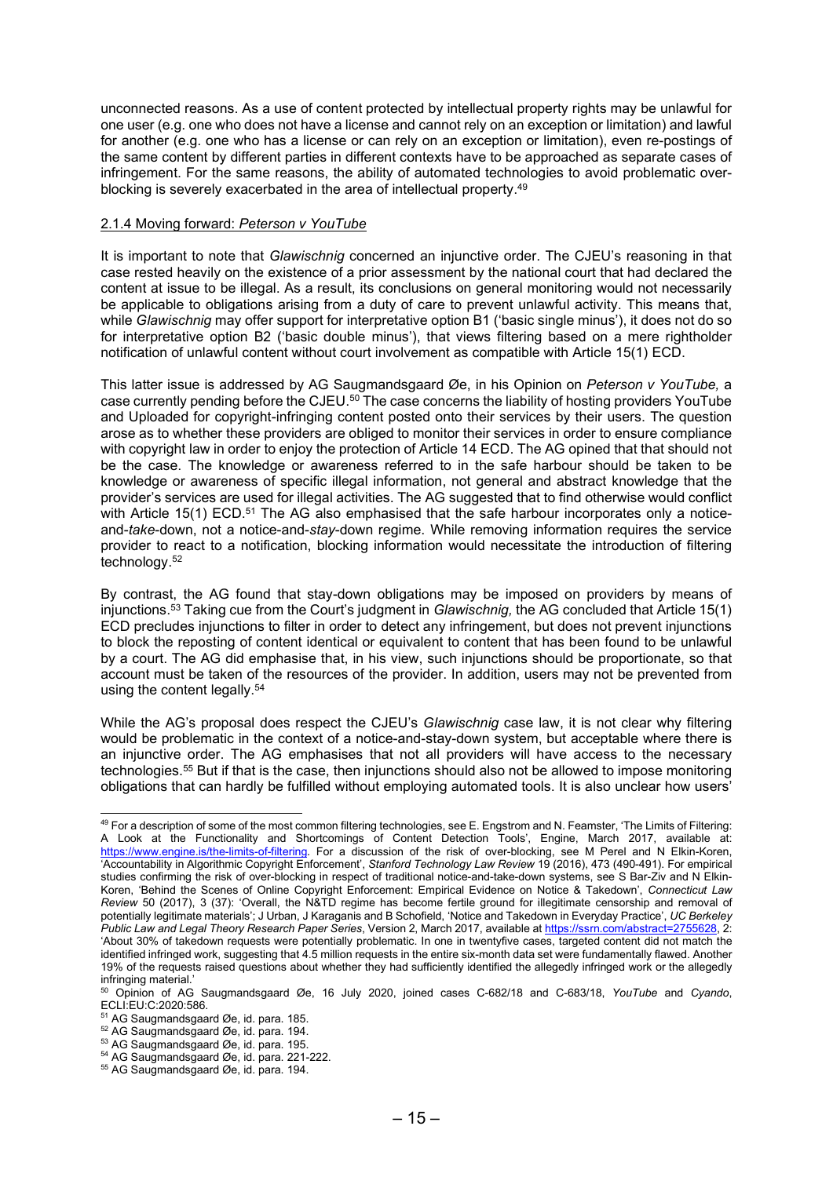unconnected reasons. As a use of content protected by intellectual property rights may be unlawful for one user (e.g. one who does not have a license and cannot rely on an exception or limitation) and lawful for another (e.g. one who has a license or can rely on an exception or limitation), even re-postings of the same content by different parties in different contexts have to be approached as separate cases of infringement. For the same reasons, the ability of automated technologies to avoid problematic over-blocking is severely exacerbated in the area of intellectual property.[49]

### 2.1.4 Moving forward: *Peterson v YouTube*

It is important to note that *Glawischnig* concerned an injunctive order. The CJEU's reasoning in that case rested heavily on the existence of a prior assessment by the national court that had declared the content at issue to be illegal. As a result, its conclusions on general monitoring would not necessarily be applicable to obligations arising from a duty of care to prevent unlawful activity. This means that, while *Glawischnig* may offer support for interpretative option B1 ('basic single minus'), it does not do so for interpretative option B2 ('basic double minus'), that views filtering based on a mere rightholder notification of unlawful content without court involvement as compatible with Article 15(1) ECD.

This latter issue is addressed by AG Saugmandsgaard Øe, in his Opinion on *Peterson v YouTube,* a case currently pending before the CJEU.[50] The case concerns the liability of hosting providers YouTube and Uploaded for copyright-infringing content posted onto their services by their users. The question arose as to whether these providers are obliged to monitor their services in order to ensure compliance with copyright law in order to enjoy the protection of Article 14 ECD. The AG opined that that should not be the case. The knowledge or awareness referred to in the safe harbour should be taken to be knowledge or awareness of specific illegal information, not general and abstract knowledge that the provider's services are used for illegal activities. The AG suggested that to find otherwise would conflict with Article 15(1) ECD.[51] The AG also emphasised that the safe harbour incorporates only a notice-and-*take*-down, not a notice-and-*stay*-down regime. While removing information requires the service provider to react to a notification, blocking information would necessitate the introduction of filtering technology.[52]

By contrast, the AG found that stay-down obligations may be imposed on providers by means of injunctions.[53] Taking cue from the Court's judgment in *Glawischnig,* the AG concluded that Article 15(1) ECD precludes injunctions to filter in order to detect any infringement, but does not prevent injunctions to block the reposting of content identical or equivalent to content that has been found to be unlawful by a court. The AG did emphasise that, in his view, such injunctions should be proportionate, so that account must be taken of the resources of the provider. In addition, users may not be prevented from using the content legally.[54]

While the AG's proposal does respect the CJEU's *Glawischnig* case law, it is not clear why filtering would be problematic in the context of a notice-and-stay-down system, but acceptable where there is an injunctive order. The AG emphasises that not all providers will have access to the necessary technologies.[55] But if that is the case, then injunctions should also not be allowed to impose monitoring obligations that can hardly be fulfilled without employing automated tools. It is also unclear how users'

---

[49] For a description of some of the most common filtering technologies, see E. Engstrom and N. Feamster, 'The Limits of Filtering: A Look at the Functionality and Shortcomings of Content Detection Tools', Engine, March 2017, available at: https://www.engine.is/the-limits-of-filtering. For a discussion of the risk of over-blocking, see M Perel and N Elkin-Koren, 'Accountability in Algorithmic Copyright Enforcement', *Stanford Technology Law Review* 19 (2016), 473 (490-491). For empirical studies confirming the risk of over-blocking in respect of traditional notice-and-take-down systems, see S Bar-Ziv and N Elkin-Koren, 'Behind the Scenes of Online Copyright Enforcement: Empirical Evidence on Notice & Takedown', *Connecticut Law Review* 50 (2017), 3 (37): 'Overall, the N&TD regime has become fertile ground for illegitimate censorship and removal of potentially legitimate materials'; J Urban, J Karaganis and B Schofield, 'Notice and Takedown in Everyday Practice', *UC Berkeley Public Law and Legal Theory Research Paper Series*, Version 2, March 2017, available at https://ssrn.com/abstract=2755628, 2: 'About 30% of takedown requests were potentially problematic. In one in twentyfive cases, targeted content did not match the identified infringed work, suggesting that 4.5 million requests in the entire six-month data set were fundamentally flawed. Another 19% of the requests raised questions about whether they had sufficiently identified the allegedly infringed work or the allegedly infringing material.'

[50] Opinion of AG Saugmandsgaard Øe, 16 July 2020, joined cases C-682/18 and C-683/18, *YouTube* and *Cyando*, ECLI:EU:C:2020:586.

[51] AG Saugmandsgaard Øe, id. para. 185.

[52] AG Saugmandsgaard Øe, id. para. 194.

[53] AG Saugmandsgaard Øe, id. para. 195.

[54] AG Saugmandsgaard Øe, id. para. 221-222.

[55] AG Saugmandsgaard Øe, id. para. 194.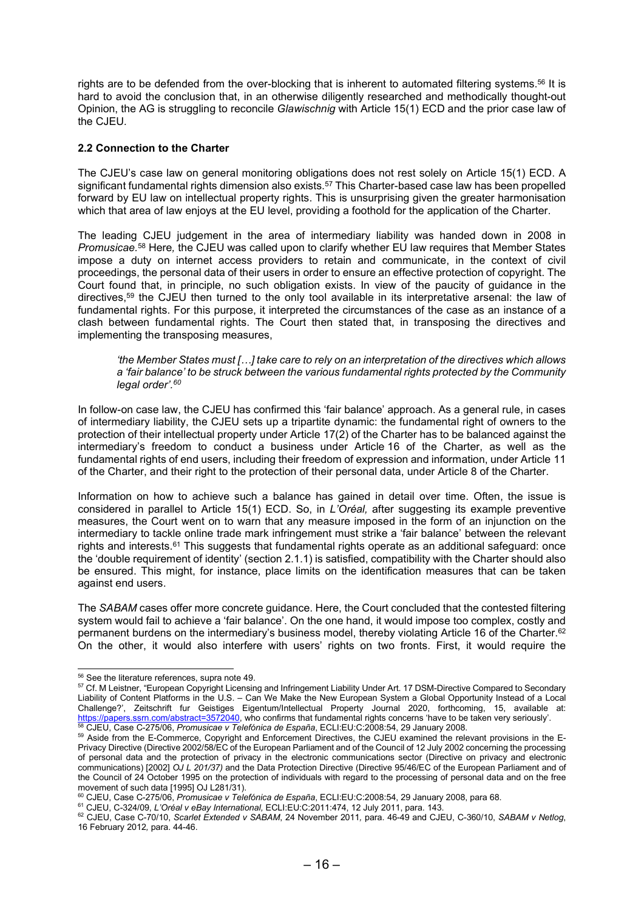rights are to be defended from the over-blocking that is inherent to automated filtering systems.[56] It is hard to avoid the conclusion that, in an otherwise diligently researched and methodically thought-out Opinion, the AG is struggling to reconcile *Glawischnig* with Article 15(1) ECD and the prior case law of the CJEU.

### 2.2 Connection to the Charter

The CJEU's case law on general monitoring obligations does not rest solely on Article 15(1) ECD. A significant fundamental rights dimension also exists.[57] This Charter-based case law has been propelled forward by EU law on intellectual property rights. This is unsurprising given the greater harmonisation which that area of law enjoys at the EU level, providing a foothold for the application of the Charter.

The leading CJEU judgement in the area of intermediary liability was handed down in 2008 in *Promusicae.*[58] Here*,* the CJEU was called upon to clarify whether EU law requires that Member States impose a duty on internet access providers to retain and communicate, in the context of civil proceedings, the personal data of their users in order to ensure an effective protection of copyright. The Court found that, in principle, no such obligation exists. In view of the paucity of guidance in the directives,[59] the CJEU then turned to the only tool available in its interpretative arsenal: the law of fundamental rights. For this purpose, it interpreted the circumstances of the case as an instance of a clash between fundamental rights. The Court then stated that, in transposing the directives and implementing the transposing measures,

> *'the Member States must […] take care to rely on an interpretation of the directives which allows a 'fair balance' to be struck between the various fundamental rights protected by the Community legal order'.*[60]

In follow-on case law, the CJEU has confirmed this 'fair balance' approach. As a general rule, in cases of intermediary liability, the CJEU sets up a tripartite dynamic: the fundamental right of owners to the protection of their intellectual property under Article 17(2) of the Charter has to be balanced against the intermediary's freedom to conduct a business under Article 16 of the Charter, as well as the fundamental rights of end users, including their freedom of expression and information, under Article 11 of the Charter, and their right to the protection of their personal data, under Article 8 of the Charter.

Information on how to achieve such a balance has gained in detail over time. Often, the issue is considered in parallel to Article 15(1) ECD. So, in *L'Oréal,* after suggesting its example preventive measures, the Court went on to warn that any measure imposed in the form of an injunction on the intermediary to tackle online trade mark infringement must strike a 'fair balance' between the relevant rights and interests.[61] This suggests that fundamental rights operate as an additional safeguard: once the 'double requirement of identity' (section 2.1.1) is satisfied, compatibility with the Charter should also be ensured. This might, for instance, place limits on the identification measures that can be taken against end users.

The *SABAM* cases offer more concrete guidance. Here, the Court concluded that the contested filtering system would fail to achieve a 'fair balance'. On the one hand, it would impose too complex, costly and permanent burdens on the intermediary's business model, thereby violating Article 16 of the Charter.[62] On the other, it would also interfere with users' rights on two fronts. First, it would require the

---

[56] See the literature references, supra note 49.

[57] Cf. M Leistner, "European Copyright Licensing and Infringement Liability Under Art. 17 DSM-Directive Compared to Secondary Liability of Content Platforms in the U.S. – Can We Make the New European System a Global Opportunity Instead of a Local Challenge?', Zeitschrift fur Geistiges Eigentum/Intellectual Property Journal 2020, forthcoming, 15, available at: https://papers.ssrn.com/abstract=3572040, who confirms that fundamental rights concerns 'have to be taken very seriously'.

[58] CJEU, Case C-275/06, *Promusicae v Telefónica de España*, ECLI:EU:C:2008:54, 29 January 2008.

[59] Aside from the E-Commerce, Copyright and Enforcement Directives, the CJEU examined the relevant provisions in the E-Privacy Directive (Directive 2002/58/EC of the European Parliament and of the Council of 12 July 2002 concerning the processing of personal data and the protection of privacy in the electronic communications sector (Directive on privacy and electronic communications) [2002] *OJ L 201/37)* and the Data Protection Directive (Directive 95/46/EC of the European Parliament and of the Council of 24 October 1995 on the protection of individuals with regard to the processing of personal data and on the free movement of such data [1995] OJ L281/31).

[60] CJEU, Case C-275/06, *Promusicae v Telefónica de España*, ECLI:EU:C:2008:54, 29 January 2008, para 68.

[61] CJEU, C-324/09, *L'Oréal v eBay International,* ECLI:EU:C:2011:474, 12 July 2011, para. 143.

[62] CJEU, Case C-70/10, *Scarlet Extended v SABAM*, 24 November 2011*,* para. 46-49 and CJEU, C-360/10, *SABAM v Netlog*, 16 February 2012*,* para. 44-46.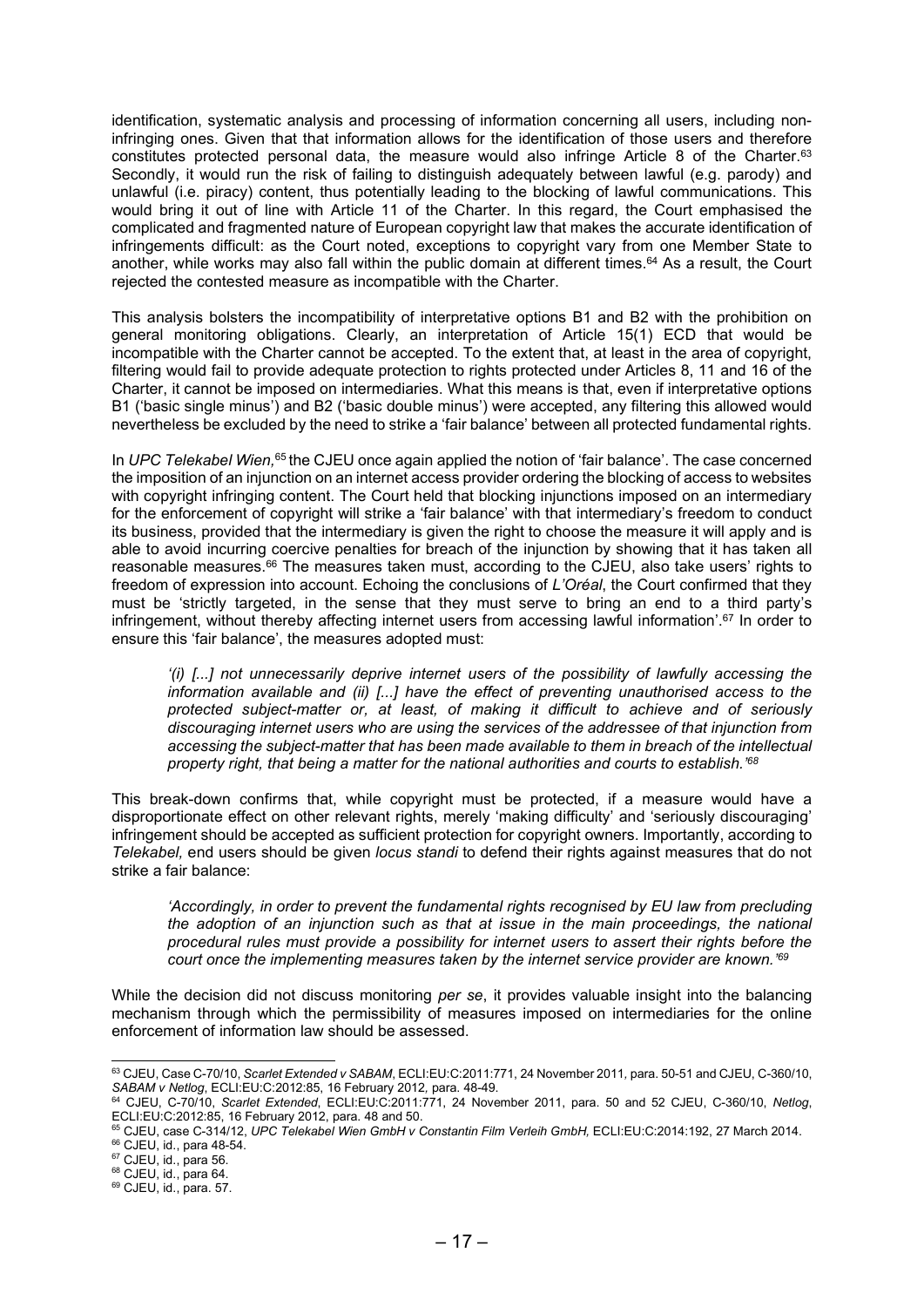identification, systematic analysis and processing of information concerning all users, including non-infringing ones. Given that that information allows for the identification of those users and therefore constitutes protected personal data, the measure would also infringe Article 8 of the Charter.[63] Secondly, it would run the risk of failing to distinguish adequately between lawful (e.g. parody) and unlawful (i.e. piracy) content, thus potentially leading to the blocking of lawful communications. This would bring it out of line with Article 11 of the Charter. In this regard, the Court emphasised the complicated and fragmented nature of European copyright law that makes the accurate identification of infringements difficult: as the Court noted, exceptions to copyright vary from one Member State to another, while works may also fall within the public domain at different times.[64] As a result, the Court rejected the contested measure as incompatible with the Charter.

This analysis bolsters the incompatibility of interpretative options B1 and B2 with the prohibition on general monitoring obligations. Clearly, an interpretation of Article 15(1) ECD that would be incompatible with the Charter cannot be accepted. To the extent that, at least in the area of copyright, filtering would fail to provide adequate protection to rights protected under Articles 8, 11 and 16 of the Charter, it cannot be imposed on intermediaries. What this means is that, even if interpretative options B1 ('basic single minus') and B2 ('basic double minus') were accepted, any filtering this allowed would nevertheless be excluded by the need to strike a 'fair balance' between all protected fundamental rights.

In *UPC Telekabel Wien,*[65] the CJEU once again applied the notion of 'fair balance'. The case concerned the imposition of an injunction on an internet access provider ordering the blocking of access to websites with copyright infringing content. The Court held that blocking injunctions imposed on an intermediary for the enforcement of copyright will strike a 'fair balance' with that intermediary's freedom to conduct its business, provided that the intermediary is given the right to choose the measure it will apply and is able to avoid incurring coercive penalties for breach of the injunction by showing that it has taken all reasonable measures.[66] The measures taken must, according to the CJEU, also take users' rights to freedom of expression into account. Echoing the conclusions of *L'Oréal*, the Court confirmed that they must be 'strictly targeted, in the sense that they must serve to bring an end to a third party's infringement, without thereby affecting internet users from accessing lawful information'.[67] In order to ensure this 'fair balance', the measures adopted must:

> *'(i) [...] not unnecessarily deprive internet users of the possibility of lawfully accessing the information available and (ii) [...] have the effect of preventing unauthorised access to the protected subject-matter or, at least, of making it difficult to achieve and of seriously discouraging internet users who are using the services of the addressee of that injunction from accessing the subject-matter that has been made available to them in breach of the intellectual property right, that being a matter for the national authorities and courts to establish.'*[68]

This break-down confirms that, while copyright must be protected, if a measure would have a disproportionate effect on other relevant rights, merely 'making difficulty' and 'seriously discouraging' infringement should be accepted as sufficient protection for copyright owners. Importantly, according to *Telekabel,* end users should be given *locus standi* to defend their rights against measures that do not strike a fair balance:

> *'Accordingly, in order to prevent the fundamental rights recognised by EU law from precluding the adoption of an injunction such as that at issue in the main proceedings, the national procedural rules must provide a possibility for internet users to assert their rights before the court once the implementing measures taken by the internet service provider are known.'*[69]

While the decision did not discuss monitoring *per se*, it provides valuable insight into the balancing mechanism through which the permissibility of measures imposed on intermediaries for the online enforcement of information law should be assessed.

---

[63] CJEU, Case C-70/10, *Scarlet Extended v SABAM*, ECLI:EU:C:2011:771, 24 November 2011, para. 50-51 and CJEU, C-360/10, *SABAM v Netlog*, ECLI:EU:C:2012:85, 16 February 2012, para. 48-49.

[64] CJEU, C-70/10, *Scarlet Extended*, ECLI:EU:C:2011:771, 24 November 2011, para. 50 and 52 CJEU, C-360/10, *Netlog*, ECLI:EU:C:2012:85, 16 February 2012, para. 48 and 50.

[65] CJEU, case C-314/12, *UPC Telekabel Wien GmbH v Constantin Film Verleih GmbH,* ECLI:EU:C:2014:192, 27 March 2014.

[66] CJEU, id., para 48-54.

[67] CJEU, id., para 56.

[68] CJEU, id., para 64.

[69] CJEU, id., para. 57.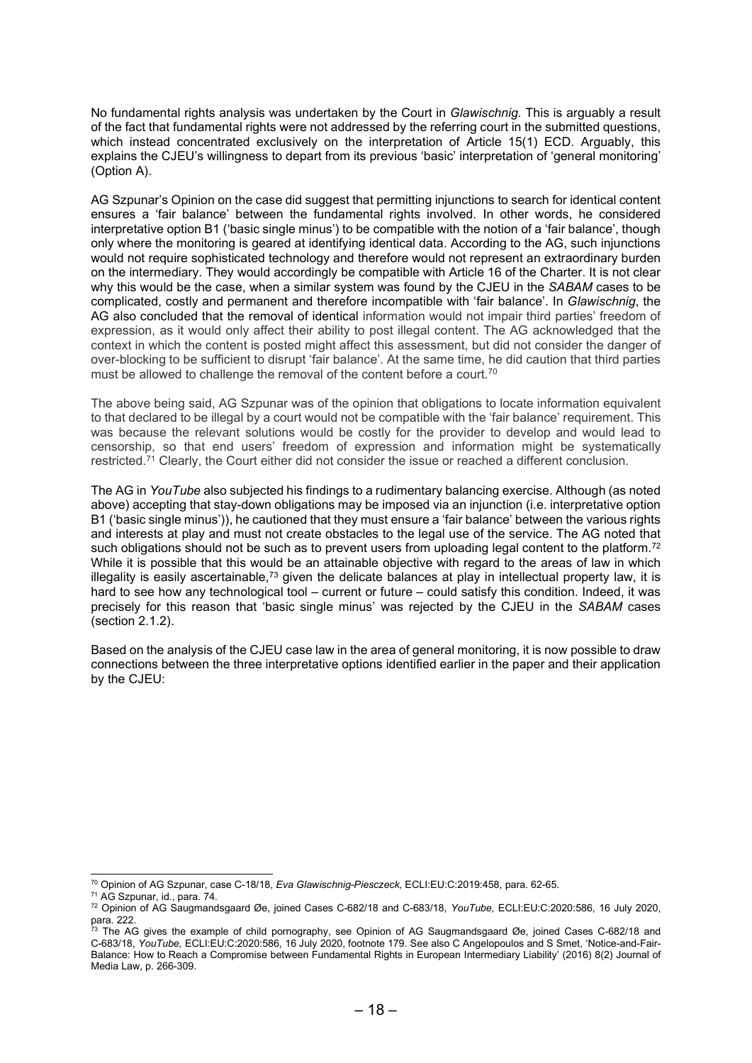No fundamental rights analysis was undertaken by the Court in *Glawischnig*. This is arguably a result of the fact that fundamental rights were not addressed by the referring court in the submitted questions, which instead concentrated exclusively on the interpretation of Article 15(1) ECD. Arguably, this explains the CJEU's willingness to depart from its previous 'basic' interpretation of 'general monitoring' (Option A).

AG Szpunar's Opinion on the case did suggest that permitting injunctions to search for identical content ensures a 'fair balance' between the fundamental rights involved. In other words, he considered interpretative option B1 ('basic single minus') to be compatible with the notion of a 'fair balance', though only where the monitoring is geared at identifying identical data. According to the AG, such injunctions would not require sophisticated technology and therefore would not represent an extraordinary burden on the intermediary. They would accordingly be compatible with Article 16 of the Charter. It is not clear why this would be the case, when a similar system was found by the CJEU in the *SABAM* cases to be complicated, costly and permanent and therefore incompatible with 'fair balance'. In *Glawischnig*, the AG also concluded that the removal of identical information would not impair third parties' freedom of expression, as it would only affect their ability to post illegal content. The AG acknowledged that the context in which the content is posted might affect this assessment, but did not consider the danger of over-blocking to be sufficient to disrupt 'fair balance'. At the same time, he did caution that third parties must be allowed to challenge the removal of the content before a court.[70]

The above being said, AG Szpunar was of the opinion that obligations to locate information equivalent to that declared to be illegal by a court would not be compatible with the 'fair balance' requirement. This was because the relevant solutions would be costly for the provider to develop and would lead to censorship, so that end users' freedom of expression and information might be systematically restricted.[71] Clearly, the Court either did not consider the issue or reached a different conclusion.

The AG in *YouTube* also subjected his findings to a rudimentary balancing exercise. Although (as noted above) accepting that stay-down obligations may be imposed via an injunction (i.e. interpretative option B1 ('basic single minus')), he cautioned that they must ensure a 'fair balance' between the various rights and interests at play and must not create obstacles to the legal use of the service. The AG noted that such obligations should not be such as to prevent users from uploading legal content to the platform.[72] While it is possible that this would be an attainable objective with regard to the areas of law in which illegality is easily ascertainable,[73] given the delicate balances at play in intellectual property law, it is hard to see how any technological tool – current or future – could satisfy this condition. Indeed, it was precisely for this reason that 'basic single minus' was rejected by the CJEU in the *SABAM* cases (section 2.1.2).

Based on the analysis of the CJEU case law in the area of general monitoring, it is now possible to draw connections between the three interpretative options identified earlier in the paper and their application by the CJEU:

---

[70] Opinion of AG Szpunar, case C-18/18, *Eva Glawischnig-Piesczeck,* ECLI:EU:C:2019:458, para. 62-65.

[71] AG Szpunar, id., para. 74.

[72] Opinion of AG Saugmandsgaard Øe, joined Cases C-682/18 and C-683/18, *YouTube,* ECLI:EU:C:2020:586, 16 July 2020, para. 222.

[73] The AG gives the example of child pornography, see Opinion of AG Saugmandsgaard Øe, joined Cases C-682/18 and C-683/18, *YouTube,* ECLI:EU:C:2020:586, 16 July 2020, footnote 179. See also C Angelopoulos and S Smet, 'Notice-and-Fair-Balance: How to Reach a Compromise between Fundamental Rights in European Intermediary Liability' (2016) 8(2) Journal of Media Law, p. 266-309.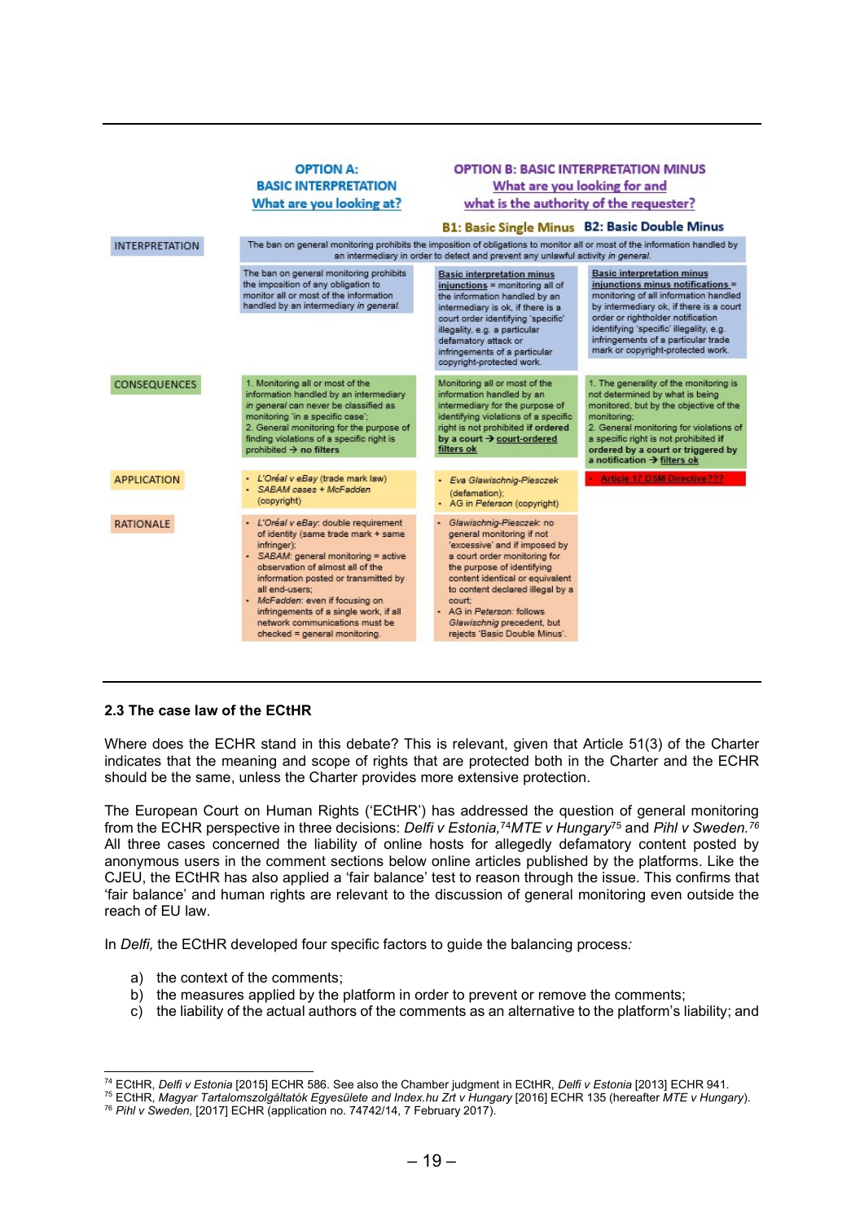| | OPTION A: BASIC INTERPRETATION What are you looking at? | OPTION B: BASIC INTERPRETATION MINUS What are you looking for and what is the authority of the requester? B1: Basic Single Minus | B2: Basic Double Minus |
|---|---|---|---|
| INTERPRETATION | The ban on general monitoring prohibits the imposition of obligations to monitor all or most of the information handled by an intermediary in order to detect and prevent any unlawful activity *in general*. | | |
| | The ban on general monitoring prohibits the imposition of any obligation to monitor all or most of the information handled by an intermediary *in general*. | Basic interpretation minus injunctions = monitoring all of the information handled by an intermediary is ok, if there is a court order identifying 'specific' illegality, e.g. a particular defamatory attack or infringements of a particular copyright-protected work. | Basic interpretation minus injunctions minus notifications = monitoring of all information handled by intermediary ok, if there is a court order or rightholder notification identifying 'specific' illegality, e.g. infringements of a particular trade mark or copyright-protected work. |
| CONSEQUENCES | 1. Monitoring all or most of the information handled by an intermediary *in general* can never be classified as monitoring 'in a specific case'; 2. General monitoring for the purpose of finding violations of a specific right is prohibited → **no filters** | Monitoring all or most of the information handled by an intermediary for the purpose of identifying violations of a specific right is not prohibited **if ordered by a court** → **court-ordered filters ok** | 1. The generality of the monitoring is not determined by what is being monitored, but by the objective of the monitoring; 2. General monitoring for violations of a specific right is not prohibited **if ordered by a court or triggered by a notification** → **filters ok** |
| APPLICATION | • *L'Oréal v eBay* (trade mark law) • *SABAM cases* + *McFadden* (copyright) | • *Eva Glawischnig-Piesczek* (defamation); • AG in *Peterson* (copyright) | Article 17 DSM Directive??? |
| RATIONALE | • *L'Oréal v eBay*: double requirement of identity (same trade mark + same infringer); • *SABAM*: general monitoring = active observation of almost all of the information posted or transmitted by all end-users; • *McFadden*: even if focusing on infringements of a single work, if all network communications must be checked = general monitoring. | • *Glawischnig-Piesczek*: no general monitoring if not 'excessive' and if imposed by a court order monitoring for the purpose of identifying content identical or equivalent to content declared illegal by a court; • AG in *Peterson*: follows *Glawischnig* precedent, but rejects 'Basic Double Minus'. | |

### 2.3 The case law of the ECtHR

Where does the ECHR stand in this debate? This is relevant, given that Article 51(3) of the Charter indicates that the meaning and scope of rights that are protected both in the Charter and the ECHR should be the same, unless the Charter provides more extensive protection.

The European Court on Human Rights ('ECtHR') has addressed the question of general monitoring from the ECHR perspective in three decisions: *Delfi v Estonia,*[74] *MTE v Hungary*[75] and *Pihl v Sweden.*[76] All three cases concerned the liability of online hosts for allegedly defamatory content posted by anonymous users in the comment sections below online articles published by the platforms. Like the CJEU, the ECtHR has also applied a 'fair balance' test to reason through the issue. This confirms that 'fair balance' and human rights are relevant to the discussion of general monitoring even outside the reach of EU law.

In *Delfi,* the ECtHR developed four specific factors to guide the balancing process:

a) the context of the comments;
b) the measures applied by the platform in order to prevent or remove the comments;
c) the liability of the actual authors of the comments as an alternative to the platform's liability; and

---

[74] ECtHR, *Delfi v Estonia* [2015] ECHR 586. See also the Chamber judgment in ECtHR, *Delfi v Estonia* [2013] ECHR 941.
[75] ECtHR, *Magyar Tartalomszolgáltatók Egyesülete and Index.hu Zrt v Hungary* [2016] ECHR 135 (hereafter *MTE v Hungary*).
[76] *Pihl v Sweden,* [2017] ECHR (application no. 74742/14, 7 February 2017).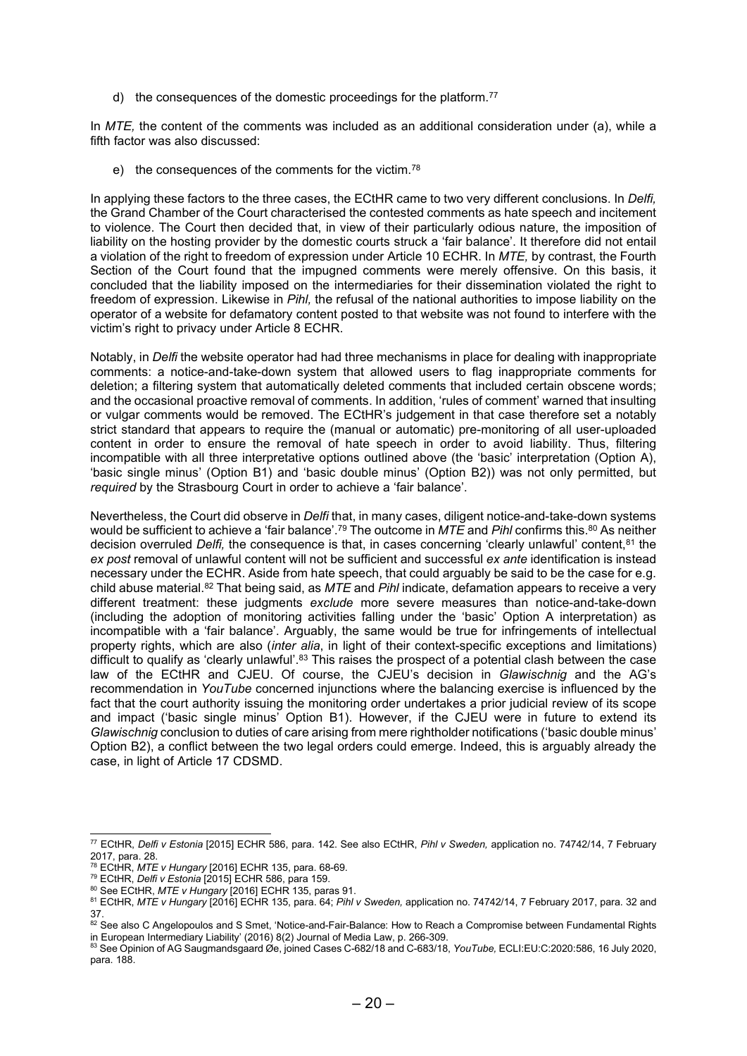d) the consequences of the domestic proceedings for the platform.[77]

In *MTE,* the content of the comments was included as an additional consideration under (a), while a fifth factor was also discussed:

e) the consequences of the comments for the victim.[78]

In applying these factors to the three cases, the ECtHR came to two very different conclusions. In *Delfi,* the Grand Chamber of the Court characterised the contested comments as hate speech and incitement to violence. The Court then decided that, in view of their particularly odious nature, the imposition of liability on the hosting provider by the domestic courts struck a 'fair balance'. It therefore did not entail a violation of the right to freedom of expression under Article 10 ECHR. In *MTE,* by contrast, the Fourth Section of the Court found that the impugned comments were merely offensive. On this basis, it concluded that the liability imposed on the intermediaries for their dissemination violated the right to freedom of expression. Likewise in *Pihl,* the refusal of the national authorities to impose liability on the operator of a website for defamatory content posted to that website was not found to interfere with the victim's right to privacy under Article 8 ECHR.

Notably, in *Delfi* the website operator had had three mechanisms in place for dealing with inappropriate comments: a notice-and-take-down system that allowed users to flag inappropriate comments for deletion; a filtering system that automatically deleted comments that included certain obscene words; and the occasional proactive removal of comments. In addition, 'rules of comment' warned that insulting or vulgar comments would be removed. The ECtHR's judgement in that case therefore set a notably strict standard that appears to require the (manual or automatic) pre-monitoring of all user-uploaded content in order to ensure the removal of hate speech in order to avoid liability. Thus, filtering incompatible with all three interpretative options outlined above (the 'basic' interpretation (Option A), 'basic single minus' (Option B1) and 'basic double minus' (Option B2)) was not only permitted, but *required* by the Strasbourg Court in order to achieve a 'fair balance'.

Nevertheless, the Court did observe in *Delfi* that, in many cases, diligent notice-and-take-down systems would be sufficient to achieve a 'fair balance'.[79] The outcome in *MTE* and *Pihl* confirms this.[80] As neither decision overruled *Delfi,* the consequence is that, in cases concerning 'clearly unlawful' content,[81] the *ex post* removal of unlawful content will not be sufficient and successful *ex ante* identification is instead necessary under the ECHR. Aside from hate speech, that could arguably be said to be the case for e.g. child abuse material.[82] That being said, as *MTE* and *Pihl* indicate, defamation appears to receive a very different treatment: these judgments *exclude* more severe measures than notice-and-take-down (including the adoption of monitoring activities falling under the 'basic' Option A interpretation) as incompatible with a 'fair balance'. Arguably, the same would be true for infringements of intellectual property rights, which are also (*inter alia*, in light of their context-specific exceptions and limitations) difficult to qualify as 'clearly unlawful'.[83] This raises the prospect of a potential clash between the case law of the ECtHR and CJEU. Of course, the CJEU's decision in *Glawischnig* and the AG's recommendation in *YouTube* concerned injunctions where the balancing exercise is influenced by the fact that the court authority issuing the monitoring order undertakes a prior judicial review of its scope and impact ('basic single minus' Option B1). However, if the CJEU were in future to extend its *Glawischnig* conclusion to duties of care arising from mere rightholder notifications ('basic double minus' Option B2), a conflict between the two legal orders could emerge. Indeed, this is arguably already the case, in light of Article 17 CDSMD.

---

[77] ECtHR, *Delfi v Estonia* [2015] ECHR 586, para. 142. See also ECtHR, *Pihl v Sweden,* application no. 74742/14, 7 February 2017, para. 28.

[78] ECtHR, *MTE v Hungary* [2016] ECHR 135, para. 68-69.

[79] ECtHR, *Delfi v Estonia* [2015] ECHR 586, para 159.

[80] See ECtHR, *MTE v Hungary* [2016] ECHR 135, paras 91.

[81] ECtHR, *MTE v Hungary* [2016] ECHR 135, para. 64; *Pihl v Sweden,* application no. 74742/14, 7 February 2017, para. 32 and 37.

[82] See also C Angelopoulos and S Smet, 'Notice-and-Fair-Balance: How to Reach a Compromise between Fundamental Rights in European Intermediary Liability' (2016) 8(2) Journal of Media Law, p. 266-309.

[83] See Opinion of AG Saugmandsgaard Øe, joined Cases C-682/18 and C-683/18, *YouTube,* ECLI:EU:C:2020:586, 16 July 2020, para. 188.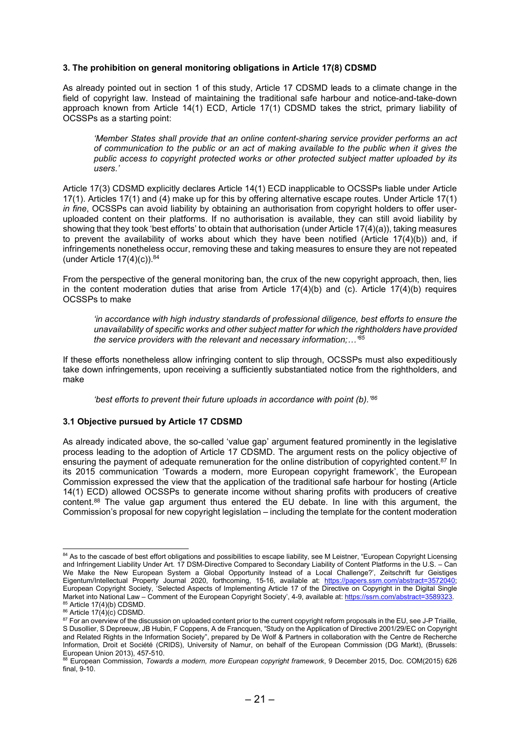### 3. The prohibition on general monitoring obligations in Article 17(8) CDSMD

As already pointed out in section 1 of this study, Article 17 CDSMD leads to a climate change in the field of copyright law. Instead of maintaining the traditional safe harbour and notice-and-take-down approach known from Article 14(1) ECD, Article 17(1) CDSMD takes the strict, primary liability of OCSSPs as a starting point:

> *'Member States shall provide that an online content-sharing service provider performs an act of communication to the public or an act of making available to the public when it gives the public access to copyright protected works or other protected subject matter uploaded by its users.'*

Article 17(3) CDSMD explicitly declares Article 14(1) ECD inapplicable to OCSSPs liable under Article 17(1). Articles 17(1) and (4) make up for this by offering alternative escape routes. Under Article 17(1) *in fine*, OCSSPs can avoid liability by obtaining an authorisation from copyright holders to offer user-uploaded content on their platforms. If no authorisation is available, they can still avoid liability by showing that they took 'best efforts' to obtain that authorisation (under Article 17(4)(a)), taking measures to prevent the availability of works about which they have been notified (Article 17(4)(b)) and, if infringements nonetheless occur, removing these and taking measures to ensure they are not repeated (under Article 17(4)(c)).[84]

From the perspective of the general monitoring ban, the crux of the new copyright approach, then, lies in the content moderation duties that arise from Article 17(4)(b) and (c). Article 17(4)(b) requires OCSSPs to make

> *'in accordance with high industry standards of professional diligence, best efforts to ensure the unavailability of specific works and other subject matter for which the rightholders have provided the service providers with the relevant and necessary information;…'*[85]

If these efforts nonetheless allow infringing content to slip through, OCSSPs must also expeditiously take down infringements, upon receiving a sufficiently substantiated notice from the rightholders, and make

> *'best efforts to prevent their future uploads in accordance with point (b).'*[86]

#### 3.1 Objective pursued by Article 17 CDSMD

As already indicated above, the so-called 'value gap' argument featured prominently in the legislative process leading to the adoption of Article 17 CDSMD. The argument rests on the policy objective of ensuring the payment of adequate remuneration for the online distribution of copyrighted content.[87] In its 2015 communication 'Towards a modern, more European copyright framework', the European Commission expressed the view that the application of the traditional safe harbour for hosting (Article 14(1) ECD) allowed OCSSPs to generate income without sharing profits with producers of creative content.[88] The value gap argument thus entered the EU debate. In line with this argument, the Commission's proposal for new copyright legislation – including the template for the content moderation

---

[84] As to the cascade of best effort obligations and possibilities to escape liability, see M Leistner, "European Copyright Licensing and Infringement Liability Under Art. 17 DSM-Directive Compared to Secondary Liability of Content Platforms in the U.S. – Can We Make the New European System a Global Opportunity Instead of a Local Challenge?', Zeitschrift fur Geistiges Eigentum/Intellectual Property Journal 2020, forthcoming, 15-16, available at: https://papers.ssrn.com/abstract=3572040; European Copyright Society, 'Selected Aspects of Implementing Article 17 of the Directive on Copyright in the Digital Single Market into National Law – Comment of the European Copyright Society', 4-9, available at: https://ssrn.com/abstract=3589323.

[85] Article 17(4)(b) CDSMD.

[86] Article 17(4)(c) CDSMD.

[87] For an overview of the discussion on uploaded content prior to the current copyright reform proposals in the EU, see J-P Triaille, S Dusollier, S Depreeuw, JB Hubin, F Coppens, A de Francquen, "Study on the Application of Directive 2001/29/EC on Copyright and Related Rights in the Information Society", prepared by De Wolf & Partners in collaboration with the Centre de Recherche Information, Droit et Société (CRIDS), University of Namur, on behalf of the European Commission (DG Markt), (Brussels: European Union 2013), 457-510.

[88] European Commission, *Towards a modern, more European copyright framework*, 9 December 2015, Doc. COM(2015) 626 final, 9-10.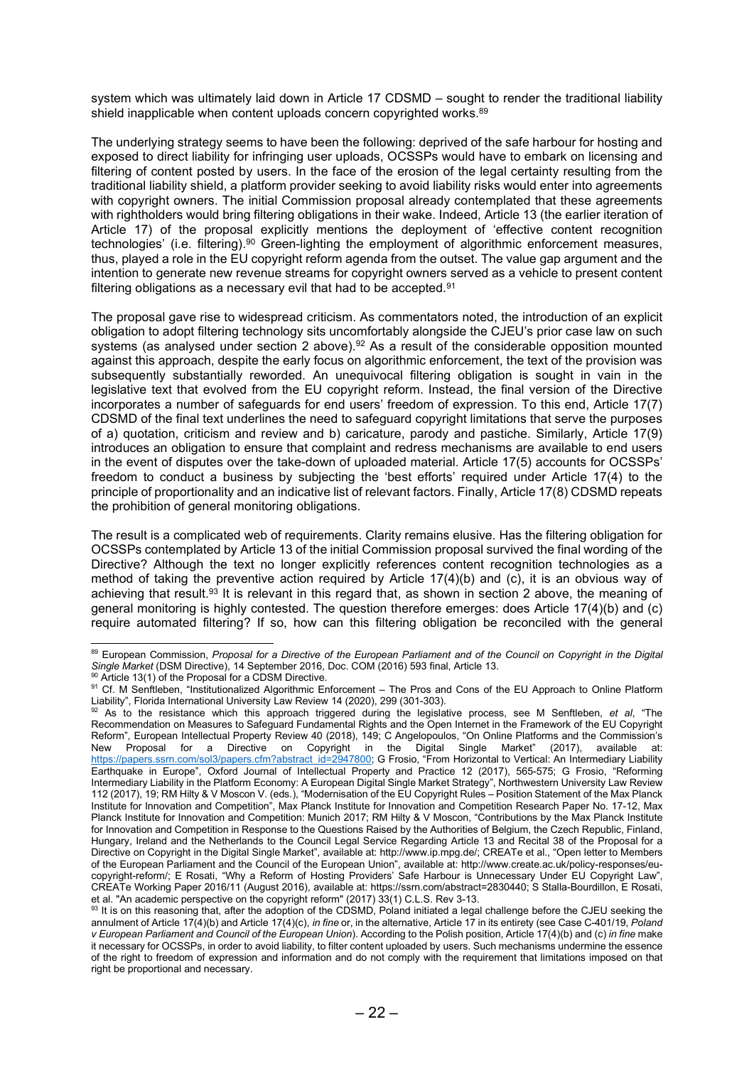system which was ultimately laid down in Article 17 CDSMD – sought to render the traditional liability shield inapplicable when content uploads concern copyrighted works.[89]

The underlying strategy seems to have been the following: deprived of the safe harbour for hosting and exposed to direct liability for infringing user uploads, OCSSPs would have to embark on licensing and filtering of content posted by users. In the face of the erosion of the legal certainty resulting from the traditional liability shield, a platform provider seeking to avoid liability risks would enter into agreements with copyright owners. The initial Commission proposal already contemplated that these agreements with rightholders would bring filtering obligations in their wake. Indeed, Article 13 (the earlier iteration of Article 17) of the proposal explicitly mentions the deployment of 'effective content recognition technologies' (i.e. filtering).[90] Green-lighting the employment of algorithmic enforcement measures, thus, played a role in the EU copyright reform agenda from the outset. The value gap argument and the intention to generate new revenue streams for copyright owners served as a vehicle to present content filtering obligations as a necessary evil that had to be accepted.[91]

The proposal gave rise to widespread criticism. As commentators noted, the introduction of an explicit obligation to adopt filtering technology sits uncomfortably alongside the CJEU's prior case law on such systems (as analysed under section 2 above).[92] As a result of the considerable opposition mounted against this approach, despite the early focus on algorithmic enforcement, the text of the provision was subsequently substantially reworded. An unequivocal filtering obligation is sought in vain in the legislative text that evolved from the EU copyright reform. Instead, the final version of the Directive incorporates a number of safeguards for end users' freedom of expression. To this end, Article 17(7) CDSMD of the final text underlines the need to safeguard copyright limitations that serve the purposes of a) quotation, criticism and review and b) caricature, parody and pastiche. Similarly, Article 17(9) introduces an obligation to ensure that complaint and redress mechanisms are available to end users in the event of disputes over the take-down of uploaded material. Article 17(5) accounts for OCSSPs' freedom to conduct a business by subjecting the 'best efforts' required under Article 17(4) to the principle of proportionality and an indicative list of relevant factors. Finally, Article 17(8) CDSMD repeats the prohibition of general monitoring obligations.

The result is a complicated web of requirements. Clarity remains elusive. Has the filtering obligation for OCSSPs contemplated by Article 13 of the initial Commission proposal survived the final wording of the Directive? Although the text no longer explicitly references content recognition technologies as a method of taking the preventive action required by Article 17(4)(b) and (c), it is an obvious way of achieving that result.[93] It is relevant in this regard that, as shown in section 2 above, the meaning of general monitoring is highly contested. The question therefore emerges: does Article 17(4)(b) and (c) require automated filtering? If so, how can this filtering obligation be reconciled with the general

---

[89] European Commission, *Proposal for a Directive of the European Parliament and of the Council on Copyright in the Digital Single Market* (DSM Directive), 14 September 2016, Doc. COM (2016) 593 final, Article 13.

[90] Article 13(1) of the Proposal for a CDSM Directive.

[91] Cf. M Senftleben, "Institutionalized Algorithmic Enforcement – The Pros and Cons of the EU Approach to Online Platform Liability", Florida International University Law Review 14 (2020), 299 (301-303).

[92] As to the resistance which this approach triggered during the legislative process, see M Senftleben, *et al*, "The Recommendation on Measures to Safeguard Fundamental Rights and the Open Internet in the Framework of the EU Copyright Reform", European Intellectual Property Review 40 (2018), 149; C Angelopoulos, "On Online Platforms and the Commission's New Proposal for a Directive on Copyright in the Digital Single Market" (2017), available at: https://papers.ssrn.com/sol3/papers.cfm?abstract_id=2947800; G Frosio, "From Horizontal to Vertical: An Intermediary Liability Earthquake in Europe", Oxford Journal of Intellectual Property and Practice 12 (2017), 565-575; G Frosio, "Reforming Intermediary Liability in the Platform Economy: A European Digital Single Market Strategy", Northwestern University Law Review 112 (2017), 19; RM Hilty & V Moscon V. (eds.), "Modernisation of the EU Copyright Rules – Position Statement of the Max Planck Institute for Innovation and Competition", Max Planck Institute for Innovation and Competition Research Paper No. 17-12, Max Planck Institute for Innovation and Competition: Munich 2017; RM Hilty & V Moscon, "Contributions by the Max Planck Institute for Innovation and Competition in Response to the Questions Raised by the Authorities of Belgium, the Czech Republic, Finland, Hungary, Ireland and the Netherlands to the Council Legal Service Regarding Article 13 and Recital 38 of the Proposal for a Directive on Copyright in the Digital Single Market", available at: http://www.ip.mpg.de/; CREATe et al., "Open letter to Members of the European Parliament and the Council of the European Union", available at: http://www.create.ac.uk/policy-responses/eu-copyright-reform/; E Rosati, "Why a Reform of Hosting Providers' Safe Harbour is Unnecessary Under EU Copyright Law", CREATe Working Paper 2016/11 (August 2016), available at: https://ssrn.com/abstract=2830440; S Stalla-Bourdillon, E Rosati, et al. "An academic perspective on the copyright reform" (2017) 33(1) C.L.S. Rev 3-13.

[93] It is on this reasoning that, after the adoption of the CDSMD, Poland initiated a legal challenge before the CJEU seeking the annulment of Article 17(4)(b) and Article 17(4)(c), *in fine* or, in the alternative, Article 17 in its entirety (see Case C-401/19, *Poland v European Parliament and Council of the European Union*). According to the Polish position, Article 17(4)(b) and (c) *in fine* make it necessary for OCSSPs, in order to avoid liability, to filter content uploaded by users. Such mechanisms undermine the essence of the right to freedom of expression and information and do not comply with the requirement that limitations imposed on that right be proportional and necessary.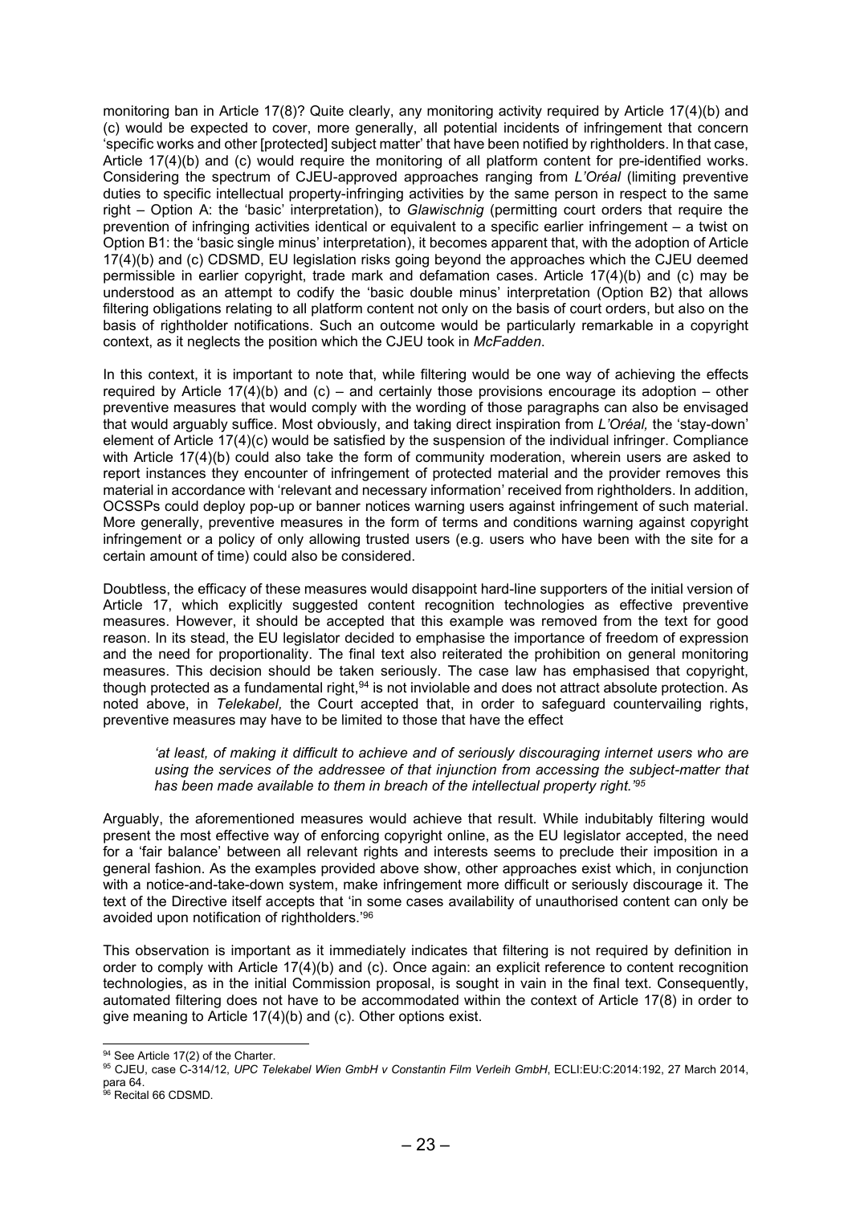monitoring ban in Article 17(8)? Quite clearly, any monitoring activity required by Article 17(4)(b) and (c) would be expected to cover, more generally, all potential incidents of infringement that concern 'specific works and other [protected] subject matter' that have been notified by rightholders. In that case, Article 17(4)(b) and (c) would require the monitoring of all platform content for pre-identified works. Considering the spectrum of CJEU-approved approaches ranging from *L'Oréal* (limiting preventive duties to specific intellectual property-infringing activities by the same person in respect to the same right – Option A: the 'basic' interpretation), to *Glawischnig* (permitting court orders that require the prevention of infringing activities identical or equivalent to a specific earlier infringement – a twist on Option B1: the 'basic single minus' interpretation), it becomes apparent that, with the adoption of Article 17(4)(b) and (c) CDSMD, EU legislation risks going beyond the approaches which the CJEU deemed permissible in earlier copyright, trade mark and defamation cases. Article 17(4)(b) and (c) may be understood as an attempt to codify the 'basic double minus' interpretation (Option B2) that allows filtering obligations relating to all platform content not only on the basis of court orders, but also on the basis of rightholder notifications. Such an outcome would be particularly remarkable in a copyright context, as it neglects the position which the CJEU took in *McFadden*.

In this context, it is important to note that, while filtering would be one way of achieving the effects required by Article 17(4)(b) and (c) – and certainly those provisions encourage its adoption – other preventive measures that would comply with the wording of those paragraphs can also be envisaged that would arguably suffice. Most obviously, and taking direct inspiration from *L'Oréal,* the 'stay-down' element of Article 17(4)(c) would be satisfied by the suspension of the individual infringer. Compliance with Article 17(4)(b) could also take the form of community moderation, wherein users are asked to report instances they encounter of infringement of protected material and the provider removes this material in accordance with 'relevant and necessary information' received from rightholders. In addition, OCSSPs could deploy pop-up or banner notices warning users against infringement of such material. More generally, preventive measures in the form of terms and conditions warning against copyright infringement or a policy of only allowing trusted users (e.g. users who have been with the site for a certain amount of time) could also be considered.

Doubtless, the efficacy of these measures would disappoint hard-line supporters of the initial version of Article 17, which explicitly suggested content recognition technologies as effective preventive measures. However, it should be accepted that this example was removed from the text for good reason. In its stead, the EU legislator decided to emphasise the importance of freedom of expression and the need for proportionality. The final text also reiterated the prohibition on general monitoring measures. This decision should be taken seriously. The case law has emphasised that copyright, though protected as a fundamental right,[94] is not inviolable and does not attract absolute protection. As noted above, in *Telekabel,* the Court accepted that, in order to safeguard countervailing rights, preventive measures may have to be limited to those that have the effect

> *'at least, of making it difficult to achieve and of seriously discouraging internet users who are using the services of the addressee of that injunction from accessing the subject-matter that has been made available to them in breach of the intellectual property right.'*[95]

Arguably, the aforementioned measures would achieve that result. While indubitably filtering would present the most effective way of enforcing copyright online, as the EU legislator accepted, the need for a 'fair balance' between all relevant rights and interests seems to preclude their imposition in a general fashion. As the examples provided above show, other approaches exist which, in conjunction with a notice-and-take-down system, make infringement more difficult or seriously discourage it. The text of the Directive itself accepts that 'in some cases availability of unauthorised content can only be avoided upon notification of rightholders.'[96]

This observation is important as it immediately indicates that filtering is not required by definition in order to comply with Article 17(4)(b) and (c). Once again: an explicit reference to content recognition technologies, as in the initial Commission proposal, is sought in vain in the final text. Consequently, automated filtering does not have to be accommodated within the context of Article 17(8) in order to give meaning to Article 17(4)(b) and (c). Other options exist.

---

[94] See Article 17(2) of the Charter.

[95] CJEU, case C-314/12, *UPC Telekabel Wien GmbH v Constantin Film Verleih GmbH*, ECLI:EU:C:2014:192, 27 March 2014, para 64.

[96] Recital 66 CDSMD.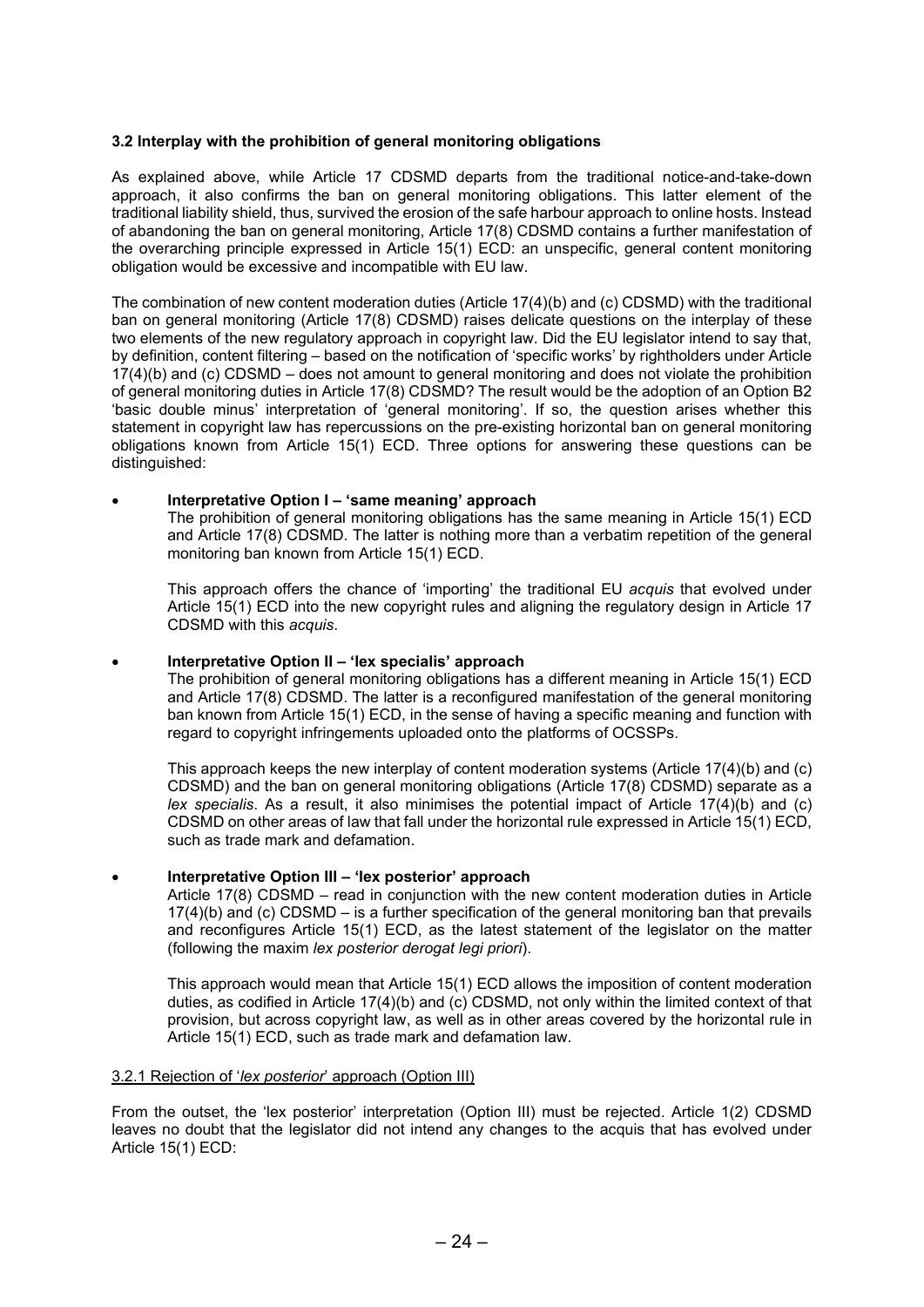### 3.2 Interplay with the prohibition of general monitoring obligations

As explained above, while Article 17 CDSMD departs from the traditional notice-and-take-down approach, it also confirms the ban on general monitoring obligations. This latter element of the traditional liability shield, thus, survived the erosion of the safe harbour approach to online hosts. Instead of abandoning the ban on general monitoring, Article 17(8) CDSMD contains a further manifestation of the overarching principle expressed in Article 15(1) ECD: an unspecific, general content monitoring obligation would be excessive and incompatible with EU law.

The combination of new content moderation duties (Article 17(4)(b) and (c) CDSMD) with the traditional ban on general monitoring (Article 17(8) CDSMD) raises delicate questions on the interplay of these two elements of the new regulatory approach in copyright law. Did the EU legislator intend to say that, by definition, content filtering – based on the notification of 'specific works' by rightholders under Article 17(4)(b) and (c) CDSMD – does not amount to general monitoring and does not violate the prohibition of general monitoring duties in Article 17(8) CDSMD? The result would be the adoption of an Option B2 'basic double minus' interpretation of 'general monitoring'. If so, the question arises whether this statement in copyright law has repercussions on the pre-existing horizontal ban on general monitoring obligations known from Article 15(1) ECD. Three options for answering these questions can be distinguished:

- **Interpretative Option I – 'same meaning' approach**
  The prohibition of general monitoring obligations has the same meaning in Article 15(1) ECD and Article 17(8) CDSMD. The latter is nothing more than a verbatim repetition of the general monitoring ban known from Article 15(1) ECD.

  This approach offers the chance of 'importing' the traditional EU *acquis* that evolved under Article 15(1) ECD into the new copyright rules and aligning the regulatory design in Article 17 CDSMD with this *acquis*.

- **Interpretative Option II – 'lex specialis' approach**
  The prohibition of general monitoring obligations has a different meaning in Article 15(1) ECD and Article 17(8) CDSMD. The latter is a reconfigured manifestation of the general monitoring ban known from Article 15(1) ECD, in the sense of having a specific meaning and function with regard to copyright infringements uploaded onto the platforms of OCSSPs.

  This approach keeps the new interplay of content moderation systems (Article 17(4)(b) and (c) CDSMD) and the ban on general monitoring obligations (Article 17(8) CDSMD) separate as a *lex specialis*. As a result, it also minimises the potential impact of Article 17(4)(b) and (c) CDSMD on other areas of law that fall under the horizontal rule expressed in Article 15(1) ECD, such as trade mark and defamation.

- **Interpretative Option III – 'lex posterior' approach**
  Article 17(8) CDSMD – read in conjunction with the new content moderation duties in Article 17(4)(b) and (c) CDSMD – is a further specification of the general monitoring ban that prevails and reconfigures Article 15(1) ECD, as the latest statement of the legislator on the matter (following the maxim *lex posterior derogat legi priori*).

  This approach would mean that Article 15(1) ECD allows the imposition of content moderation duties, as codified in Article 17(4)(b) and (c) CDSMD, not only within the limited context of that provision, but across copyright law, as well as in other areas covered by the horizontal rule in Article 15(1) ECD, such as trade mark and defamation law.

#### 3.2.1 Rejection of '*lex posterior*' approach (Option III)

From the outset, the 'lex posterior' interpretation (Option III) must be rejected. Article 1(2) CDSMD leaves no doubt that the legislator did not intend any changes to the acquis that has evolved under Article 15(1) ECD: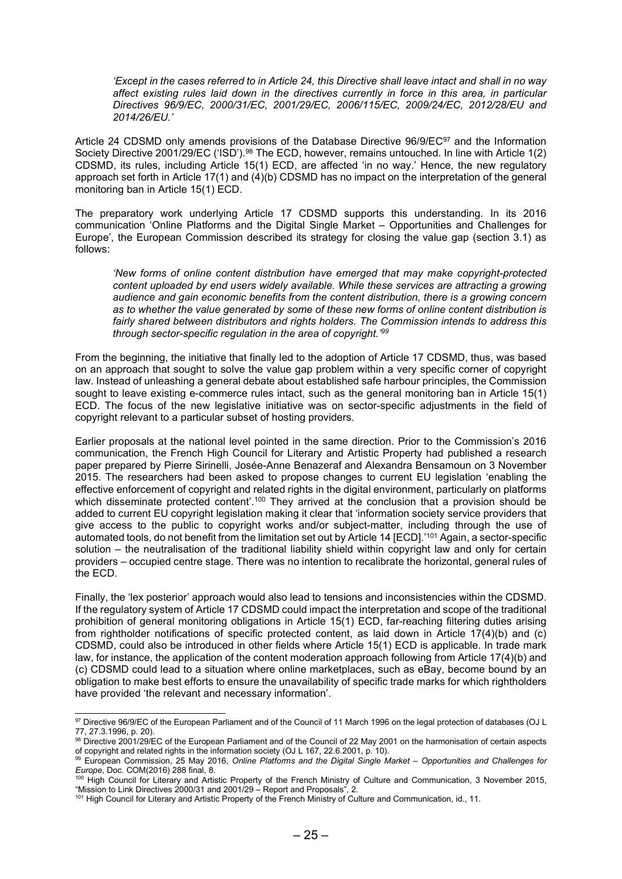> *'Except in the cases referred to in Article 24, this Directive shall leave intact and shall in no way affect existing rules laid down in the directives currently in force in this area, in particular Directives 96/9/EC, 2000/31/EC, 2001/29/EC, 2006/115/EC, 2009/24/EC, 2012/28/EU and 2014/26/EU.'*

Article 24 CDSMD only amends provisions of the Database Directive 96/9/EC[97] and the Information Society Directive 2001/29/EC ('ISD').[98] The ECD, however, remains untouched. In line with Article 1(2) CDSMD, its rules, including Article 15(1) ECD, are affected 'in no way.' Hence, the new regulatory approach set forth in Article 17(1) and (4)(b) CDSMD has no impact on the interpretation of the general monitoring ban in Article 15(1) ECD.

The preparatory work underlying Article 17 CDSMD supports this understanding. In its 2016 communication 'Online Platforms and the Digital Single Market – Opportunities and Challenges for Europe', the European Commission described its strategy for closing the value gap (section 3.1) as follows:

> *'New forms of online content distribution have emerged that may make copyright-protected content uploaded by end users widely available. While these services are attracting a growing audience and gain economic benefits from the content distribution, there is a growing concern as to whether the value generated by some of these new forms of online content distribution is fairly shared between distributors and rights holders. The Commission intends to address this through sector-specific regulation in the area of copyright.'*[99]

From the beginning, the initiative that finally led to the adoption of Article 17 CDSMD, thus, was based on an approach that sought to solve the value gap problem within a very specific corner of copyright law. Instead of unleashing a general debate about established safe harbour principles, the Commission sought to leave existing e-commerce rules intact, such as the general monitoring ban in Article 15(1) ECD. The focus of the new legislative initiative was on sector-specific adjustments in the field of copyright relevant to a particular subset of hosting providers.

Earlier proposals at the national level pointed in the same direction. Prior to the Commission's 2016 communication, the French High Council for Literary and Artistic Property had published a research paper prepared by Pierre Sirinelli, Josée-Anne Benazeraf and Alexandra Bensamoun on 3 November 2015. The researchers had been asked to propose changes to current EU legislation 'enabling the effective enforcement of copyright and related rights in the digital environment, particularly on platforms which disseminate protected content'.[100] They arrived at the conclusion that a provision should be added to current EU copyright legislation making it clear that 'information society service providers that give access to the public to copyright works and/or subject-matter, including through the use of automated tools, do not benefit from the limitation set out by Article 14 [ECD].'[101] Again, a sector-specific solution – the neutralisation of the traditional liability shield within copyright law and only for certain providers – occupied centre stage. There was no intention to recalibrate the horizontal, general rules of the ECD.

Finally, the 'lex posterior' approach would also lead to tensions and inconsistencies within the CDSMD. If the regulatory system of Article 17 CDSMD could impact the interpretation and scope of the traditional prohibition of general monitoring obligations in Article 15(1) ECD, far-reaching filtering duties arising from rightholder notifications of specific protected content, as laid down in Article 17(4)(b) and (c) CDSMD, could also be introduced in other fields where Article 15(1) ECD is applicable. In trade mark law, for instance, the application of the content moderation approach following from Article 17(4)(b) and (c) CDSMD could lead to a situation where online marketplaces, such as eBay, become bound by an obligation to make best efforts to ensure the unavailability of specific trade marks for which rightholders have provided 'the relevant and necessary information'.

---

[97] Directive 96/9/EC of the European Parliament and of the Council of 11 March 1996 on the legal protection of databases (OJ L 77, 27.3.1996, p. 20).

[98] Directive 2001/29/EC of the European Parliament and of the Council of 22 May 2001 on the harmonisation of certain aspects of copyright and related rights in the information society (OJ L 167, 22.6.2001, p. 10).

[99] European Commission, 25 May 2016, *Online Platforms and the Digital Single Market – Opportunities and Challenges for Europe*, Doc. COM(2016) 288 final, 8.

[100] High Council for Literary and Artistic Property of the French Ministry of Culture and Communication, 3 November 2015, "Mission to Link Directives 2000/31 and 2001/29 – Report and Proposals", 2.

[101] High Council for Literary and Artistic Property of the French Ministry of Culture and Communication, id., 11.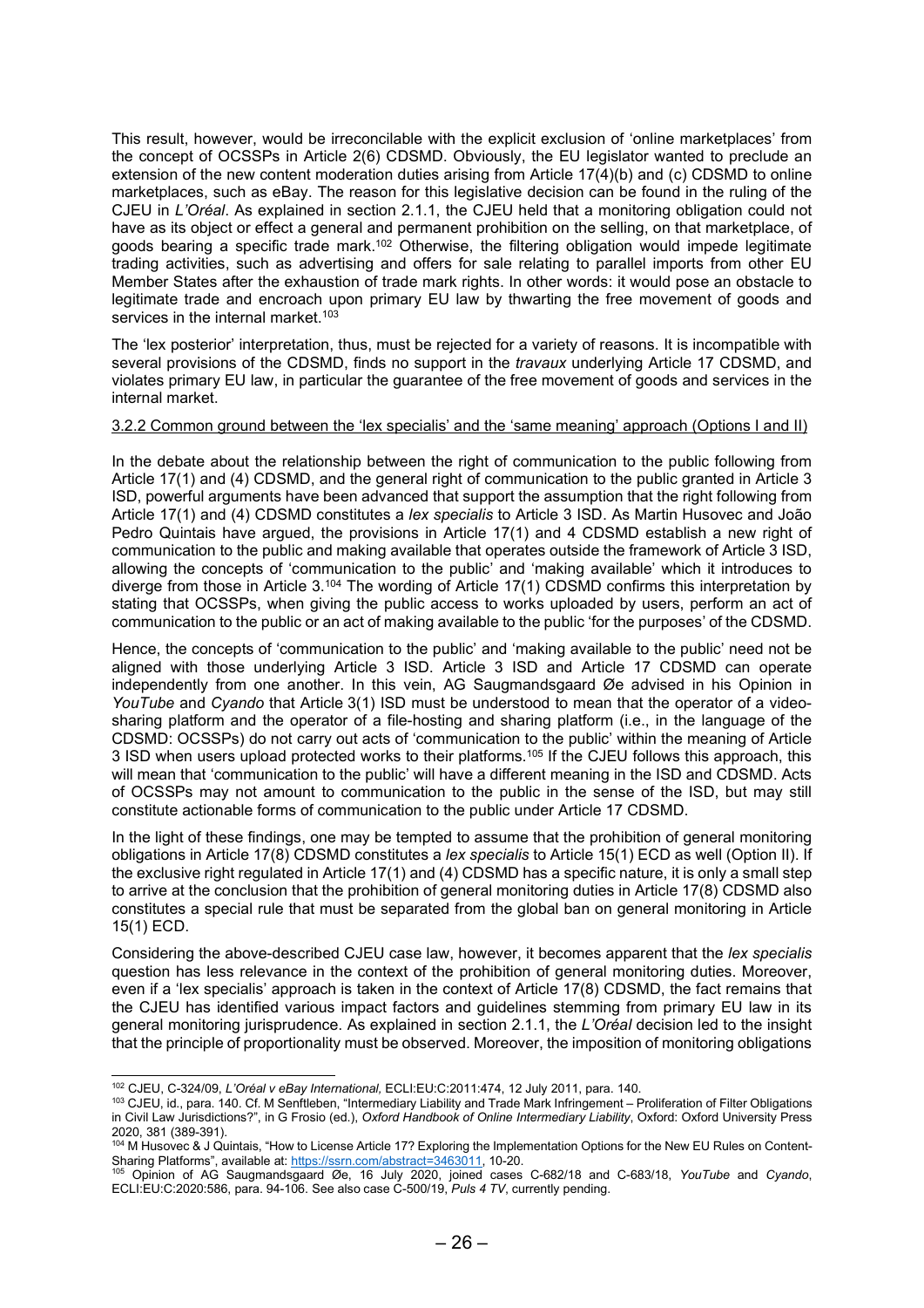This result, however, would be irreconcilable with the explicit exclusion of 'online marketplaces' from the concept of OCSSPs in Article 2(6) CDSMD. Obviously, the EU legislator wanted to preclude an extension of the new content moderation duties arising from Article 17(4)(b) and (c) CDSMD to online marketplaces, such as eBay. The reason for this legislative decision can be found in the ruling of the CJEU in *L'Oréal*. As explained in section 2.1.1, the CJEU held that a monitoring obligation could not have as its object or effect a general and permanent prohibition on the selling, on that marketplace, of goods bearing a specific trade mark.[102] Otherwise, the filtering obligation would impede legitimate trading activities, such as advertising and offers for sale relating to parallel imports from other EU Member States after the exhaustion of trade mark rights. In other words: it would pose an obstacle to legitimate trade and encroach upon primary EU law by thwarting the free movement of goods and services in the internal market.[103]

The 'lex posterior' interpretation, thus, must be rejected for a variety of reasons. It is incompatible with several provisions of the CDSMD, finds no support in the *travaux* underlying Article 17 CDSMD, and violates primary EU law, in particular the guarantee of the free movement of goods and services in the internal market.

3.2.2 Common ground between the 'lex specialis' and the 'same meaning' approach (Options I and II)

In the debate about the relationship between the right of communication to the public following from Article 17(1) and (4) CDSMD, and the general right of communication to the public granted in Article 3 ISD, powerful arguments have been advanced that support the assumption that the right following from Article 17(1) and (4) CDSMD constitutes a *lex specialis* to Article 3 ISD. As Martin Husovec and João Pedro Quintais have argued, the provisions in Article 17(1) and 4 CDSMD establish a new right of communication to the public and making available that operates outside the framework of Article 3 ISD, allowing the concepts of 'communication to the public' and 'making available' which it introduces to diverge from those in Article 3.[104] The wording of Article 17(1) CDSMD confirms this interpretation by stating that OCSSPs, when giving the public access to works uploaded by users, perform an act of communication to the public or an act of making available to the public 'for the purposes' of the CDSMD.

Hence, the concepts of 'communication to the public' and 'making available to the public' need not be aligned with those underlying Article 3 ISD. Article 3 ISD and Article 17 CDSMD can operate independently from one another. In this vein, AG Saugmandsgaard Øe advised in his Opinion in *YouTube* and *Cyando* that Article 3(1) ISD must be understood to mean that the operator of a video-sharing platform and the operator of a file-hosting and sharing platform (i.e., in the language of the CDSMD: OCSSPs) do not carry out acts of 'communication to the public' within the meaning of Article 3 ISD when users upload protected works to their platforms.[105] If the CJEU follows this approach, this will mean that 'communication to the public' will have a different meaning in the ISD and CDSMD. Acts of OCSSPs may not amount to communication to the public in the sense of the ISD, but may still constitute actionable forms of communication to the public under Article 17 CDSMD.

In the light of these findings, one may be tempted to assume that the prohibition of general monitoring obligations in Article 17(8) CDSMD constitutes a *lex specialis* to Article 15(1) ECD as well (Option II). If the exclusive right regulated in Article 17(1) and (4) CDSMD has a specific nature, it is only a small step to arrive at the conclusion that the prohibition of general monitoring duties in Article 17(8) CDSMD also constitutes a special rule that must be separated from the global ban on general monitoring in Article 15(1) ECD.

Considering the above-described CJEU case law, however, it becomes apparent that the *lex specialis* question has less relevance in the context of the prohibition of general monitoring duties. Moreover, even if a 'lex specialis' approach is taken in the context of Article 17(8) CDSMD, the fact remains that the CJEU has identified various impact factors and guidelines stemming from primary EU law in its general monitoring jurisprudence. As explained in section 2.1.1, the *L'Oréal* decision led to the insight that the principle of proportionality must be observed. Moreover, the imposition of monitoring obligations

---

[102] CJEU, C-324/09, *L'Oréal v eBay International,* ECLI:EU:C:2011:474, 12 July 2011, para. 140.

[103] CJEU, id., para. 140. Cf. M Senftleben, "Intermediary Liability and Trade Mark Infringement – Proliferation of Filter Obligations in Civil Law Jurisdictions?", in G Frosio (ed.), *Oxford Handbook of Online Intermediary Liability*, Oxford: Oxford University Press 2020, 381 (389-391).

[104] M Husovec & J Quintais, "How to License Article 17? Exploring the Implementation Options for the New EU Rules on Content-Sharing Platforms", available at: https://ssrn.com/abstract=3463011, 10-20.

[105] Opinion of AG Saugmandsgaard Øe, 16 July 2020, joined cases C-682/18 and C-683/18, *YouTube* and *Cyando*, ECLI:EU:C:2020:586, para. 94-106. See also case C-500/19, *Puls 4 TV*, currently pending.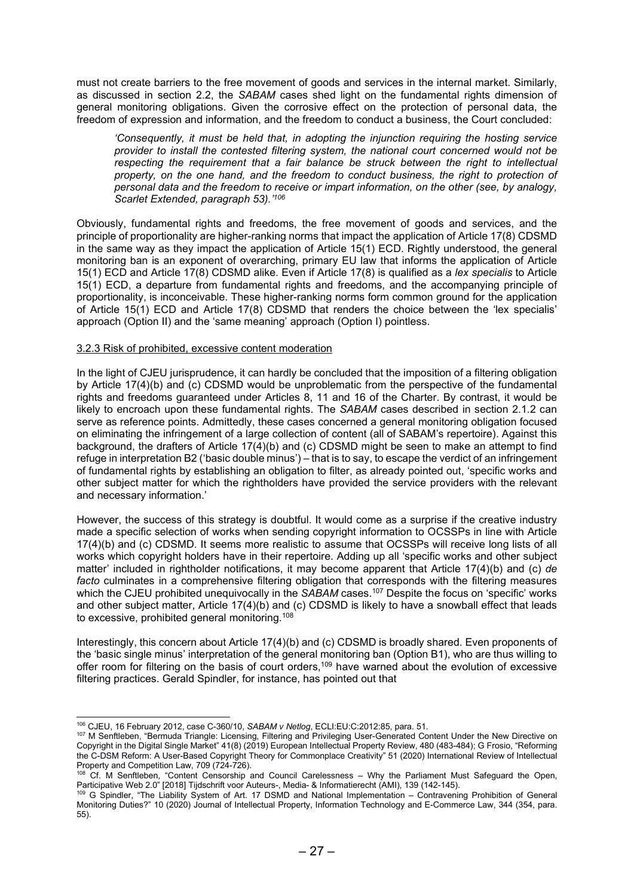must not create barriers to the free movement of goods and services in the internal market. Similarly, as discussed in section 2.2, the *SABAM* cases shed light on the fundamental rights dimension of general monitoring obligations. Given the corrosive effect on the protection of personal data, the freedom of expression and information, and the freedom to conduct a business, the Court concluded:

> *'Consequently, it must be held that, in adopting the injunction requiring the hosting service provider to install the contested filtering system, the national court concerned would not be respecting the requirement that a fair balance be struck between the right to intellectual property, on the one hand, and the freedom to conduct business, the right to protection of personal data and the freedom to receive or impart information, on the other (see, by analogy, Scarlet Extended, paragraph 53).'*[106]

Obviously, fundamental rights and freedoms, the free movement of goods and services, and the principle of proportionality are higher-ranking norms that impact the application of Article 17(8) CDSMD in the same way as they impact the application of Article 15(1) ECD. Rightly understood, the general monitoring ban is an exponent of overarching, primary EU law that informs the application of Article 15(1) ECD and Article 17(8) CDSMD alike. Even if Article 17(8) is qualified as a *lex specialis* to Article 15(1) ECD, a departure from fundamental rights and freedoms, and the accompanying principle of proportionality, is inconceivable. These higher-ranking norms form common ground for the application of Article 15(1) ECD and Article 17(8) CDSMD that renders the choice between the 'lex specialis' approach (Option II) and the 'same meaning' approach (Option I) pointless.

### 3.2.3 Risk of prohibited, excessive content moderation

In the light of CJEU jurisprudence, it can hardly be concluded that the imposition of a filtering obligation by Article 17(4)(b) and (c) CDSMD would be unproblematic from the perspective of the fundamental rights and freedoms guaranteed under Articles 8, 11 and 16 of the Charter. By contrast, it would be likely to encroach upon these fundamental rights. The *SABAM* cases described in section 2.1.2 can serve as reference points. Admittedly, these cases concerned a general monitoring obligation focused on eliminating the infringement of a large collection of content (all of SABAM's repertoire). Against this background, the drafters of Article 17(4)(b) and (c) CDSMD might be seen to make an attempt to find refuge in interpretation B2 ('basic double minus') – that is to say, to escape the verdict of an infringement of fundamental rights by establishing an obligation to filter, as already pointed out, 'specific works and other subject matter for which the rightholders have provided the service providers with the relevant and necessary information.'

However, the success of this strategy is doubtful. It would come as a surprise if the creative industry made a specific selection of works when sending copyright information to OCSSPs in line with Article 17(4)(b) and (c) CDSMD. It seems more realistic to assume that OCSSPs will receive long lists of all works which copyright holders have in their repertoire. Adding up all 'specific works and other subject matter' included in rightholder notifications, it may become apparent that Article 17(4)(b) and (c) *de facto* culminates in a comprehensive filtering obligation that corresponds with the filtering measures which the CJEU prohibited unequivocally in the *SABAM* cases.[107] Despite the focus on 'specific' works and other subject matter, Article 17(4)(b) and (c) CDSMD is likely to have a snowball effect that leads to excessive, prohibited general monitoring.[108]

Interestingly, this concern about Article 17(4)(b) and (c) CDSMD is broadly shared. Even proponents of the 'basic single minus' interpretation of the general monitoring ban (Option B1), who are thus willing to offer room for filtering on the basis of court orders,[109] have warned about the evolution of excessive filtering practices. Gerald Spindler, for instance, has pointed out that

---

[106] CJEU, 16 February 2012, case C-360/10, *SABAM v Netlog*, ECLI:EU:C:2012:85, para. 51.

[107] M Senftleben, "Bermuda Triangle: Licensing, Filtering and Privileging User-Generated Content Under the New Directive on Copyright in the Digital Single Market" 41(8) (2019) European Intellectual Property Review, 480 (483-484); G Frosio, "Reforming the C-DSM Reform: A User-Based Copyright Theory for Commonplace Creativity" 51 (2020) International Review of Intellectual Property and Competition Law, 709 (724-726).

[108] Cf. M Senftleben, "Content Censorship and Council Carelessness – Why the Parliament Must Safeguard the Open, Participative Web 2.0" [2018] Tijdschrift voor Auteurs-, Media- & Informatierecht (AMI), 139 (142-145).

[109] G Spindler, "The Liability System of Art. 17 DSMD and National Implementation – Contravening Prohibition of General Monitoring Duties?" 10 (2020) Journal of Intellectual Property, Information Technology and E-Commerce Law, 344 (354, para. 55).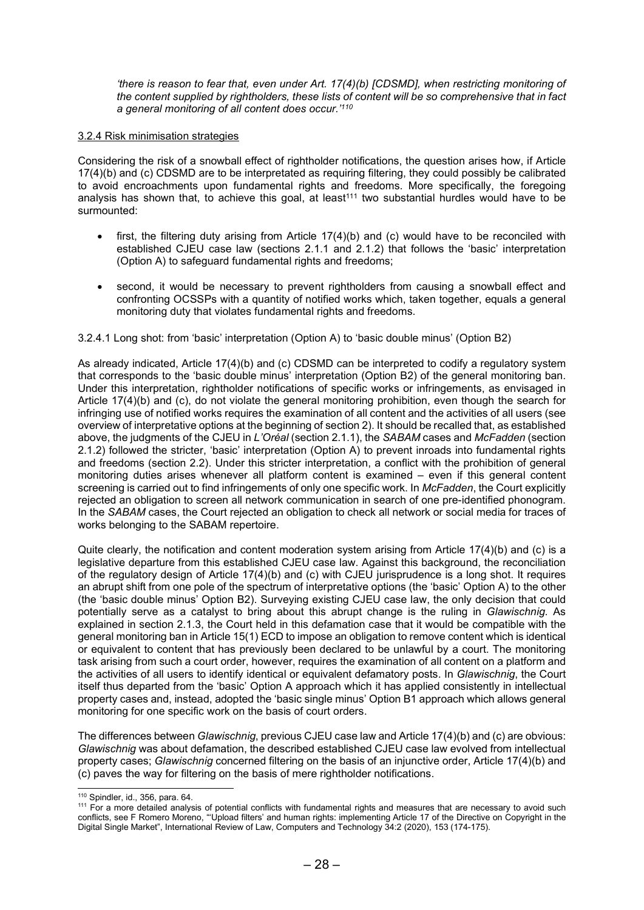*'there is reason to fear that, even under Art. 17(4)(b) [CDSMD], when restricting monitoring of the content supplied by rightholders, these lists of content will be so comprehensive that in fact a general monitoring of all content does occur.'*[110]

### 3.2.4 Risk minimisation strategies

Considering the risk of a snowball effect of rightholder notifications, the question arises how, if Article 17(4)(b) and (c) CDSMD are to be interpreted as requiring filtering, they could possibly be calibrated to avoid encroachments upon fundamental rights and freedoms. More specifically, the foregoing analysis has shown that, to achieve this goal, at least[111] two substantial hurdles would have to be surmounted:

- first, the filtering duty arising from Article 17(4)(b) and (c) would have to be reconciled with established CJEU case law (sections 2.1.1 and 2.1.2) that follows the 'basic' interpretation (Option A) to safeguard fundamental rights and freedoms;
- second, it would be necessary to prevent rightholders from causing a snowball effect and confronting OCSSPs with a quantity of notified works which, taken together, equals a general monitoring duty that violates fundamental rights and freedoms.

#### 3.2.4.1 Long shot: from 'basic' interpretation (Option A) to 'basic double minus' (Option B2)

As already indicated, Article 17(4)(b) and (c) CDSMD can be interpreted to codify a regulatory system that corresponds to the 'basic double minus' interpretation (Option B2) of the general monitoring ban. Under this interpretation, rightholder notifications of specific works or infringements, as envisaged in Article 17(4)(b) and (c), do not violate the general monitoring prohibition, even though the search for infringing use of notified works requires the examination of all content and the activities of all users (see overview of interpretative options at the beginning of section 2). It should be recalled that, as established above, the judgments of the CJEU in *L'Oréal* (section 2.1.1), the *SABAM* cases and *McFadden* (section 2.1.2) followed the stricter, 'basic' interpretation (Option A) to prevent inroads into fundamental rights and freedoms (section 2.2). Under this stricter interpretation, a conflict with the prohibition of general monitoring duties arises whenever all platform content is examined – even if this general content screening is carried out to find infringements of only one specific work. In *McFadden*, the Court explicitly rejected an obligation to screen all network communication in search of one pre-identified phonogram. In the *SABAM* cases, the Court rejected an obligation to check all network or social media for traces of works belonging to the SABAM repertoire.

Quite clearly, the notification and content moderation system arising from Article 17(4)(b) and (c) is a legislative departure from this established CJEU case law. Against this background, the reconciliation of the regulatory design of Article 17(4)(b) and (c) with CJEU jurisprudence is a long shot. It requires an abrupt shift from one pole of the spectrum of interpretative options (the 'basic' Option A) to the other (the 'basic double minus' Option B2). Surveying existing CJEU case law, the only decision that could potentially serve as a catalyst to bring about this abrupt change is the ruling in *Glawischnig*. As explained in section 2.1.3, the Court held in this defamation case that it would be compatible with the general monitoring ban in Article 15(1) ECD to impose an obligation to remove content which is identical or equivalent to content that has previously been declared to be unlawful by a court. The monitoring task arising from such a court order, however, requires the examination of all content on a platform and the activities of all users to identify identical or equivalent defamatory posts. In *Glawischnig*, the Court itself thus departed from the 'basic' Option A approach which it has applied consistently in intellectual property cases and, instead, adopted the 'basic single minus' Option B1 approach which allows general monitoring for one specific work on the basis of court orders.

The differences between *Glawischnig*, previous CJEU case law and Article 17(4)(b) and (c) are obvious: *Glawischnig* was about defamation, the described established CJEU case law evolved from intellectual property cases; *Glawischnig* concerned filtering on the basis of an injunctive order, Article 17(4)(b) and (c) paves the way for filtering on the basis of mere rightholder notifications.

---

[110] Spindler, id., 356, para. 64.

[111] For a more detailed analysis of potential conflicts with fundamental rights and measures that are necessary to avoid such conflicts, see F Romero Moreno, "'Upload filters' and human rights: implementing Article 17 of the Directive on Copyright in the Digital Single Market", International Review of Law, Computers and Technology 34:2 (2020), 153 (174-175).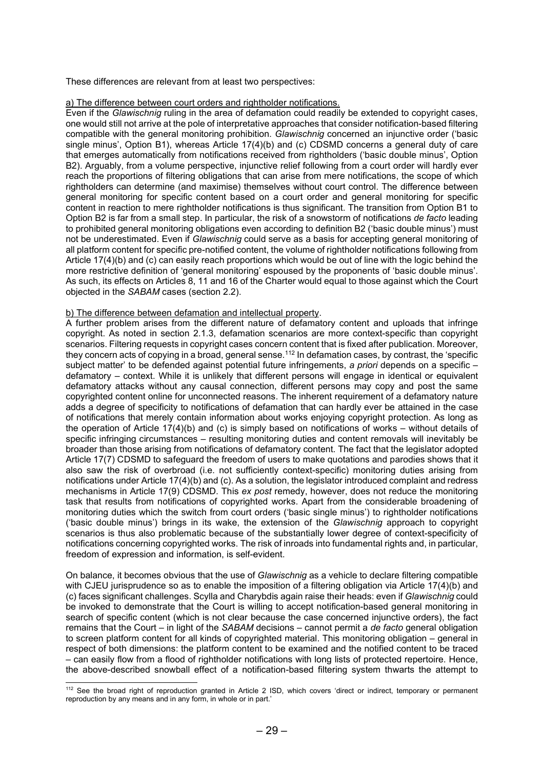These differences are relevant from at least two perspectives:

a) The difference between court orders and rightholder notifications.

Even if the *Glawischnig* ruling in the area of defamation could readily be extended to copyright cases, one would still not arrive at the pole of interpretative approaches that consider notification-based filtering compatible with the general monitoring prohibition. *Glawischnig* concerned an injunctive order ('basic single minus', Option B1), whereas Article 17(4)(b) and (c) CDSMD concerns a general duty of care that emerges automatically from notifications received from rightholders ('basic double minus', Option B2). Arguably, from a volume perspective, injunctive relief following from a court order will hardly ever reach the proportions of filtering obligations that can arise from mere notifications, the scope of which rightholders can determine (and maximise) themselves without court control. The difference between general monitoring for specific content based on a court order and general monitoring for specific content in reaction to mere rightholder notifications is thus significant. The transition from Option B1 to Option B2 is far from a small step. In particular, the risk of a snowstorm of notifications *de facto* leading to prohibited general monitoring obligations even according to definition B2 ('basic double minus') must not be underestimated. Even if *Glawischnig* could serve as a basis for accepting general monitoring of all platform content for specific pre-notified content, the volume of rightholder notifications following from Article 17(4)(b) and (c) can easily reach proportions which would be out of line with the logic behind the more restrictive definition of 'general monitoring' espoused by the proponents of 'basic double minus'. As such, its effects on Articles 8, 11 and 16 of the Charter would equal to those against which the Court objected in the *SABAM* cases (section 2.2).

b) The difference between defamation and intellectual property.

A further problem arises from the different nature of defamatory content and uploads that infringe copyright. As noted in section 2.1.3, defamation scenarios are more context-specific than copyright scenarios. Filtering requests in copyright cases concern content that is fixed after publication. Moreover, they concern acts of copying in a broad, general sense.[112] In defamation cases, by contrast, the 'specific subject matter' to be defended against potential future infringements, *a priori* depends on a specific – defamatory – context. While it is unlikely that different persons will engage in identical or equivalent defamatory attacks without any causal connection, different persons may copy and post the same copyrighted content online for unconnected reasons. The inherent requirement of a defamatory nature adds a degree of specificity to notifications of defamation that can hardly ever be attained in the case of notifications that merely contain information about works enjoying copyright protection. As long as the operation of Article 17(4)(b) and (c) is simply based on notifications of works – without details of specific infringing circumstances – resulting monitoring duties and content removals will inevitably be broader than those arising from notifications of defamatory content. The fact that the legislator adopted Article 17(7) CDSMD to safeguard the freedom of users to make quotations and parodies shows that it also saw the risk of overbroad (i.e. not sufficiently context-specific) monitoring duties arising from notifications under Article 17(4)(b) and (c). As a solution, the legislator introduced complaint and redress mechanisms in Article 17(9) CDSMD. This *ex post* remedy, however, does not reduce the monitoring task that results from notifications of copyrighted works. Apart from the considerable broadening of monitoring duties which the switch from court orders ('basic single minus') to rightholder notifications ('basic double minus') brings in its wake, the extension of the *Glawischnig* approach to copyright scenarios is thus also problematic because of the substantially lower degree of context-specificity of notifications concerning copyrighted works. The risk of inroads into fundamental rights and, in particular, freedom of expression and information, is self-evident.

On balance, it becomes obvious that the use of *Glawischnig* as a vehicle to declare filtering compatible with CJEU jurisprudence so as to enable the imposition of a filtering obligation via Article 17(4)(b) and (c) faces significant challenges. Scylla and Charybdis again raise their heads: even if *Glawischnig* could be invoked to demonstrate that the Court is willing to accept notification-based general monitoring in search of specific content (which is not clear because the case concerned injunctive orders), the fact remains that the Court – in light of the *SABAM* decisions – cannot permit a *de facto* general obligation to screen platform content for all kinds of copyrighted material. This monitoring obligation – general in respect of both dimensions: the platform content to be examined and the notified content to be traced – can easily flow from a flood of rightholder notifications with long lists of protected repertoire. Hence, the above-described snowball effect of a notification-based filtering system thwarts the attempt to

---

[112] See the broad right of reproduction granted in Article 2 ISD, which covers 'direct or indirect, temporary or permanent reproduction by any means and in any form, in whole or in part.'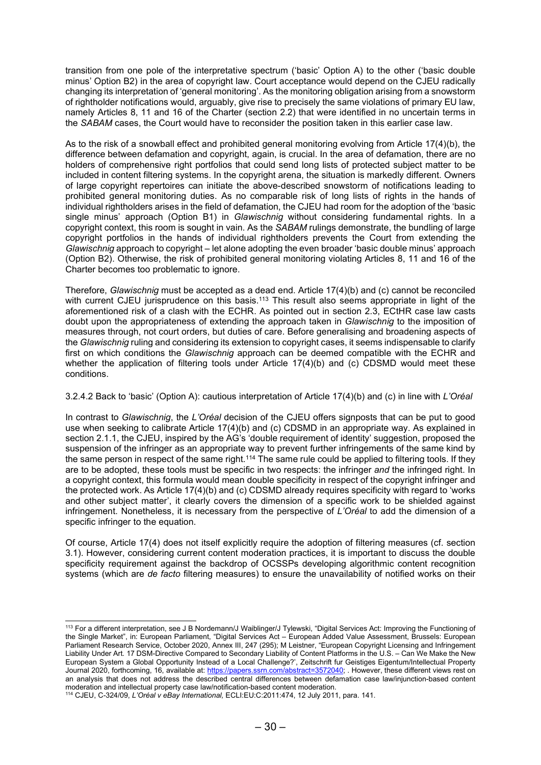transition from one pole of the interpretative spectrum ('basic' Option A) to the other ('basic double minus' Option B2) in the area of copyright law. Court acceptance would depend on the CJEU radically changing its interpretation of 'general monitoring'. As the monitoring obligation arising from a snowstorm of rightholder notifications would, arguably, give rise to precisely the same violations of primary EU law, namely Articles 8, 11 and 16 of the Charter (section 2.2) that were identified in no uncertain terms in the *SABAM* cases, the Court would have to reconsider the position taken in this earlier case law.

As to the risk of a snowball effect and prohibited general monitoring evolving from Article 17(4)(b), the difference between defamation and copyright, again, is crucial. In the area of defamation, there are no holders of comprehensive right portfolios that could send long lists of protected subject matter to be included in content filtering systems. In the copyright arena, the situation is markedly different. Owners of large copyright repertoires can initiate the above-described snowstorm of notifications leading to prohibited general monitoring duties. As no comparable risk of long lists of rights in the hands of individual rightholders arises in the field of defamation, the CJEU had room for the adoption of the 'basic single minus' approach (Option B1) in *Glawischnig* without considering fundamental rights. In a copyright context, this room is sought in vain. As the *SABAM* rulings demonstrate, the bundling of large copyright portfolios in the hands of individual rightholders prevents the Court from extending the *Glawischnig* approach to copyright – let alone adopting the even broader 'basic double minus' approach (Option B2). Otherwise, the risk of prohibited general monitoring violating Articles 8, 11 and 16 of the Charter becomes too problematic to ignore.

Therefore, *Glawischnig* must be accepted as a dead end. Article 17(4)(b) and (c) cannot be reconciled with current CJEU jurisprudence on this basis.[113] This result also seems appropriate in light of the aforementioned risk of a clash with the ECHR. As pointed out in section 2.3, ECtHR case law casts doubt upon the appropriateness of extending the approach taken in *Glawischnig* to the imposition of measures through, not court orders, but duties of care. Before generalising and broadening aspects of the *Glawischnig* ruling and considering its extension to copyright cases, it seems indispensable to clarify first on which conditions the *Glawischnig* approach can be deemed compatible with the ECHR and whether the application of filtering tools under Article 17(4)(b) and (c) CDSMD would meet these conditions.

3.2.4.2 Back to 'basic' (Option A): cautious interpretation of Article 17(4)(b) and (c) in line with *L'Oréal*

In contrast to *Glawischnig*, the *L'Oréal* decision of the CJEU offers signposts that can be put to good use when seeking to calibrate Article 17(4)(b) and (c) CDSMD in an appropriate way. As explained in section 2.1.1, the CJEU, inspired by the AG's 'double requirement of identity' suggestion, proposed the suspension of the infringer as an appropriate way to prevent further infringements of the same kind by the same person in respect of the same right.[114] The same rule could be applied to filtering tools. If they are to be adopted, these tools must be specific in two respects: the infringer *and* the infringed right. In a copyright context, this formula would mean double specificity in respect of the copyright infringer and the protected work. As Article 17(4)(b) and (c) CDSMD already requires specificity with regard to 'works and other subject matter', it clearly covers the dimension of a specific work to be shielded against infringement. Nonetheless, it is necessary from the perspective of *L'Oréal* to add the dimension of a specific infringer to the equation.

Of course, Article 17(4) does not itself explicitly require the adoption of filtering measures (cf. section 3.1). However, considering current content moderation practices, it is important to discuss the double specificity requirement against the backdrop of OCSSPs developing algorithmic content recognition systems (which are *de facto* filtering measures) to ensure the unavailability of notified works on their

---

[113] For a different interpretation, see J B Nordemann/J Waiblinger/J Tylewski, "Digital Services Act: Improving the Functioning of the Single Market", in: European Parliament, "Digital Services Act – European Added Value Assessment, Brussels: European Parliament Research Service, October 2020, Annex III, 247 (295); M Leistner, "European Copyright Licensing and Infringement Liability Under Art. 17 DSM-Directive Compared to Secondary Liability of Content Platforms in the U.S. – Can We Make the New European System a Global Opportunity Instead of a Local Challenge?', Zeitschrift fur Geistiges Eigentum/Intellectual Property Journal 2020, forthcoming, 16, available at: https://papers.ssrn.com/abstract=3572040; . However, these different views rest on an analysis that does not address the described central differences between defamation case law/injunction-based content moderation and intellectual property case law/notification-based content moderation.

[114] CJEU, C-324/09, *L'Oréal v eBay International,* ECLI:EU:C:2011:474, 12 July 2011, para. 141.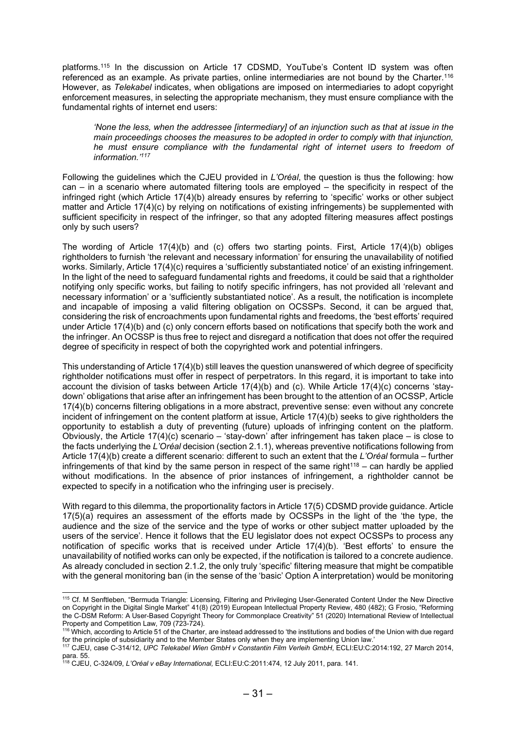platforms.[115] In the discussion on Article 17 CDSMD, YouTube's Content ID system was often referenced as an example. As private parties, online intermediaries are not bound by the Charter.[116] However, as *Telekabel* indicates, when obligations are imposed on intermediaries to adopt copyright enforcement measures, in selecting the appropriate mechanism, they must ensure compliance with the fundamental rights of internet end users:

> *'None the less, when the addressee [intermediary] of an injunction such as that at issue in the main proceedings chooses the measures to be adopted in order to comply with that injunction, he must ensure compliance with the fundamental right of internet users to freedom of information.'*[117]

Following the guidelines which the CJEU provided in *L'Oréal*, the question is thus the following: how can – in a scenario where automated filtering tools are employed – the specificity in respect of the infringed right (which Article 17(4)(b) already ensures by referring to 'specific' works or other subject matter and Article 17(4)(c) by relying on notifications of existing infringements) be supplemented with sufficient specificity in respect of the infringer, so that any adopted filtering measures affect postings only by such users?

The wording of Article 17(4)(b) and (c) offers two starting points. First, Article 17(4)(b) obliges rightholders to furnish 'the relevant and necessary information' for ensuring the unavailability of notified works. Similarly, Article 17(4)(c) requires a 'sufficiently substantiated notice' of an existing infringement. In the light of the need to safeguard fundamental rights and freedoms, it could be said that a rightholder notifying only specific works, but failing to notify specific infringers, has not provided all 'relevant and necessary information' or a 'sufficiently substantiated notice'. As a result, the notification is incomplete and incapable of imposing a valid filtering obligation on OCSSPs. Second, it can be argued that, considering the risk of encroachments upon fundamental rights and freedoms, the 'best efforts' required under Article 17(4)(b) and (c) only concern efforts based on notifications that specify both the work and the infringer. An OCSSP is thus free to reject and disregard a notification that does not offer the required degree of specificity in respect of both the copyrighted work and potential infringers.

This understanding of Article 17(4)(b) still leaves the question unanswered of which degree of specificity rightholder notifications must offer in respect of perpetrators. In this regard, it is important to take into account the division of tasks between Article 17(4)(b) and (c). While Article 17(4)(c) concerns 'stay-down' obligations that arise after an infringement has been brought to the attention of an OCSSP, Article 17(4)(b) concerns filtering obligations in a more abstract, preventive sense: even without any concrete incident of infringement on the content platform at issue, Article 17(4)(b) seeks to give rightholders the opportunity to establish a duty of preventing (future) uploads of infringing content on the platform. Obviously, the Article 17(4)(c) scenario – 'stay-down' after infringement has taken place – is close to the facts underlying the *L'Oréal* decision (section 2.1.1), whereas preventive notifications following from Article 17(4)(b) create a different scenario: different to such an extent that the *L'Oréal* formula – further infringements of that kind by the same person in respect of the same right[118] – can hardly be applied without modifications. In the absence of prior instances of infringement, a rightholder cannot be expected to specify in a notification who the infringing user is precisely.

With regard to this dilemma, the proportionality factors in Article 17(5) CDSMD provide guidance. Article 17(5)(a) requires an assessment of the efforts made by OCSSPs in the light of the 'the type, the audience and the size of the service and the type of works or other subject matter uploaded by the users of the service'. Hence it follows that the EU legislator does not expect OCSSPs to process any notification of specific works that is received under Article 17(4)(b). 'Best efforts' to ensure the unavailability of notified works can only be expected, if the notification is tailored to a concrete audience. As already concluded in section 2.1.2, the only truly 'specific' filtering measure that might be compatible with the general monitoring ban (in the sense of the 'basic' Option A interpretation) would be monitoring

---

[115] Cf. M Senftleben, "Bermuda Triangle: Licensing, Filtering and Privileging User-Generated Content Under the New Directive on Copyright in the Digital Single Market" 41(8) (2019) European Intellectual Property Review, 480 (482); G Frosio, "Reforming the C-DSM Reform: A User-Based Copyright Theory for Commonplace Creativity" 51 (2020) International Review of Intellectual Property and Competition Law, 709 (723-724).

[116] Which, according to Article 51 of the Charter, are instead addressed to 'the institutions and bodies of the Union with due regard for the principle of subsidiarity and to the Member States only when they are implementing Union law.'

[117] CJEU, case C-314/12, *UPC Telekabel Wien GmbH v Constantin Film Verleih GmbH*, ECLI:EU:C:2014:192, 27 March 2014, para. 55.

[118] CJEU, C-324/09, *L'Oréal v eBay International*, ECLI:EU:C:2011:474, 12 July 2011, para. 141.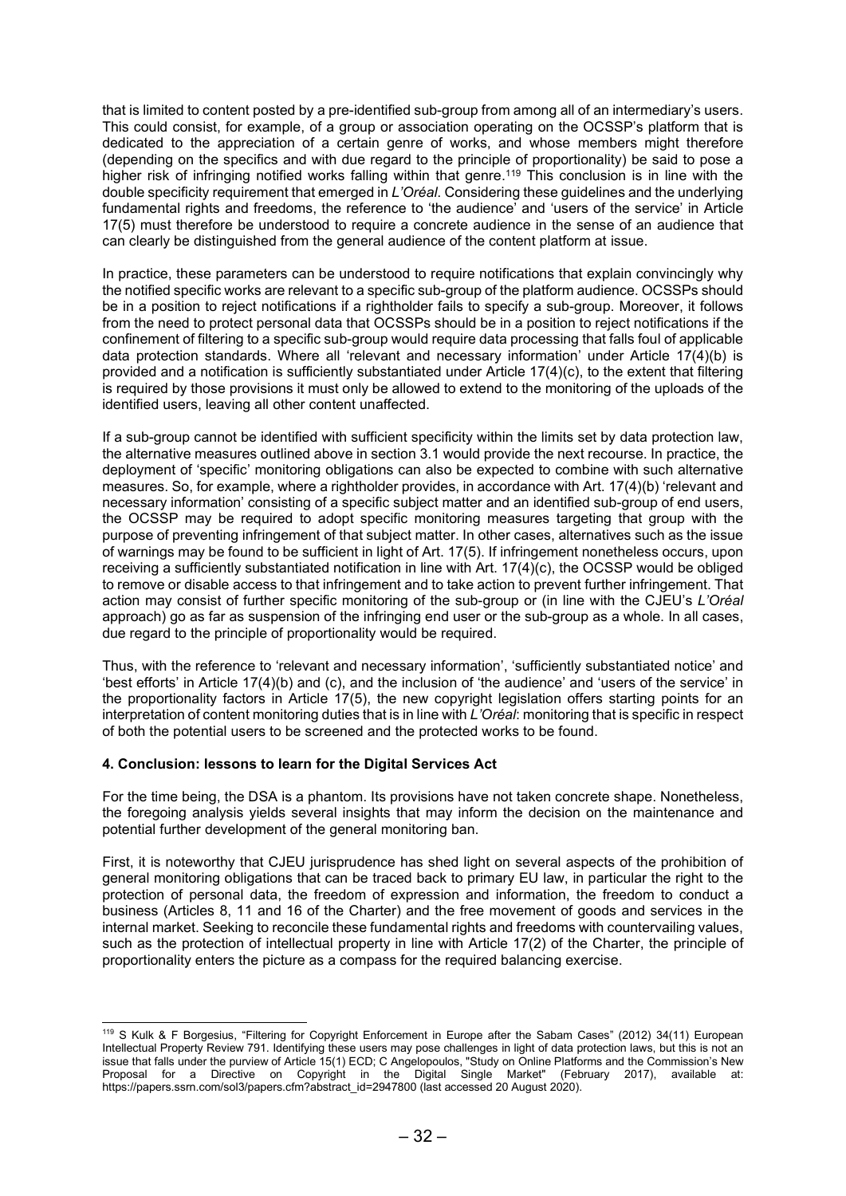that is limited to content posted by a pre-identified sub-group from among all of an intermediary's users. This could consist, for example, of a group or association operating on the OCSSP's platform that is dedicated to the appreciation of a certain genre of works, and whose members might therefore (depending on the specifics and with due regard to the principle of proportionality) be said to pose a higher risk of infringing notified works falling within that genre.[119] This conclusion is in line with the double specificity requirement that emerged in *L'Oréal*. Considering these guidelines and the underlying fundamental rights and freedoms, the reference to 'the audience' and 'users of the service' in Article 17(5) must therefore be understood to require a concrete audience in the sense of an audience that can clearly be distinguished from the general audience of the content platform at issue.

In practice, these parameters can be understood to require notifications that explain convincingly why the notified specific works are relevant to a specific sub-group of the platform audience. OCSSPs should be in a position to reject notifications if a rightholder fails to specify a sub-group. Moreover, it follows from the need to protect personal data that OCSSPs should be in a position to reject notifications if the confinement of filtering to a specific sub-group would require data processing that falls foul of applicable data protection standards. Where all 'relevant and necessary information' under Article 17(4)(b) is provided and a notification is sufficiently substantiated under Article 17(4)(c), to the extent that filtering is required by those provisions it must only be allowed to extend to the monitoring of the uploads of the identified users, leaving all other content unaffected.

If a sub-group cannot be identified with sufficient specificity within the limits set by data protection law, the alternative measures outlined above in section 3.1 would provide the next recourse. In practice, the deployment of 'specific' monitoring obligations can also be expected to combine with such alternative measures. So, for example, where a rightholder provides, in accordance with Art. 17(4)(b) 'relevant and necessary information' consisting of a specific subject matter and an identified sub-group of end users, the OCSSP may be required to adopt specific monitoring measures targeting that group with the purpose of preventing infringement of that subject matter. In other cases, alternatives such as the issue of warnings may be found to be sufficient in light of Art. 17(5). If infringement nonetheless occurs, upon receiving a sufficiently substantiated notification in line with Art. 17(4)(c), the OCSSP would be obliged to remove or disable access to that infringement and to take action to prevent further infringement. That action may consist of further specific monitoring of the sub-group or (in line with the CJEU's *L'Oréal* approach) go as far as suspension of the infringing end user or the sub-group as a whole. In all cases, due regard to the principle of proportionality would be required.

Thus, with the reference to 'relevant and necessary information', 'sufficiently substantiated notice' and 'best efforts' in Article 17(4)(b) and (c), and the inclusion of 'the audience' and 'users of the service' in the proportionality factors in Article 17(5), the new copyright legislation offers starting points for an interpretation of content monitoring duties that is in line with *L'Oréal*: monitoring that is specific in respect of both the potential users to be screened and the protected works to be found.

## 4. Conclusion: lessons to learn for the Digital Services Act

For the time being, the DSA is a phantom. Its provisions have not taken concrete shape. Nonetheless, the foregoing analysis yields several insights that may inform the decision on the maintenance and potential further development of the general monitoring ban.

First, it is noteworthy that CJEU jurisprudence has shed light on several aspects of the prohibition of general monitoring obligations that can be traced back to primary EU law, in particular the right to the protection of personal data, the freedom of expression and information, the freedom to conduct a business (Articles 8, 11 and 16 of the Charter) and the free movement of goods and services in the internal market. Seeking to reconcile these fundamental rights and freedoms with countervailing values, such as the protection of intellectual property in line with Article 17(2) of the Charter, the principle of proportionality enters the picture as a compass for the required balancing exercise.

---

[119] S Kulk & F Borgesius, "Filtering for Copyright Enforcement in Europe after the Sabam Cases" (2012) 34(11) European Intellectual Property Review 791. Identifying these users may pose challenges in light of data protection laws, but this is not an issue that falls under the purview of Article 15(1) ECD; C Angelopoulos, "Study on Online Platforms and the Commission's New Proposal for a Directive on Copyright in the Digital Single Market" (February 2017), available at: https://papers.ssrn.com/sol3/papers.cfm?abstract_id=2947800 (last accessed 20 August 2020).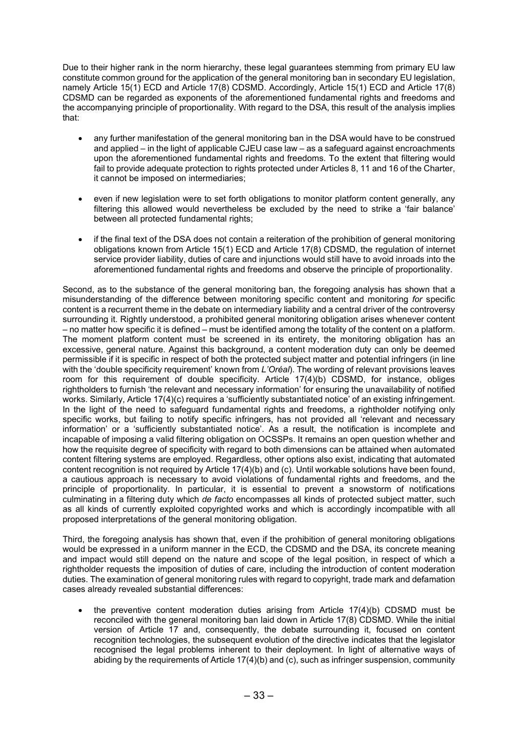Due to their higher rank in the norm hierarchy, these legal guarantees stemming from primary EU law constitute common ground for the application of the general monitoring ban in secondary EU legislation, namely Article 15(1) ECD and Article 17(8) CDSMD. Accordingly, Article 15(1) ECD and Article 17(8) CDSMD can be regarded as exponents of the aforementioned fundamental rights and freedoms and the accompanying principle of proportionality. With regard to the DSA, this result of the analysis implies that:

- any further manifestation of the general monitoring ban in the DSA would have to be construed and applied – in the light of applicable CJEU case law – as a safeguard against encroachments upon the aforementioned fundamental rights and freedoms. To the extent that filtering would fail to provide adequate protection to rights protected under Articles 8, 11 and 16 of the Charter, it cannot be imposed on intermediaries;
- even if new legislation were to set forth obligations to monitor platform content generally, any filtering this allowed would nevertheless be excluded by the need to strike a 'fair balance' between all protected fundamental rights;
- if the final text of the DSA does not contain a reiteration of the prohibition of general monitoring obligations known from Article 15(1) ECD and Article 17(8) CDSMD, the regulation of internet service provider liability, duties of care and injunctions would still have to avoid inroads into the aforementioned fundamental rights and freedoms and observe the principle of proportionality.

Second, as to the substance of the general monitoring ban, the foregoing analysis has shown that a misunderstanding of the difference between monitoring specific content and monitoring *for* specific content is a recurrent theme in the debate on intermediary liability and a central driver of the controversy surrounding it. Rightly understood, a prohibited general monitoring obligation arises whenever content – no matter how specific it is defined – must be identified among the totality of the content on a platform. The moment platform content must be screened in its entirety, the monitoring obligation has an excessive, general nature. Against this background, a content moderation duty can only be deemed permissible if it is specific in respect of both the protected subject matter and potential infringers (in line with the 'double specificity requirement' known from *L'Oréal*). The wording of relevant provisions leaves room for this requirement of double specificity. Article 17(4)(b) CDSMD, for instance, obliges rightholders to furnish 'the relevant and necessary information' for ensuring the unavailability of notified works. Similarly, Article 17(4)(c) requires a 'sufficiently substantiated notice' of an existing infringement. In the light of the need to safeguard fundamental rights and freedoms, a rightholder notifying only specific works, but failing to notify specific infringers, has not provided all 'relevant and necessary information' or a 'sufficiently substantiated notice'. As a result, the notification is incomplete and incapable of imposing a valid filtering obligation on OCSSPs. It remains an open question whether and how the requisite degree of specificity with regard to both dimensions can be attained when automated content filtering systems are employed. Regardless, other options also exist, indicating that automated content recognition is not required by Article 17(4)(b) and (c). Until workable solutions have been found, a cautious approach is necessary to avoid violations of fundamental rights and freedoms, and the principle of proportionality. In particular, it is essential to prevent a snowstorm of notifications culminating in a filtering duty which *de facto* encompasses all kinds of protected subject matter, such as all kinds of currently exploited copyrighted works and which is accordingly incompatible with all proposed interpretations of the general monitoring obligation.

Third, the foregoing analysis has shown that, even if the prohibition of general monitoring obligations would be expressed in a uniform manner in the ECD, the CDSMD and the DSA, its concrete meaning and impact would still depend on the nature and scope of the legal position, in respect of which a rightholder requests the imposition of duties of care, including the introduction of content moderation duties. The examination of general monitoring rules with regard to copyright, trade mark and defamation cases already revealed substantial differences:

- the preventive content moderation duties arising from Article 17(4)(b) CDSMD must be reconciled with the general monitoring ban laid down in Article 17(8) CDSMD. While the initial version of Article 17 and, consequently, the debate surrounding it, focused on content recognition technologies, the subsequent evolution of the directive indicates that the legislator recognised the legal problems inherent to their deployment. In light of alternative ways of abiding by the requirements of Article 17(4)(b) and (c), such as infringer suspension, community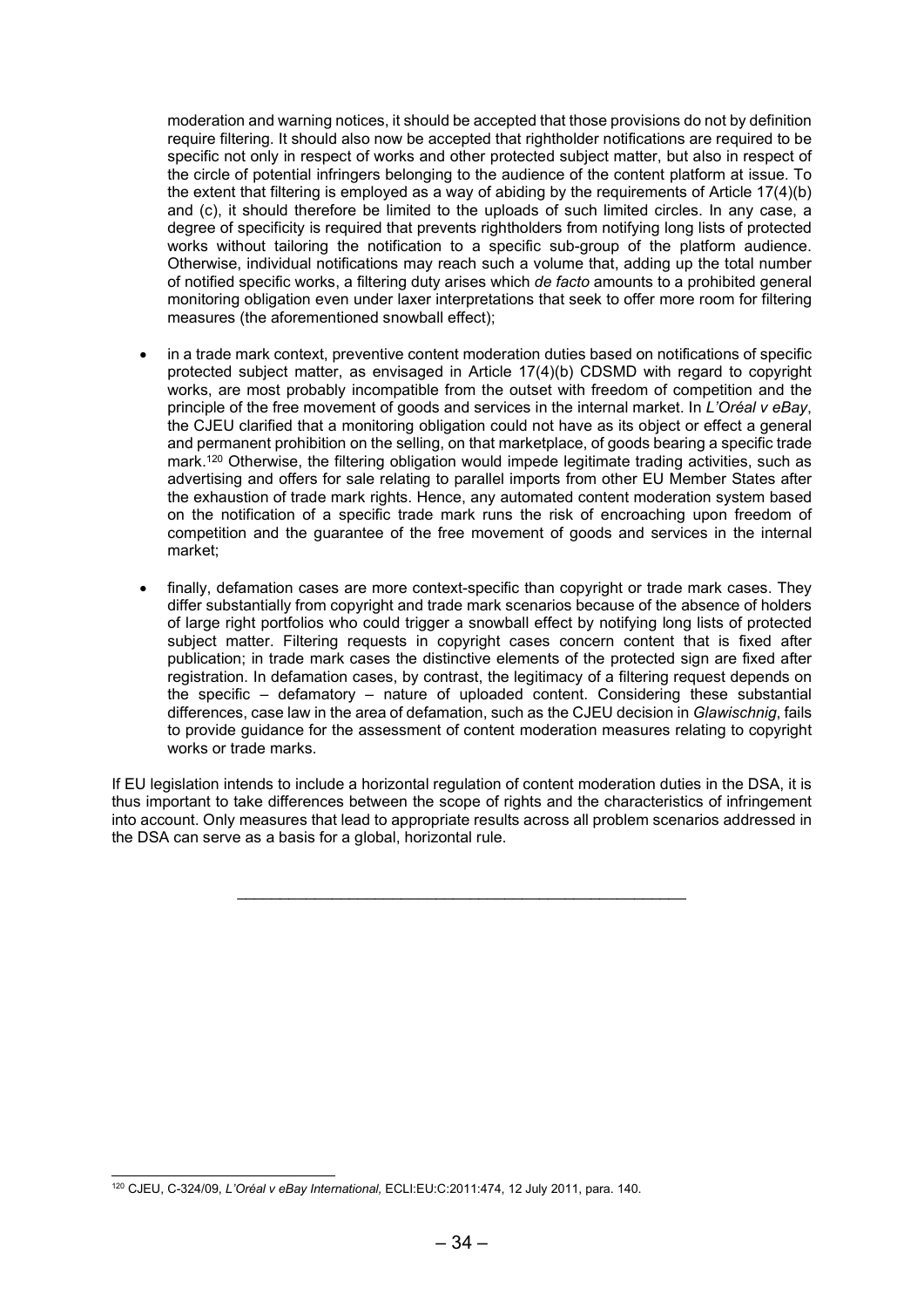moderation and warning notices, it should be accepted that those provisions do not by definition require filtering. It should also now be accepted that rightholder notifications are required to be specific not only in respect of works and other protected subject matter, but also in respect of the circle of potential infringers belonging to the audience of the content platform at issue. To the extent that filtering is employed as a way of abiding by the requirements of Article 17(4)(b) and (c), it should therefore be limited to the uploads of such limited circles. In any case, a degree of specificity is required that prevents rightholders from notifying long lists of protected works without tailoring the notification to a specific sub-group of the platform audience. Otherwise, individual notifications may reach such a volume that, adding up the total number of notified specific works, a filtering duty arises which *de facto* amounts to a prohibited general monitoring obligation even under laxer interpretations that seek to offer more room for filtering measures (the aforementioned snowball effect);

- in a trade mark context, preventive content moderation duties based on notifications of specific protected subject matter, as envisaged in Article 17(4)(b) CDSMD with regard to copyright works, are most probably incompatible from the outset with freedom of competition and the principle of the free movement of goods and services in the internal market. In *L'Oréal v eBay*, the CJEU clarified that a monitoring obligation could not have as its object or effect a general and permanent prohibition on the selling, on that marketplace, of goods bearing a specific trade mark.[120] Otherwise, the filtering obligation would impede legitimate trading activities, such as advertising and offers for sale relating to parallel imports from other EU Member States after the exhaustion of trade mark rights. Hence, any automated content moderation system based on the notification of a specific trade mark runs the risk of encroaching upon freedom of competition and the guarantee of the free movement of goods and services in the internal market;
- finally, defamation cases are more context-specific than copyright or trade mark cases. They differ substantially from copyright and trade mark scenarios because of the absence of holders of large right portfolios who could trigger a snowball effect by notifying long lists of protected subject matter. Filtering requests in copyright cases concern content that is fixed after publication; in trade mark cases the distinctive elements of the protected sign are fixed after registration. In defamation cases, by contrast, the legitimacy of a filtering request depends on the specific – defamatory – nature of uploaded content. Considering these substantial differences, case law in the area of defamation, such as the CJEU decision in *Glawischnig*, fails to provide guidance for the assessment of content moderation measures relating to copyright works or trade marks.

If EU legislation intends to include a horizontal regulation of content moderation duties in the DSA, it is thus important to take differences between the scope of rights and the characteristics of infringement into account. Only measures that lead to appropriate results across all problem scenarios addressed in the DSA can serve as a basis for a global, horizontal rule.

---

[120] CJEU, C-324/09, *L'Oréal v eBay International,* ECLI:EU:C:2011:474, 12 July 2011, para. 140.